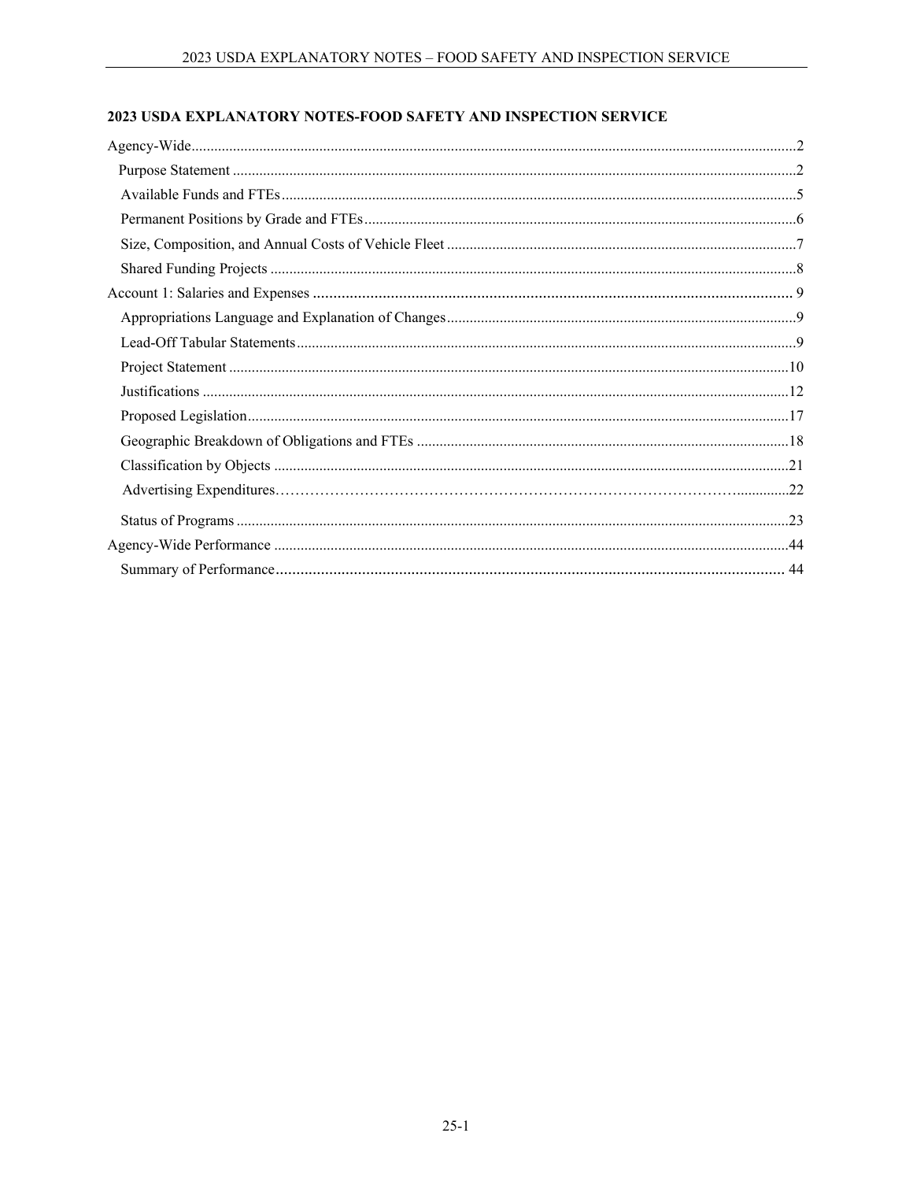## 2023 USDA EXPLANATORY NOTES-FOOD SAFETY AND INSPECTION SERVICE

Agency-Wide....................................................................................................................2

- Purpose Statement ....................................................................................................2
- Available Funds and FTEs........................................................................................5
- Permanent Positions by Grade and FTEs..................................................................6
- Size, Composition, and Annual Costs of Vehicle Fleet ............................................7
- Shared Funding Projects ...........................................................................................8

Account 1: Salaries and Expenses ..................................................................................9

- Appropriations Language and Explanation of Changes............................................9
- Lead-Off Tabular Statements....................................................................................9
- Project Statement ....................................................................................................10
- Justifications ...........................................................................................................12
- Proposed Legislation...............................................................................................17
- Geographic Breakdown of Obligations and FTEs ..................................................18
- Classification by Objects ........................................................................................21
- Advertising Expenditures........................................................................................22
- Status of Programs ..................................................................................................23

Agency-Wide Performance ...........................................................................................44

- Summary of Performance........................................................................................44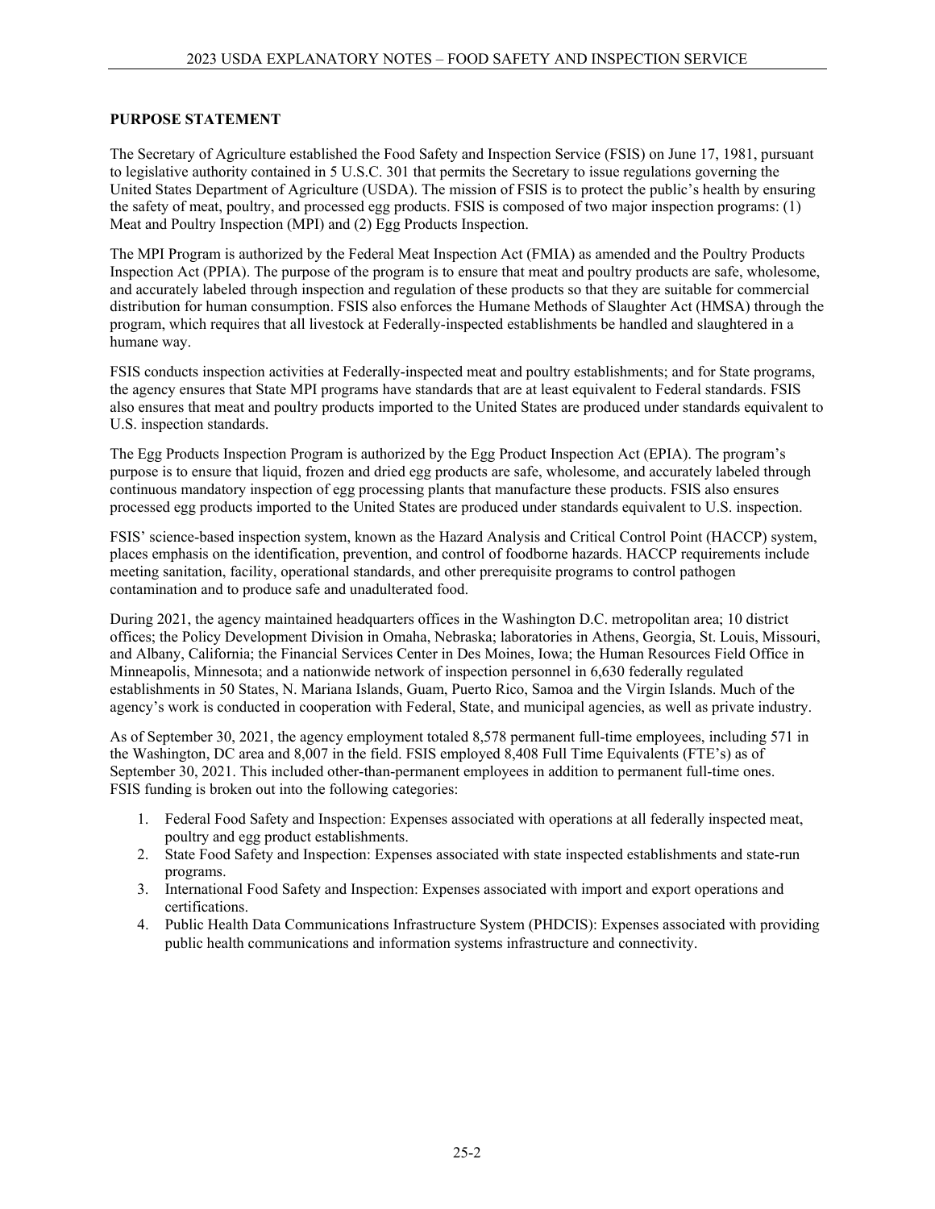## PURPOSE STATEMENT

The Secretary of Agriculture established the Food Safety and Inspection Service (FSIS) on June 17, 1981, pursuant to legislative authority contained in 5 U.S.C. 301 that permits the Secretary to issue regulations governing the United States Department of Agriculture (USDA). The mission of FSIS is to protect the public's health by ensuring the safety of meat, poultry, and processed egg products. FSIS is composed of two major inspection programs: (1) Meat and Poultry Inspection (MPI) and (2) Egg Products Inspection.

The MPI Program is authorized by the Federal Meat Inspection Act (FMIA) as amended and the Poultry Products Inspection Act (PPIA). The purpose of the program is to ensure that meat and poultry products are safe, wholesome, and accurately labeled through inspection and regulation of these products so that they are suitable for commercial distribution for human consumption. FSIS also enforces the Humane Methods of Slaughter Act (HMSA) through the program, which requires that all livestock at Federally-inspected establishments be handled and slaughtered in a humane way.

FSIS conducts inspection activities at Federally-inspected meat and poultry establishments; and for State programs, the agency ensures that State MPI programs have standards that are at least equivalent to Federal standards. FSIS also ensures that meat and poultry products imported to the United States are produced under standards equivalent to U.S. inspection standards.

The Egg Products Inspection Program is authorized by the Egg Product Inspection Act (EPIA). The program's purpose is to ensure that liquid, frozen and dried egg products are safe, wholesome, and accurately labeled through continuous mandatory inspection of egg processing plants that manufacture these products. FSIS also ensures processed egg products imported to the United States are produced under standards equivalent to U.S. inspection.

FSIS' science-based inspection system, known as the Hazard Analysis and Critical Control Point (HACCP) system, places emphasis on the identification, prevention, and control of foodborne hazards. HACCP requirements include meeting sanitation, facility, operational standards, and other prerequisite programs to control pathogen contamination and to produce safe and unadulterated food.

During 2021, the agency maintained headquarters offices in the Washington D.C. metropolitan area; 10 district offices; the Policy Development Division in Omaha, Nebraska; laboratories in Athens, Georgia, St. Louis, Missouri, and Albany, California; the Financial Services Center in Des Moines, Iowa; the Human Resources Field Office in Minneapolis, Minnesota; and a nationwide network of inspection personnel in 6,630 federally regulated establishments in 50 States, N. Mariana Islands, Guam, Puerto Rico, Samoa and the Virgin Islands. Much of the agency's work is conducted in cooperation with Federal, State, and municipal agencies, as well as private industry.

As of September 30, 2021, the agency employment totaled 8,578 permanent full-time employees, including 571 in the Washington, DC area and 8,007 in the field. FSIS employed 8,408 Full Time Equivalents (FTE's) as of September 30, 2021. This included other-than-permanent employees in addition to permanent full-time ones. FSIS funding is broken out into the following categories:

1. Federal Food Safety and Inspection: Expenses associated with operations at all federally inspected meat, poultry and egg product establishments.
2. State Food Safety and Inspection: Expenses associated with state inspected establishments and state-run programs.
3. International Food Safety and Inspection: Expenses associated with import and export operations and certifications.
4. Public Health Data Communications Infrastructure System (PHDCIS): Expenses associated with providing public health communications and information systems infrastructure and connectivity.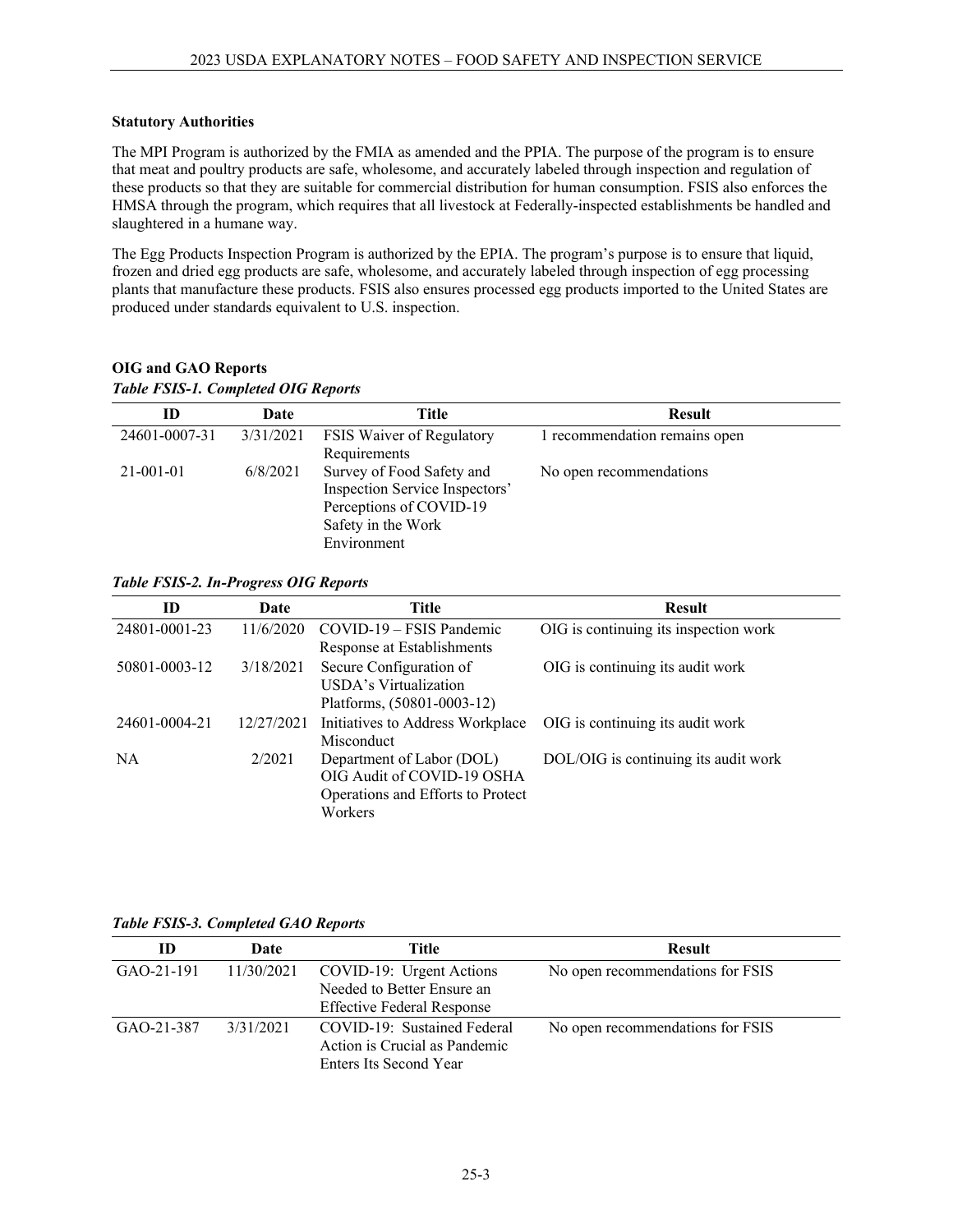**Statutory Authorities**

The MPI Program is authorized by the FMIA as amended and the PPIA. The purpose of the program is to ensure that meat and poultry products are safe, wholesome, and accurately labeled through inspection and regulation of these products so that they are suitable for commercial distribution for human consumption. FSIS also enforces the HMSA through the program, which requires that all livestock at Federally-inspected establishments be handled and slaughtered in a humane way.

The Egg Products Inspection Program is authorized by the EPIA. The program's purpose is to ensure that liquid, frozen and dried egg products are safe, wholesome, and accurately labeled through inspection of egg processing plants that manufacture these products. FSIS also ensures processed egg products imported to the United States are produced under standards equivalent to U.S. inspection.

**OIG and GAO Reports**

***Table FSIS-1. Completed OIG Reports***

| ID | Date | Title | Result |
|---|---|---|---|
| 24601-0007-31 | 3/31/2021 | FSIS Waiver of Regulatory Requirements | 1 recommendation remains open |
| 21-001-01 | 6/8/2021 | Survey of Food Safety and Inspection Service Inspectors' Perceptions of COVID-19 Safety in the Work Environment | No open recommendations |

***Table FSIS-2. In-Progress OIG Reports***

| ID | Date | Title | Result |
|---|---|---|---|
| 24801-0001-23 | 11/6/2020 | COVID-19 – FSIS Pandemic Response at Establishments | OIG is continuing its inspection work |
| 50801-0003-12 | 3/18/2021 | Secure Configuration of USDA's Virtualization Platforms, (50801-0003-12) | OIG is continuing its audit work |
| 24601-0004-21 | 12/27/2021 | Initiatives to Address Workplace Misconduct | OIG is continuing its audit work |
| NA | 2/2021 | Department of Labor (DOL) OIG Audit of COVID-19 OSHA Operations and Efforts to Protect Workers | DOL/OIG is continuing its audit work |

***Table FSIS-3. Completed GAO Reports***

| ID | Date | Title | Result |
|---|---|---|---|
| GAO-21-191 | 11/30/2021 | COVID-19: Urgent Actions Needed to Better Ensure an Effective Federal Response | No open recommendations for FSIS |
| GAO-21-387 | 3/31/2021 | COVID-19: Sustained Federal Action is Crucial as Pandemic Enters Its Second Year | No open recommendations for FSIS |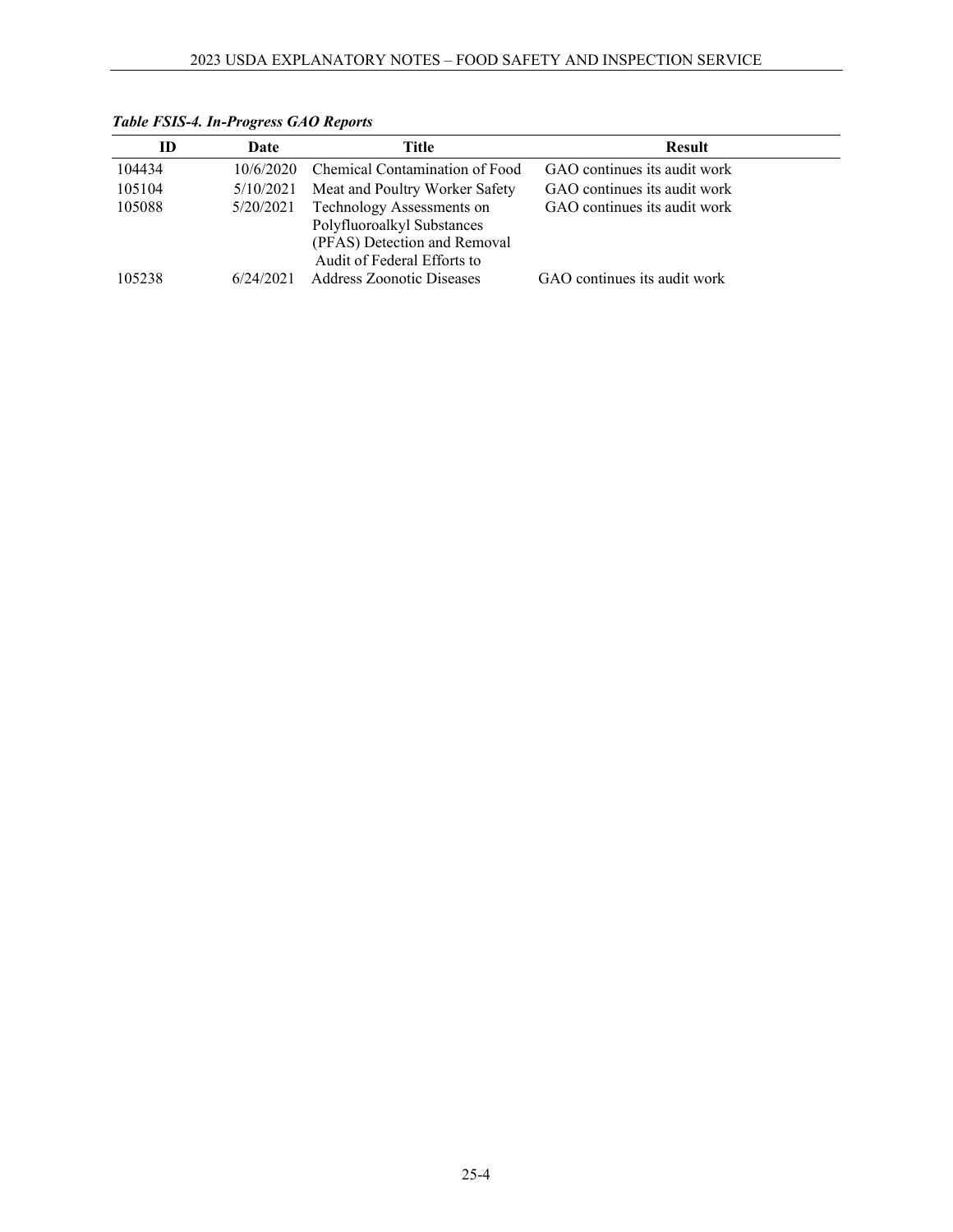*Table FSIS-4. In-Progress GAO Reports*

| ID | Date | Title | Result |
|---|---|---|---|
| 104434 | 10/6/2020 | Chemical Contamination of Food | GAO continues its audit work |
| 105104 | 5/10/2021 | Meat and Poultry Worker Safety | GAO continues its audit work |
| 105088 | 5/20/2021 | Technology Assessments on Polyfluoroalkyl Substances (PFAS) Detection and Removal | GAO continues its audit work |
| 105238 | 6/24/2021 | Audit of Federal Efforts to Address Zoonotic Diseases | GAO continues its audit work |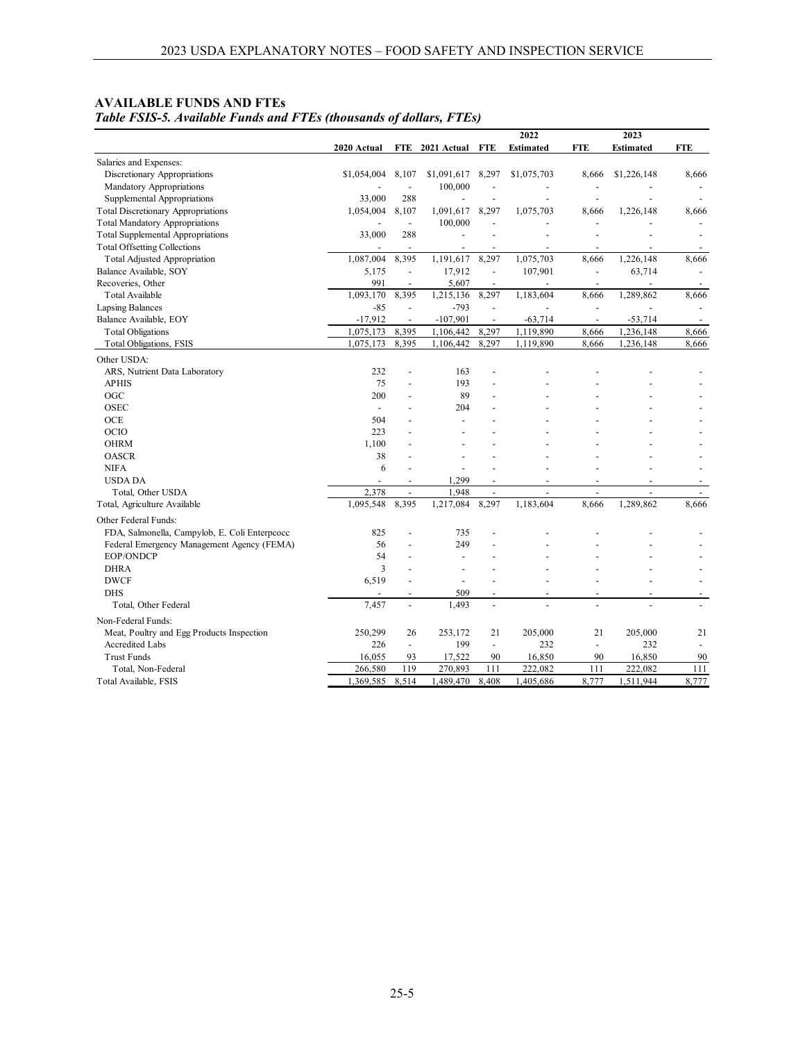## AVAILABLE FUNDS AND FTEs

*Table FSIS-5. Available Funds and FTEs (thousands of dollars, FTEs)*

| | 2020 Actual | FTE | 2021 Actual | FTE | 2022 Estimated | FTE | 2023 Estimated | FTE |
|---|---|---|---|---|---|---|---|---|
| Salaries and Expenses: | | | | | | | | |
| Discretionary Appropriations | $1,054,004 | 8,107 | $1,091,617 | 8,297 | $1,075,703 | 8,666 | $1,226,148 | 8,666 |
| Mandatory Appropriations | - | - | 100,000 | - | - | - | - | - |
| Supplemental Appropriations | 33,000 | 288 | - | - | - | - | - | - |
| Total Discretionary Appropriations | 1,054,004 | 8,107 | 1,091,617 | 8,297 | 1,075,703 | 8,666 | 1,226,148 | 8,666 |
| Total Mandatory Appropriations | - | - | 100,000 | - | - | - | - | - |
| Total Supplemental Appropriations | 33,000 | 288 | - | - | - | - | - | - |
| Total Offsetting Collections | - | - | - | - | - | - | - | - |
| Total Adjusted Appropriation | 1,087,004 | 8,395 | 1,191,617 | 8,297 | 1,075,703 | 8,666 | 1,226,148 | 8,666 |
| Balance Available, SOY | 5,175 | - | 17,912 | - | 107,901 | - | 63,714 | - |
| Recoveries, Other | 991 | - | 5,607 | - | - | - | - | - |
| Total Available | 1,093,170 | 8,395 | 1,215,136 | 8,297 | 1,183,604 | 8,666 | 1,289,862 | 8,666 |
| Lapsing Balances | -85 | - | -793 | - | - | - | - | - |
| Balance Available, EOY | -17,912 | - | -107,901 | - | -63,714 | - | -53,714 | - |
| Total Obligations | 1,075,173 | 8,395 | 1,106,442 | 8,297 | 1,119,890 | 8,666 | 1,236,148 | 8,666 |
| Total Obligations, FSIS | 1,075,173 | 8,395 | 1,106,442 | 8,297 | 1,119,890 | 8,666 | 1,236,148 | 8,666 |
| Other USDA: | | | | | | | | |
| ARS, Nutrient Data Laboratory | 232 | - | 163 | - | - | - | - | - |
| APHIS | 75 | - | 193 | - | - | - | - | - |
| OGC | 200 | - | 89 | - | - | - | - | - |
| OSEC | - | - | 204 | - | - | - | - | - |
| OCE | 504 | - | - | - | - | - | - | - |
| OCIO | 223 | - | - | - | - | - | - | - |
| OHRM | 1,100 | - | - | - | - | - | - | - |
| OASCR | 38 | - | - | - | - | - | - | - |
| NIFA | 6 | - | - | - | - | - | - | - |
| USDA DA | - | - | 1,299 | - | - | - | - | - |
| Total, Other USDA | 2,378 | - | 1,948 | - | - | - | - | - |
| Total, Agriculture Available | 1,095,548 | 8,395 | 1,217,084 | 8,297 | 1,183,604 | 8,666 | 1,289,862 | 8,666 |
| Other Federal Funds: | | | | | | | | |
| FDA, Salmonella, Campylob, E. Coli Enterpcocc | 825 | - | 735 | - | - | - | - | - |
| Federal Emergency Management Agency (FEMA) | 56 | - | 249 | - | - | - | - | - |
| EOP/ONDCP | 54 | - | - | - | - | - | - | - |
| DHRA | 3 | - | - | - | - | - | - | - |
| DWCF | 6,519 | - | - | - | - | - | - | - |
| DHS | - | - | 509 | - | - | - | - | - |
| Total, Other Federal | 7,457 | - | 1,493 | - | - | - | - | - |
| Non-Federal Funds: | | | | | | | | |
| Meat, Poultry and Egg Products Inspection | 250,299 | 26 | 253,172 | 21 | 205,000 | 21 | 205,000 | 21 |
| Accredited Labs | 226 | - | 199 | - | 232 | - | 232 | - |
| Trust Funds | 16,055 | 93 | 17,522 | 90 | 16,850 | 90 | 16,850 | 90 |
| Total, Non-Federal | 266,580 | 119 | 270,893 | 111 | 222,082 | 111 | 222,082 | 111 |
| Total Available, FSIS | 1,369,585 | 8,514 | 1,489,470 | 8,408 | 1,405,686 | 8,777 | 1,511,944 | 8,777 |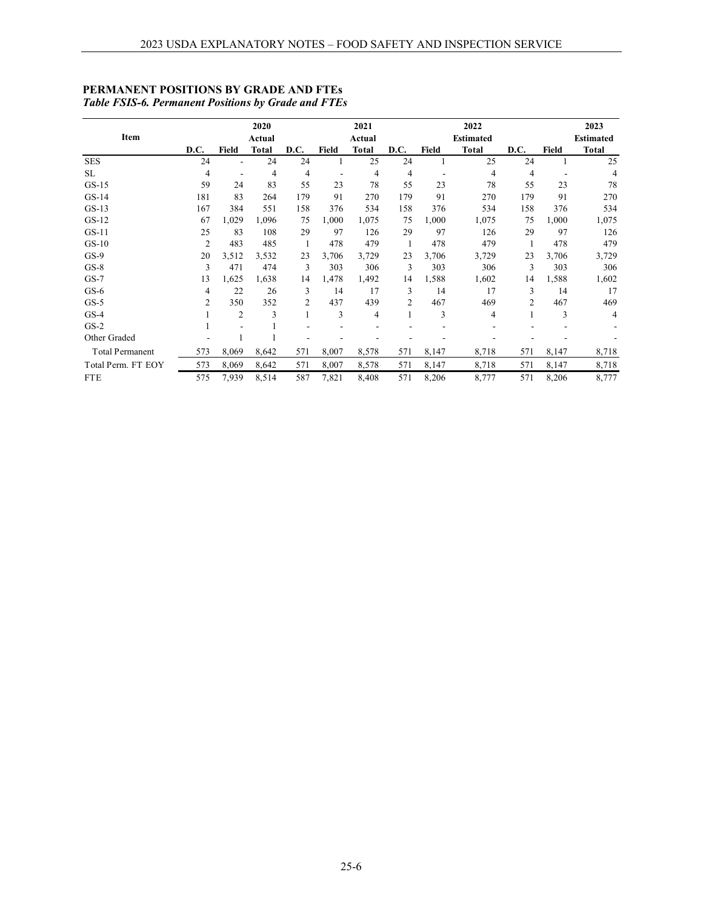## PERMANENT POSITIONS BY GRADE AND FTEs

***Table FSIS-6. Permanent Positions by Grade and FTEs***

| Item | D.C. | Field | 2020 Actual Total | D.C. | Field | 2021 Actual Total | D.C. | Field | 2022 Estimated Total | D.C. | Field | 2023 Estimated Total |
|---|---|---|---|---|---|---|---|---|---|---|---|---|
| SES | 24 | - | 24 | 24 | 1 | 25 | 24 | 1 | 25 | 24 | 1 | 25 |
| SL | 4 | - | 4 | 4 | - | 4 | 4 | - | 4 | 4 | - | 4 |
| GS-15 | 59 | 24 | 83 | 55 | 23 | 78 | 55 | 23 | 78 | 55 | 23 | 78 |
| GS-14 | 181 | 83 | 264 | 179 | 91 | 270 | 179 | 91 | 270 | 179 | 91 | 270 |
| GS-13 | 167 | 384 | 551 | 158 | 376 | 534 | 158 | 376 | 534 | 158 | 376 | 534 |
| GS-12 | 67 | 1,029 | 1,096 | 75 | 1,000 | 1,075 | 75 | 1,000 | 1,075 | 75 | 1,000 | 1,075 |
| GS-11 | 25 | 83 | 108 | 29 | 97 | 126 | 29 | 97 | 126 | 29 | 97 | 126 |
| GS-10 | 2 | 483 | 485 | 1 | 478 | 479 | 1 | 478 | 479 | 1 | 478 | 479 |
| GS-9 | 20 | 3,512 | 3,532 | 23 | 3,706 | 3,729 | 23 | 3,706 | 3,729 | 23 | 3,706 | 3,729 |
| GS-8 | 3 | 471 | 474 | 3 | 303 | 306 | 3 | 303 | 306 | 3 | 303 | 306 |
| GS-7 | 13 | 1,625 | 1,638 | 14 | 1,478 | 1,492 | 14 | 1,588 | 1,602 | 14 | 1,588 | 1,602 |
| GS-6 | 4 | 22 | 26 | 3 | 14 | 17 | 3 | 14 | 17 | 3 | 14 | 17 |
| GS-5 | 2 | 350 | 352 | 2 | 437 | 439 | 2 | 467 | 469 | 2 | 467 | 469 |
| GS-4 | 1 | 2 | 3 | 1 | 3 | 4 | 1 | 3 | 4 | 1 | 3 | 4 |
| GS-2 | 1 | - | 1 | - | - | - | - | - | - | - | - | - |
| Other Graded | - | 1 | 1 | - | - | - | - | - | - | - | - | - |
| Total Permanent | 573 | 8,069 | 8,642 | 571 | 8,007 | 8,578 | 571 | 8,147 | 8,718 | 571 | 8,147 | 8,718 |
| Total Perm. FT EOY | 573 | 8,069 | 8,642 | 571 | 8,007 | 8,578 | 571 | 8,147 | 8,718 | 571 | 8,147 | 8,718 |
| FTE | 575 | 7,939 | 8,514 | 587 | 7,821 | 8,408 | 571 | 8,206 | 8,777 | 571 | 8,206 | 8,777 |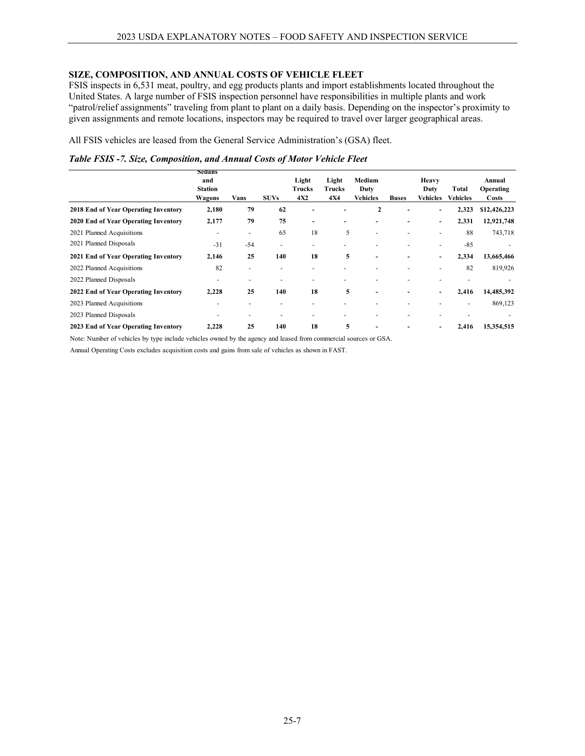## SIZE, COMPOSITION, AND ANNUAL COSTS OF VEHICLE FLEET

FSIS inspects in 6,531 meat, poultry, and egg products plants and import establishments located throughout the United States. A large number of FSIS inspection personnel have responsibilities in multiple plants and work "patrol/relief assignments" traveling from plant to plant on a daily basis. Depending on the inspector's proximity to given assignments and remote locations, inspectors may be required to travel over larger geographical areas.

All FSIS vehicles are leased from the General Service Administration's (GSA) fleet.

*Table FSIS -7. Size, Composition, and Annual Costs of Motor Vehicle Fleet*

| | Sedans and Station Wagons | Vans | SUVs | Light Trucks 4X2 | Light Trucks 4X4 | Medium Duty Vehicles | Buses | Heavy Duty Vehicles | Total Vehicles | Annual Operating Costs |
|---|---|---|---|---|---|---|---|---|---|---|
| **2018 End of Year Operating Inventory** | **2,180** | **79** | **62** | **-** | **-** | **2** | **-** | **-** | **2,323** | **$12,426,223** |
| **2020 End of Year Operating Inventory** | **2,177** | **79** | **75** | **-** | **-** | **-** | **-** | **-** | **2,331** | **12,921,748** |
| 2021 Planned Acquisitions | - | - | 65 | 18 | 5 | - | - | - | 88 | 743,718 |
| 2021 Planned Disposals | -31 | -54 | - | - | - | - | - | - | -85 | - |
| **2021 End of Year Operating Inventory** | **2,146** | **25** | **140** | **18** | **5** | **-** | **-** | **-** | **2,334** | **13,665,466** |
| 2022 Planned Acquisitions | 82 | - | - | - | - | - | - | - | 82 | 819,926 |
| 2022 Planned Disposals | - | - | - | - | - | - | - | - | - | - |
| **2022 End of Year Operating Inventory** | **2,228** | **25** | **140** | **18** | **5** | **-** | **-** | **-** | **2,416** | **14,485,392** |
| 2023 Planned Acquisitions | - | - | - | - | - | - | - | - | - | 869,123 |
| 2023 Planned Disposals | - | - | - | - | - | - | - | - | - | - |
| **2023 End of Year Operating Inventory** | **2,228** | **25** | **140** | **18** | **5** | **-** | **-** | **-** | **2,416** | **15,354,515** |

Note: Number of vehicles by type include vehicles owned by the agency and leased from commercial sources or GSA.

Annual Operating Costs excludes acquisition costs and gains from sale of vehicles as shown in FAST.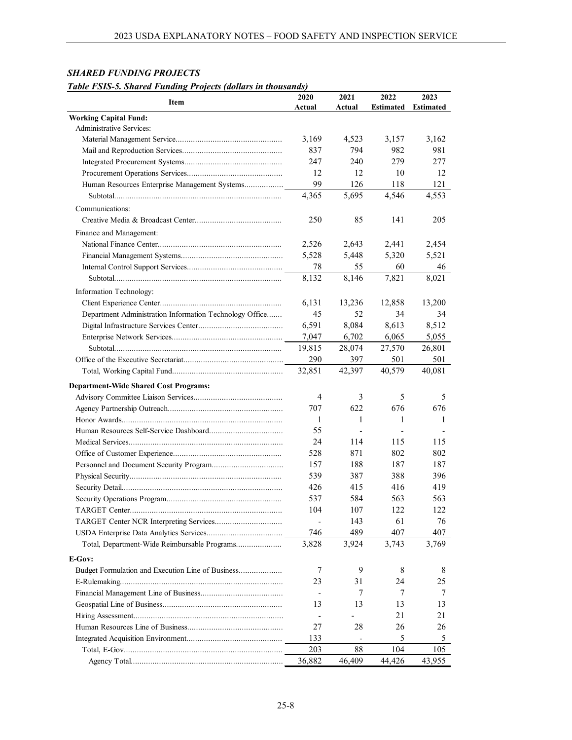### *SHARED FUNDING PROJECTS*

***Table FSIS-5. Shared Funding Projects (dollars in thousands)***

| Item | 2020 Actual | 2021 Actual | 2022 Estimated | 2023 Estimated |
|---|---|---|---|---|
| **Working Capital Fund:** | | | | |
| Administrative Services: | | | | |
| Material Management Service | 3,169 | 4,523 | 3,157 | 3,162 |
| Mail and Reproduction Services | 837 | 794 | 982 | 981 |
| Integrated Procurement Systems | 247 | 240 | 279 | 277 |
| Procurement Operations Services | 12 | 12 | 10 | 12 |
| Human Resources Enterprise Management Systems | 99 | 126 | 118 | 121 |
| Subtotal | 4,365 | 5,695 | 4,546 | 4,553 |
| Communications: | | | | |
| Creative Media & Broadcast Center | 250 | 85 | 141 | 205 |
| Finance and Management: | | | | |
| National Finance Center | 2,526 | 2,643 | 2,441 | 2,454 |
| Financial Management Systems | 5,528 | 5,448 | 5,320 | 5,521 |
| Internal Control Support Services | 78 | 55 | 60 | 46 |
| Subtotal | 8,132 | 8,146 | 7,821 | 8,021 |
| Information Technology: | | | | |
| Client Experience Center | 6,131 | 13,236 | 12,858 | 13,200 |
| Department Administration Information Technology Office | 45 | 52 | 34 | 34 |
| Digital Infrastructure Services Center | 6,591 | 8,084 | 8,613 | 8,512 |
| Enterprise Network Services | 7,047 | 6,702 | 6,065 | 5,055 |
| Subtotal | 19,815 | 28,074 | 27,570 | 26,801 |
| Office of the Executive Secretariat | 290 | 397 | 501 | 501 |
| Total, Working Capital Fund | 32,851 | 42,397 | 40,579 | 40,081 |
| **Department-Wide Shared Cost Programs:** | | | | |
| Advisory Committee Liaison Services | 4 | 3 | 5 | 5 |
| Agency Partnership Outreach | 707 | 622 | 676 | 676 |
| Honor Awards | 1 | 1 | 1 | 1 |
| Human Resources Self-Service Dashboard | 55 | - | - | - |
| Medical Services | 24 | 114 | 115 | 115 |
| Office of Customer Experience | 528 | 871 | 802 | 802 |
| Personnel and Document Security Program | 157 | 188 | 187 | 187 |
| Physical Security | 539 | 387 | 388 | 396 |
| Security Detail | 426 | 415 | 416 | 419 |
| Security Operations Program | 537 | 584 | 563 | 563 |
| TARGET Center | 104 | 107 | 122 | 122 |
| TARGET Center NCR Interpreting Services | - | 143 | 61 | 76 |
| USDA Enterprise Data Analytics Services | 746 | 489 | 407 | 407 |
| Total, Department-Wide Reimbursable Programs | 3,828 | 3,924 | 3,743 | 3,769 |
| **E-Gov:** | | | | |
| Budget Formulation and Execution Line of Business | 7 | 9 | 8 | 8 |
| E-Rulemaking | 23 | 31 | 24 | 25 |
| Financial Management Line of Business | - | 7 | 7 | 7 |
| Geospatial Line of Business | 13 | 13 | 13 | 13 |
| Hiring Assessment | - | - | 21 | 21 |
| Human Resources Line of Business | 27 | 28 | 26 | 26 |
| Integrated Acquisition Environment | 133 | - | 5 | 5 |
| Total, E-Gov | 203 | 88 | 104 | 105 |
| Agency Total | 36,882 | 46,409 | 44,426 | 43,955 |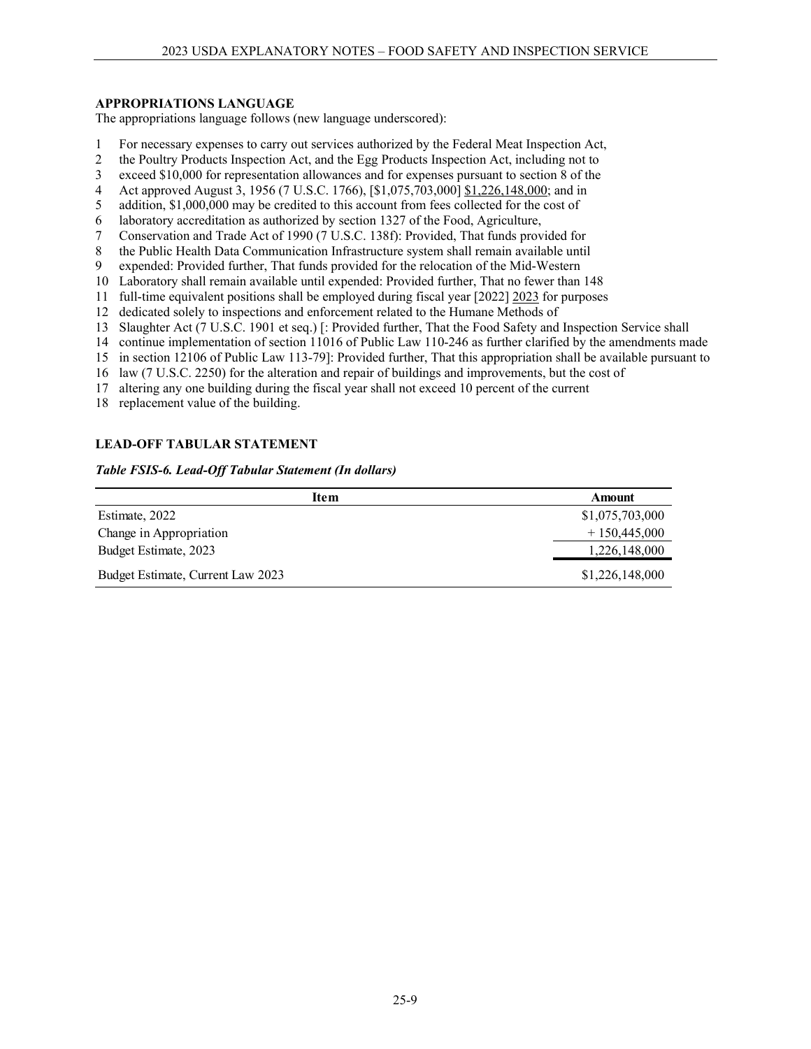## APPROPRIATIONS LANGUAGE

The appropriations language follows (new language underscored):

1 For necessary expenses to carry out services authorized by the Federal Meat Inspection Act,
2 the Poultry Products Inspection Act, and the Egg Products Inspection Act, including not to
3 exceed $10,000 for representation allowances and for expenses pursuant to section 8 of the
4 Act approved August 3, 1956 (7 U.S.C. 1766), [$1,075,703,000] <u>$1,226,148,000</u>; and in
5 addition, $1,000,000 may be credited to this account from fees collected for the cost of
6 laboratory accreditation as authorized by section 1327 of the Food, Agriculture,
7 Conservation and Trade Act of 1990 (7 U.S.C. 138f): Provided, That funds provided for
8 the Public Health Data Communication Infrastructure system shall remain available until
9 expended: Provided further, That funds provided for the relocation of the Mid-Western
10 Laboratory shall remain available until expended: Provided further, That no fewer than 148
11 full-time equivalent positions shall be employed during fiscal year [2022] <u>2023</u> for purposes
12 dedicated solely to inspections and enforcement related to the Humane Methods of
13 Slaughter Act (7 U.S.C. 1901 et seq.) [: Provided further, That the Food Safety and Inspection Service shall
14 continue implementation of section 11016 of Public Law 110-246 as further clarified by the amendments made
15 in section 12106 of Public Law 113-79]: Provided further, That this appropriation shall be available pursuant to
16 law (7 U.S.C. 2250) for the alteration and repair of buildings and improvements, but the cost of
17 altering any one building during the fiscal year shall not exceed 10 percent of the current
18 replacement value of the building.

## LEAD-OFF TABULAR STATEMENT

***Table FSIS-6. Lead-Off Tabular Statement (In dollars)***

| Item | Amount |
|---|---|
| Estimate, 2022 | $1,075,703,000 |
| Change in Appropriation | + 150,445,000 |
| Budget Estimate, 2023 | 1,226,148,000 |
| Budget Estimate, Current Law 2023 | $1,226,148,000 |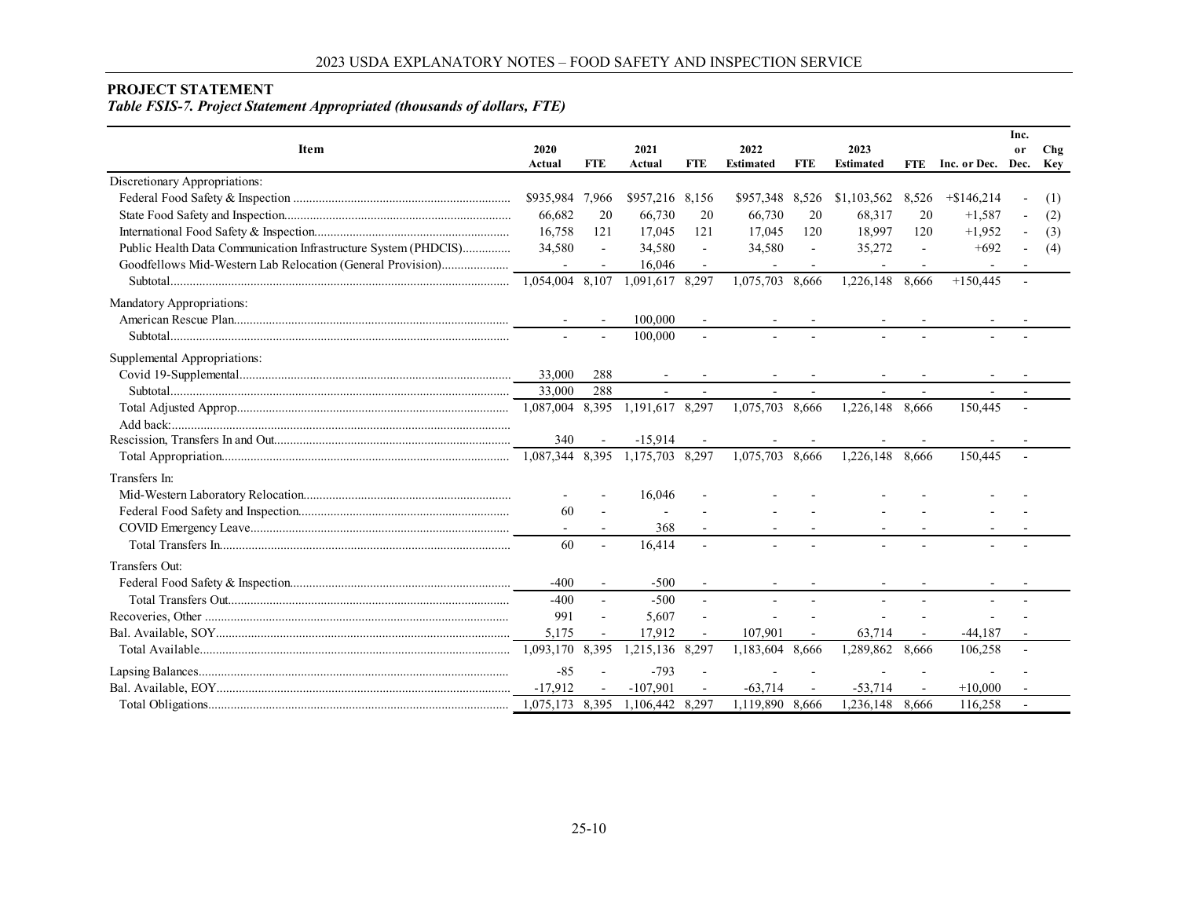## PROJECT STATEMENT

***Table FSIS-7. Project Statement Appropriated (thousands of dollars, FTE)***

| Item | 2020 Actual | FTE | 2021 Actual | FTE | 2022 Estimated | FTE | 2023 Estimated | FTE | Inc. or Dec. | Inc. or Dec. | Chg Key |
|---|---|---|---|---|---|---|---|---|---|---|---|
| Discretionary Appropriations: | | | | | | | | | | | |
| Federal Food Safety & Inspection | $935,984 | 7,966 | $957,216 | 8,156 | $957,348 | 8,526 | $1,103,562 | 8,526 | +$146,214 | - | (1) |
| State Food Safety and Inspection | 66,682 | 20 | 66,730 | 20 | 66,730 | 20 | 68,317 | 20 | +1,587 | - | (2) |
| International Food Safety & Inspection | 16,758 | 121 | 17,045 | 121 | 17,045 | 120 | 18,997 | 120 | +1,952 | - | (3) |
| Public Health Data Communication Infrastructure System (PHDCIS) | 34,580 | - | 34,580 | - | 34,580 | - | 35,272 | - | +692 | - | (4) |
| Goodfellows Mid-Western Lab Relocation (General Provision) | - | - | 16,046 | - | - | - | - | - | - | - | |
| Subtotal | 1,054,004 | 8,107 | 1,091,617 | 8,297 | 1,075,703 | 8,666 | 1,226,148 | 8,666 | +150,445 | - | |
| Mandatory Appropriations: | | | | | | | | | | | |
| American Rescue Plan | - | - | 100,000 | - | - | - | - | - | - | - | |
| Subtotal | - | - | 100,000 | - | - | - | - | - | - | - | |
| Supplemental Appropriations: | | | | | | | | | | | |
| Covid 19-Supplemental | 33,000 | 288 | - | - | - | - | - | - | - | - | |
| Subtotal | 33,000 | 288 | - | - | - | - | - | - | - | - | |
| Total Adjusted Approp | 1,087,004 | 8,395 | 1,191,617 | 8,297 | 1,075,703 | 8,666 | 1,226,148 | 8,666 | 150,445 | - | |
| Add back: | | | | | | | | | | | |
| Rescission, Transfers In and Out | 340 | - | -15,914 | - | - | - | - | - | - | - | |
| Total Appropriation | 1,087,344 | 8,395 | 1,175,703 | 8,297 | 1,075,703 | 8,666 | 1,226,148 | 8,666 | 150,445 | - | |
| Transfers In: | | | | | | | | | | | |
| Mid-Western Laboratory Relocation | - | - | 16,046 | - | - | - | - | - | - | - | |
| Federal Food Safety and Inspection | 60 | - | - | - | - | - | - | - | - | - | |
| COVID Emergency Leave | - | - | 368 | - | - | - | - | - | - | - | |
| Total Transfers In | 60 | - | 16,414 | - | - | - | - | - | - | - | |
| Transfers Out: | | | | | | | | | | | |
| Federal Food Safety & Inspection | -400 | - | -500 | - | - | - | - | - | - | - | |
| Total Transfers Out | -400 | - | -500 | - | - | - | - | - | - | - | |
| Recoveries, Other | 991 | - | 5,607 | - | - | - | - | - | - | - | |
| Bal. Available, SOY | 5,175 | - | 17,912 | - | 107,901 | - | 63,714 | - | -44,187 | - | |
| Total Available | 1,093,170 | 8,395 | 1,215,136 | 8,297 | 1,183,604 | 8,666 | 1,289,862 | 8,666 | 106,258 | - | |
| Lapsing Balances | -85 | - | -793 | - | - | - | - | - | - | - | |
| Bal. Available, EOY | -17,912 | - | -107,901 | - | -63,714 | - | -53,714 | - | +10,000 | - | |
| Total Obligations | 1,075,173 | 8,395 | 1,106,442 | 8,297 | 1,119,890 | 8,666 | 1,236,148 | 8,666 | 116,258 | - | |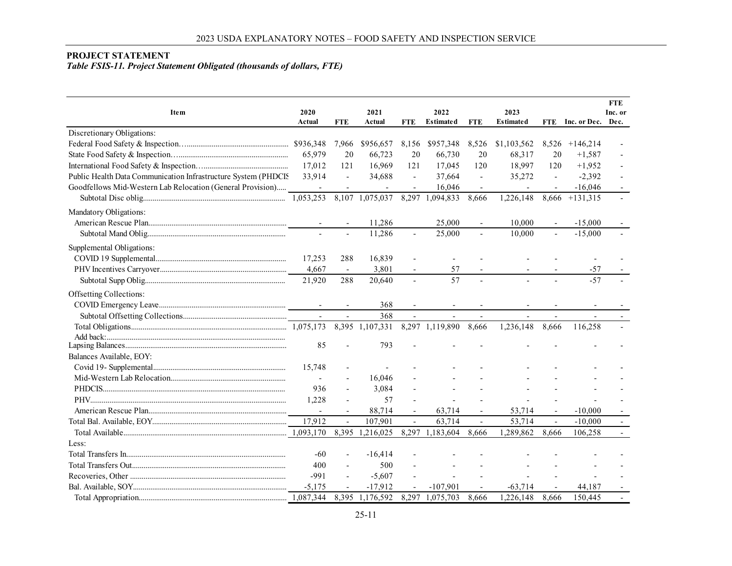## PROJECT STATEMENT

*Table FSIS-11. Project Statement Obligated (thousands of dollars, FTE)*

| Item | 2020 Actual | FTE | 2021 Actual | FTE | 2022 Estimated | FTE | 2023 Estimated | FTE | Inc. or Dec. | FTE Inc. or Dec. |
|---|---|---|---|---|---|---|---|---|---|---|
| Discretionary Obligations: | | | | | | | | | | |
| Federal Food Safety & Inspection | $936,348 | 7,966 | $956,657 | 8,156 | $957,348 | 8,526 | $1,103,562 | 8,526 | +146,214 | - |
| State Food Safety & Inspection | 65,979 | 20 | 66,723 | 20 | 66,730 | 20 | 68,317 | 20 | +1,587 | - |
| International Food Safety & Inspection | 17,012 | 121 | 16,969 | 121 | 17,045 | 120 | 18,997 | 120 | +1,952 | - |
| Public Health Data Communication Infrastructure System (PHDCIS | 33,914 | - | 34,688 | - | 37,664 | - | 35,272 | - | -2,392 | - |
| Goodfellows Mid-Western Lab Relocation (General Provision) | - | - | - | - | 16,046 | - | - | - | -16,046 | - |
| Subtotal Disc oblig | 1,053,253 | 8,107 | 1,075,037 | 8,297 | 1,094,833 | 8,666 | 1,226,148 | 8,666 | +131,315 | - |
| Mandatory Obligations: | | | | | | | | | | |
| American Rescue Plan | - | - | 11,286 | | 25,000 | - | 10,000 | - | -15,000 | - |
| Subtotal Mand Oblig | - | - | 11,286 | - | 25,000 | - | 10,000 | - | -15,000 | - |
| Supplemental Obligations: | | | | | | | | | | |
| COVID 19 Supplemental | 17,253 | 288 | 16,839 | - | - | - | - | - | - | - |
| PHV Incentives Carryover | 4,667 | - | 3,801 | - | 57 | - | - | - | -57 | - |
| Subtotal Supp Oblig | 21,920 | 288 | 20,640 | - | 57 | - | - | - | -57 | - |
| Offsetting Collections: | | | | | | | | | | |
| COVID Emergency Leave | - | - | 368 | - | - | - | - | - | - | - |
| Subtotal Offsetting Collections | - | - | 368 | - | - | - | - | - | - | - |
| Total Obligations | 1,075,173 | 8,395 | 1,107,331 | 8,297 | 1,119,890 | 8,666 | 1,236,148 | 8,666 | 116,258 | - |
| Add back: | | | | | | | | | | |
| Lapsing Balances | 85 | - | 793 | - | - | - | - | - | - | - |
| Balances Available, EOY: | | | | | | | | | | |
| Covid 19- Supplemental | 15,748 | - | - | - | - | - | - | - | - | - |
| Mid-Western Lab Relocation | - | - | 16,046 | - | - | - | - | - | - | - |
| PHDCIS | 936 | - | 3,084 | - | - | - | - | - | - | - |
| PHV | 1,228 | - | 57 | - | - | - | - | - | - | - |
| American Rescue Plan | - | - | 88,714 | - | 63,714 | - | 53,714 | - | -10,000 | - |
| Total Bal. Available, EOY | 17,912 | - | 107,901 | - | 63,714 | - | 53,714 | - | -10,000 | - |
| Total Available | 1,093,170 | 8,395 | 1,216,025 | 8,297 | 1,183,604 | 8,666 | 1,289,862 | 8,666 | 106,258 | - |
| Less: | | | | | | | | | | |
| Total Transfers In | -60 | - | -16,414 | - | - | - | - | - | - | - |
| Total Transfers Out | 400 | - | 500 | - | - | - | - | - | - | - |
| Recoveries, Other | -991 | - | -5,607 | - | - | - | - | - | - | - |
| Bal. Available, SOY | -5,175 | - | -17,912 | - | -107,901 | - | -63,714 | - | 44,187 | - |
| Total Appropriation | 1,087,344 | 8,395 | 1,176,592 | 8,297 | 1,075,703 | 8,666 | 1,226,148 | 8,666 | 150,445 | - |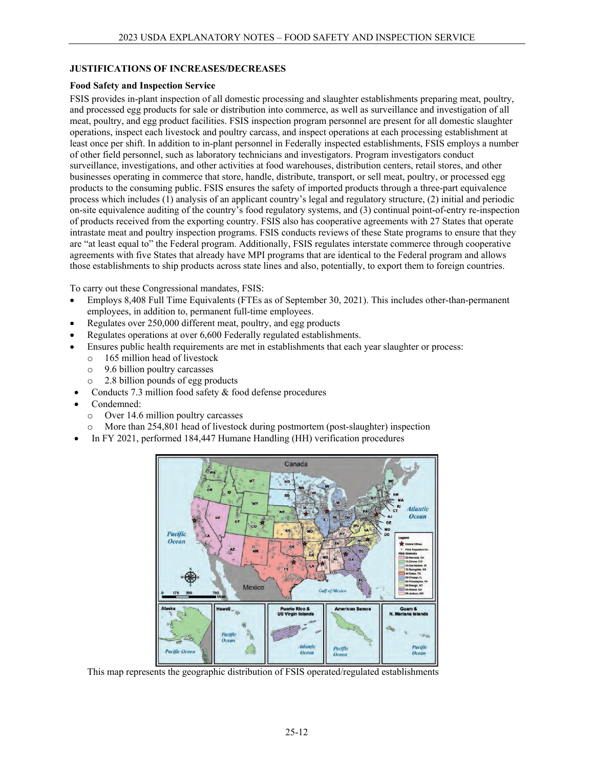## JUSTIFICATIONS OF INCREASES/DECREASES

### Food Safety and Inspection Service

FSIS provides in-plant inspection of all domestic processing and slaughter establishments preparing meat, poultry, and processed egg products for sale or distribution into commerce, as well as surveillance and investigation of all meat, poultry, and egg product facilities. FSIS inspection program personnel are present for all domestic slaughter operations, inspect each livestock and poultry carcass, and inspect operations at each processing establishment at least once per shift. In addition to in-plant personnel in Federally inspected establishments, FSIS employs a number of other field personnel, such as laboratory technicians and investigators. Program investigators conduct surveillance, investigations, and other activities at food warehouses, distribution centers, retail stores, and other businesses operating in commerce that store, handle, distribute, transport, or sell meat, poultry, or processed egg products to the consuming public. FSIS ensures the safety of imported products through a three-part equivalence process which includes (1) analysis of an applicant country's legal and regulatory structure, (2) initial and periodic on-site equivalence auditing of the country's food regulatory systems, and (3) continual point-of-entry re-inspection of products received from the exporting country. FSIS also has cooperative agreements with 27 States that operate intrastate meat and poultry inspection programs. FSIS conducts reviews of these State programs to ensure that they are "at least equal to" the Federal program. Additionally, FSIS regulates interstate commerce through cooperative agreements with five States that already have MPI programs that are identical to the Federal program and allows those establishments to ship products across state lines and also, potentially, to export them to foreign countries.

To carry out these Congressional mandates, FSIS:

- Employs 8,408 Full Time Equivalents (FTEs as of September 30, 2021). This includes other-than-permanent employees, in addition to, permanent full-time employees.
- Regulates over 250,000 different meat, poultry, and egg products
- Regulates operations at over 6,600 Federally regulated establishments.
- Ensures public health requirements are met in establishments that each year slaughter or process:
  - 165 million head of livestock
  - 9.6 billion poultry carcasses
  - 2.8 billion pounds of egg products
- Conducts 7.3 million food safety & food defense procedures
- Condemned:
  - Over 14.6 million poultry carcasses
  - More than 254,801 head of livestock during postmortem (post-slaughter) inspection
- In FY 2021, performed 184,447 Humane Handling (HH) verification procedures

This map represents the geographic distribution of FSIS operated/regulated establishments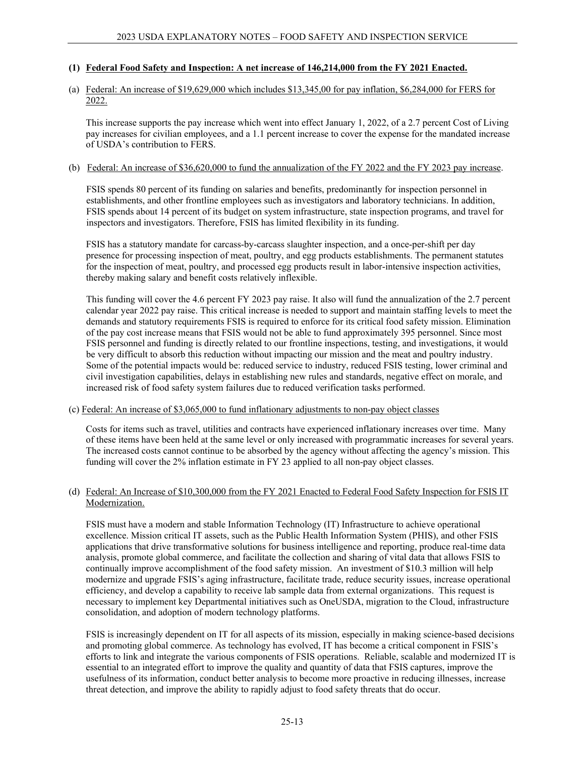**(1) Federal Food Safety and Inspection: A net increase of 146,214,000 from the FY 2021 Enacted.**

(a) Federal: An increase of $19,629,000 which includes $13,345,00 for pay inflation, $6,284,000 for FERS for 2022.

This increase supports the pay increase which went into effect January 1, 2022, of a 2.7 percent Cost of Living pay increases for civilian employees, and a 1.1 percent increase to cover the expense for the mandated increase of USDA's contribution to FERS.

(b) Federal: An increase of $36,620,000 to fund the annualization of the FY 2022 and the FY 2023 pay increase.

FSIS spends 80 percent of its funding on salaries and benefits, predominantly for inspection personnel in establishments, and other frontline employees such as investigators and laboratory technicians. In addition, FSIS spends about 14 percent of its budget on system infrastructure, state inspection programs, and travel for inspectors and investigators. Therefore, FSIS has limited flexibility in its funding.

FSIS has a statutory mandate for carcass-by-carcass slaughter inspection, and a once-per-shift per day presence for processing inspection of meat, poultry, and egg products establishments. The permanent statutes for the inspection of meat, poultry, and processed egg products result in labor-intensive inspection activities, thereby making salary and benefit costs relatively inflexible.

This funding will cover the 4.6 percent FY 2023 pay raise. It also will fund the annualization of the 2.7 percent calendar year 2022 pay raise. This critical increase is needed to support and maintain staffing levels to meet the demands and statutory requirements FSIS is required to enforce for its critical food safety mission. Elimination of the pay cost increase means that FSIS would not be able to fund approximately 395 personnel. Since most FSIS personnel and funding is directly related to our frontline inspections, testing, and investigations, it would be very difficult to absorb this reduction without impacting our mission and the meat and poultry industry. Some of the potential impacts would be: reduced service to industry, reduced FSIS testing, lower criminal and civil investigation capabilities, delays in establishing new rules and standards, negative effect on morale, and increased risk of food safety system failures due to reduced verification tasks performed.

(c) Federal: An increase of $3,065,000 to fund inflationary adjustments to non-pay object classes

Costs for items such as travel, utilities and contracts have experienced inflationary increases over time. Many of these items have been held at the same level or only increased with programmatic increases for several years. The increased costs cannot continue to be absorbed by the agency without affecting the agency's mission. This funding will cover the 2% inflation estimate in FY 23 applied to all non-pay object classes.

(d) Federal: An Increase of $10,300,000 from the FY 2021 Enacted to Federal Food Safety Inspection for FSIS IT Modernization.

FSIS must have a modern and stable Information Technology (IT) Infrastructure to achieve operational excellence. Mission critical IT assets, such as the Public Health Information System (PHIS), and other FSIS applications that drive transformative solutions for business intelligence and reporting, produce real-time data analysis, promote global commerce, and facilitate the collection and sharing of vital data that allows FSIS to continually improve accomplishment of the food safety mission. An investment of $10.3 million will help modernize and upgrade FSIS's aging infrastructure, facilitate trade, reduce security issues, increase operational efficiency, and develop a capability to receive lab sample data from external organizations. This request is necessary to implement key Departmental initiatives such as OneUSDA, migration to the Cloud, infrastructure consolidation, and adoption of modern technology platforms.

FSIS is increasingly dependent on IT for all aspects of its mission, especially in making science-based decisions and promoting global commerce. As technology has evolved, IT has become a critical component in FSIS's efforts to link and integrate the various components of FSIS operations. Reliable, scalable and modernized IT is essential to an integrated effort to improve the quality and quantity of data that FSIS captures, improve the usefulness of its information, conduct better analysis to become more proactive in reducing illnesses, increase threat detection, and improve the ability to rapidly adjust to food safety threats that do occur.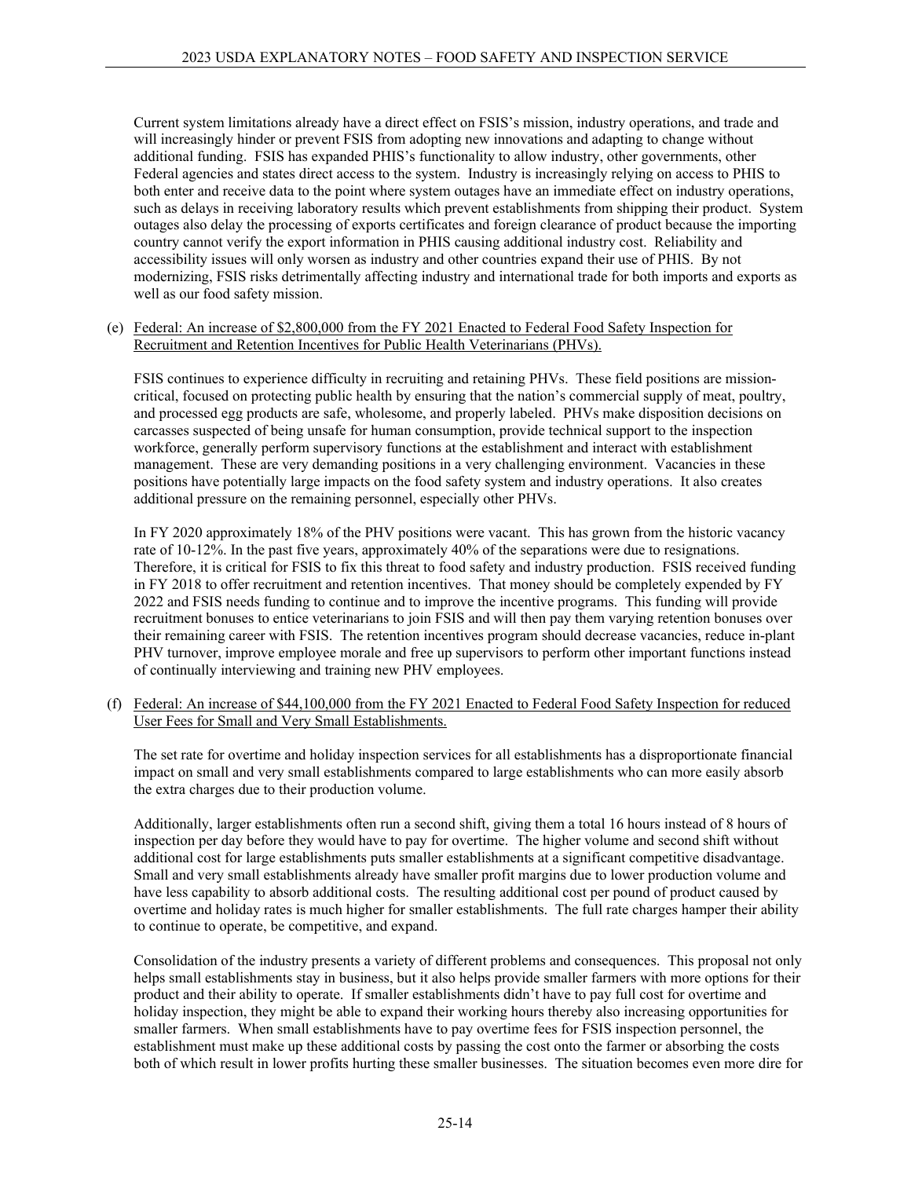Current system limitations already have a direct effect on FSIS's mission, industry operations, and trade and will increasingly hinder or prevent FSIS from adopting new innovations and adapting to change without additional funding. FSIS has expanded PHIS's functionality to allow industry, other governments, other Federal agencies and states direct access to the system. Industry is increasingly relying on access to PHIS to both enter and receive data to the point where system outages have an immediate effect on industry operations, such as delays in receiving laboratory results which prevent establishments from shipping their product. System outages also delay the processing of exports certificates and foreign clearance of product because the importing country cannot verify the export information in PHIS causing additional industry cost. Reliability and accessibility issues will only worsen as industry and other countries expand their use of PHIS. By not modernizing, FSIS risks detrimentally affecting industry and international trade for both imports and exports as well as our food safety mission.

(e) Federal: An increase of $2,800,000 from the FY 2021 Enacted to Federal Food Safety Inspection for Recruitment and Retention Incentives for Public Health Veterinarians (PHVs).

FSIS continues to experience difficulty in recruiting and retaining PHVs. These field positions are mission-critical, focused on protecting public health by ensuring that the nation's commercial supply of meat, poultry, and processed egg products are safe, wholesome, and properly labeled. PHVs make disposition decisions on carcasses suspected of being unsafe for human consumption, provide technical support to the inspection workforce, generally perform supervisory functions at the establishment and interact with establishment management. These are very demanding positions in a very challenging environment. Vacancies in these positions have potentially large impacts on the food safety system and industry operations. It also creates additional pressure on the remaining personnel, especially other PHVs.

In FY 2020 approximately 18% of the PHV positions were vacant. This has grown from the historic vacancy rate of 10-12%. In the past five years, approximately 40% of the separations were due to resignations. Therefore, it is critical for FSIS to fix this threat to food safety and industry production. FSIS received funding in FY 2018 to offer recruitment and retention incentives. That money should be completely expended by FY 2022 and FSIS needs funding to continue and to improve the incentive programs. This funding will provide recruitment bonuses to entice veterinarians to join FSIS and will then pay them varying retention bonuses over their remaining career with FSIS. The retention incentives program should decrease vacancies, reduce in-plant PHV turnover, improve employee morale and free up supervisors to perform other important functions instead of continually interviewing and training new PHV employees.

(f) Federal: An increase of $44,100,000 from the FY 2021 Enacted to Federal Food Safety Inspection for reduced User Fees for Small and Very Small Establishments.

The set rate for overtime and holiday inspection services for all establishments has a disproportionate financial impact on small and very small establishments compared to large establishments who can more easily absorb the extra charges due to their production volume.

Additionally, larger establishments often run a second shift, giving them a total 16 hours instead of 8 hours of inspection per day before they would have to pay for overtime. The higher volume and second shift without additional cost for large establishments puts smaller establishments at a significant competitive disadvantage. Small and very small establishments already have smaller profit margins due to lower production volume and have less capability to absorb additional costs. The resulting additional cost per pound of product caused by overtime and holiday rates is much higher for smaller establishments. The full rate charges hamper their ability to continue to operate, be competitive, and expand.

Consolidation of the industry presents a variety of different problems and consequences. This proposal not only helps small establishments stay in business, but it also helps provide smaller farmers with more options for their product and their ability to operate. If smaller establishments didn't have to pay full cost for overtime and holiday inspection, they might be able to expand their working hours thereby also increasing opportunities for smaller farmers. When small establishments have to pay overtime fees for FSIS inspection personnel, the establishment must make up these additional costs by passing the cost onto the farmer or absorbing the costs both of which result in lower profits hurting these smaller businesses. The situation becomes even more dire for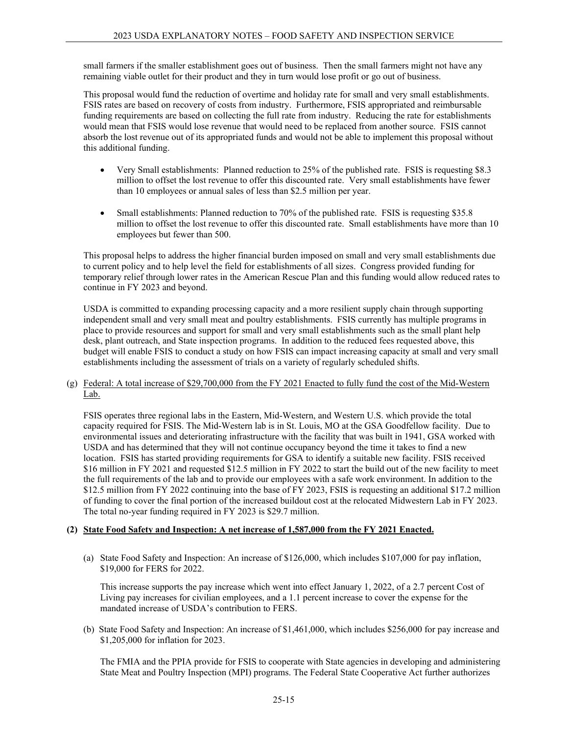small farmers if the smaller establishment goes out of business. Then the small farmers might not have any remaining viable outlet for their product and they in turn would lose profit or go out of business.

This proposal would fund the reduction of overtime and holiday rate for small and very small establishments. FSIS rates are based on recovery of costs from industry. Furthermore, FSIS appropriated and reimbursable funding requirements are based on collecting the full rate from industry. Reducing the rate for establishments would mean that FSIS would lose revenue that would need to be replaced from another source. FSIS cannot absorb the lost revenue out of its appropriated funds and would not be able to implement this proposal without this additional funding.

- Very Small establishments: Planned reduction to 25% of the published rate. FSIS is requesting $8.3 million to offset the lost revenue to offer this discounted rate. Very small establishments have fewer than 10 employees or annual sales of less than $2.5 million per year.

- Small establishments: Planned reduction to 70% of the published rate. FSIS is requesting $35.8 million to offset the lost revenue to offer this discounted rate. Small establishments have more than 10 employees but fewer than 500.

This proposal helps to address the higher financial burden imposed on small and very small establishments due to current policy and to help level the field for establishments of all sizes. Congress provided funding for temporary relief through lower rates in the American Rescue Plan and this funding would allow reduced rates to continue in FY 2023 and beyond.

USDA is committed to expanding processing capacity and a more resilient supply chain through supporting independent small and very small meat and poultry establishments. FSIS currently has multiple programs in place to provide resources and support for small and very small establishments such as the small plant help desk, plant outreach, and State inspection programs. In addition to the reduced fees requested above, this budget will enable FSIS to conduct a study on how FSIS can impact increasing capacity at small and very small establishments including the assessment of trials on a variety of regularly scheduled shifts.

(g) Federal: A total increase of $29,700,000 from the FY 2021 Enacted to fully fund the cost of the Mid-Western Lab.

FSIS operates three regional labs in the Eastern, Mid-Western, and Western U.S. which provide the total capacity required for FSIS. The Mid-Western lab is in St. Louis, MO at the GSA Goodfellow facility. Due to environmental issues and deteriorating infrastructure with the facility that was built in 1941, GSA worked with USDA and has determined that they will not continue occupancy beyond the time it takes to find a new location. FSIS has started providing requirements for GSA to identify a suitable new facility. FSIS received $16 million in FY 2021 and requested $12.5 million in FY 2022 to start the build out of the new facility to meet the full requirements of the lab and to provide our employees with a safe work environment. In addition to the $12.5 million from FY 2022 continuing into the base of FY 2023, FSIS is requesting an additional $17.2 million of funding to cover the final portion of the increased buildout cost at the relocated Midwestern Lab in FY 2023. The total no-year funding required in FY 2023 is $29.7 million.

**(2) State Food Safety and Inspection: A net increase of 1,587,000 from the FY 2021 Enacted.**

(a) State Food Safety and Inspection: An increase of $126,000, which includes $107,000 for pay inflation, $19,000 for FERS for 2022.

This increase supports the pay increase which went into effect January 1, 2022, of a 2.7 percent Cost of Living pay increases for civilian employees, and a 1.1 percent increase to cover the expense for the mandated increase of USDA's contribution to FERS.

(b) State Food Safety and Inspection: An increase of $1,461,000, which includes $256,000 for pay increase and $1,205,000 for inflation for 2023.

The FMIA and the PPIA provide for FSIS to cooperate with State agencies in developing and administering State Meat and Poultry Inspection (MPI) programs. The Federal State Cooperative Act further authorizes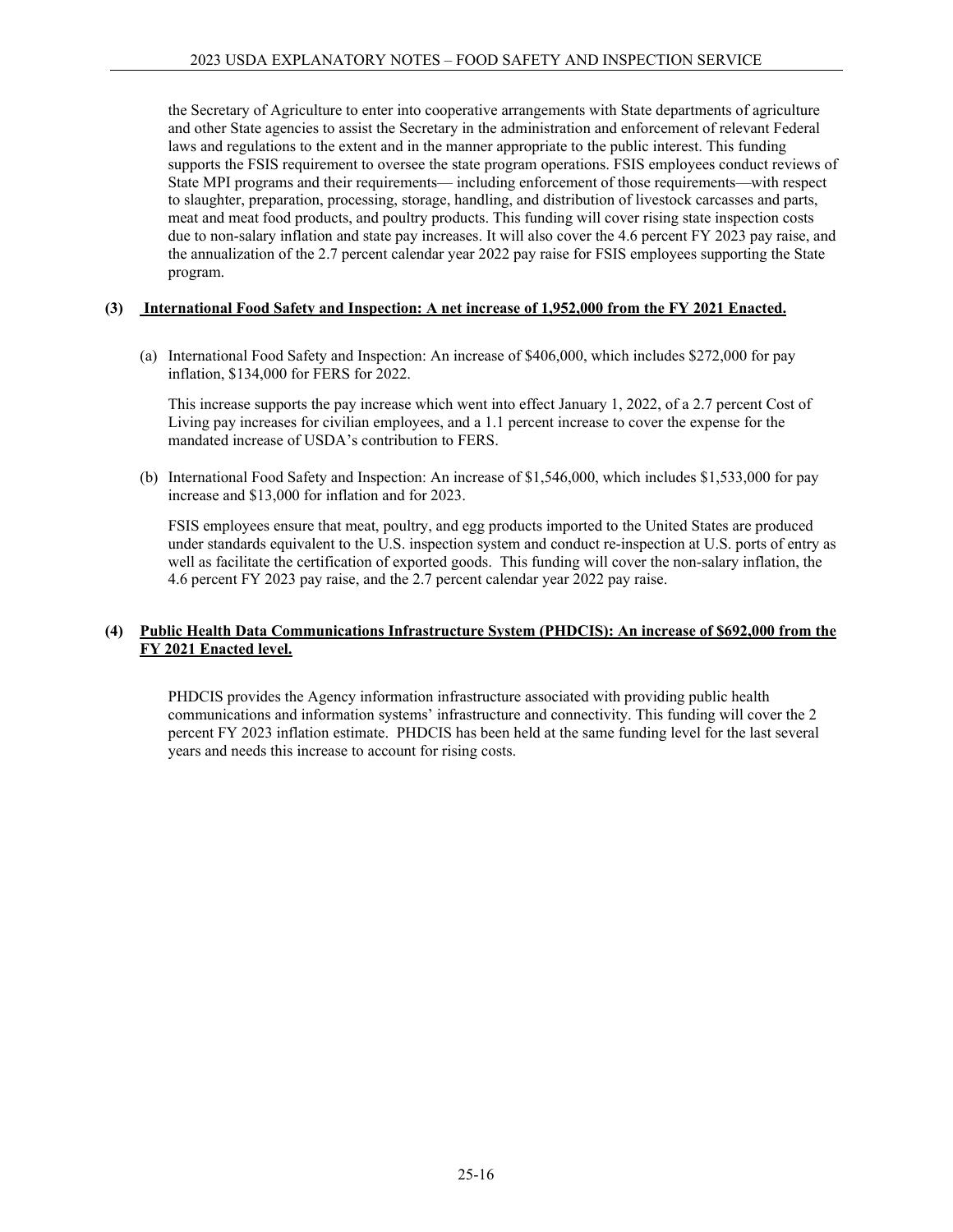the Secretary of Agriculture to enter into cooperative arrangements with State departments of agriculture and other State agencies to assist the Secretary in the administration and enforcement of relevant Federal laws and regulations to the extent and in the manner appropriate to the public interest. This funding supports the FSIS requirement to oversee the state program operations. FSIS employees conduct reviews of State MPI programs and their requirements— including enforcement of those requirements—with respect to slaughter, preparation, processing, storage, handling, and distribution of livestock carcasses and parts, meat and meat food products, and poultry products. This funding will cover rising state inspection costs due to non-salary inflation and state pay increases. It will also cover the 4.6 percent FY 2023 pay raise, and the annualization of the 2.7 percent calendar year 2022 pay raise for FSIS employees supporting the State program.

**(3) International Food Safety and Inspection: A net increase of 1,952,000 from the FY 2021 Enacted.**

(a) International Food Safety and Inspection: An increase of $406,000, which includes $272,000 for pay inflation, $134,000 for FERS for 2022.

This increase supports the pay increase which went into effect January 1, 2022, of a 2.7 percent Cost of Living pay increases for civilian employees, and a 1.1 percent increase to cover the expense for the mandated increase of USDA's contribution to FERS.

(b) International Food Safety and Inspection: An increase of $1,546,000, which includes $1,533,000 for pay increase and $13,000 for inflation and for 2023.

FSIS employees ensure that meat, poultry, and egg products imported to the United States are produced under standards equivalent to the U.S. inspection system and conduct re-inspection at U.S. ports of entry as well as facilitate the certification of exported goods. This funding will cover the non-salary inflation, the 4.6 percent FY 2023 pay raise, and the 2.7 percent calendar year 2022 pay raise.

**(4) Public Health Data Communications Infrastructure System (PHDCIS): An increase of $692,000 from the FY 2021 Enacted level.**

PHDCIS provides the Agency information infrastructure associated with providing public health communications and information systems' infrastructure and connectivity. This funding will cover the 2 percent FY 2023 inflation estimate. PHDCIS has been held at the same funding level for the last several years and needs this increase to account for rising costs.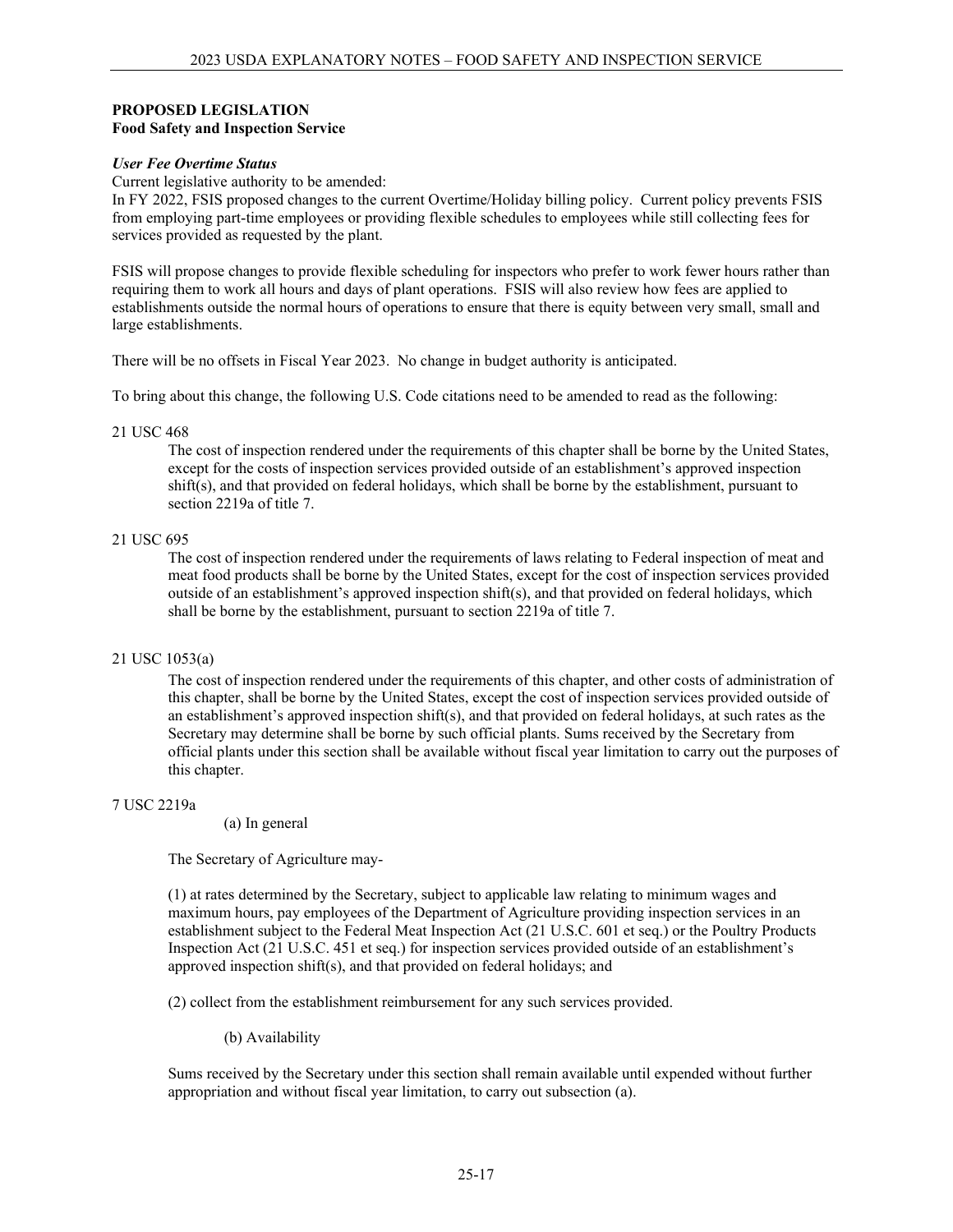## PROPOSED LEGISLATION
**Food Safety and Inspection Service**

***User Fee Overtime Status***

Current legislative authority to be amended:

In FY 2022, FSIS proposed changes to the current Overtime/Holiday billing policy. Current policy prevents FSIS from employing part-time employees or providing flexible schedules to employees while still collecting fees for services provided as requested by the plant.

FSIS will propose changes to provide flexible scheduling for inspectors who prefer to work fewer hours rather than requiring them to work all hours and days of plant operations. FSIS will also review how fees are applied to establishments outside the normal hours of operations to ensure that there is equity between very small, small and large establishments.

There will be no offsets in Fiscal Year 2023. No change in budget authority is anticipated.

To bring about this change, the following U.S. Code citations need to be amended to read as the following:

21 USC 468

> The cost of inspection rendered under the requirements of this chapter shall be borne by the United States, except for the costs of inspection services provided outside of an establishment's approved inspection shift(s), and that provided on federal holidays, which shall be borne by the establishment, pursuant to section 2219a of title 7.

21 USC 695

> The cost of inspection rendered under the requirements of laws relating to Federal inspection of meat and meat food products shall be borne by the United States, except for the cost of inspection services provided outside of an establishment's approved inspection shift(s), and that provided on federal holidays, which shall be borne by the establishment, pursuant to section 2219a of title 7.

21 USC 1053(a)

> The cost of inspection rendered under the requirements of this chapter, and other costs of administration of this chapter, shall be borne by the United States, except the cost of inspection services provided outside of an establishment's approved inspection shift(s), and that provided on federal holidays, at such rates as the Secretary may determine shall be borne by such official plants. Sums received by the Secretary from official plants under this section shall be available without fiscal year limitation to carry out the purposes of this chapter.

7 USC 2219a

> (a) In general
>
> The Secretary of Agriculture may-
>
> (1) at rates determined by the Secretary, subject to applicable law relating to minimum wages and maximum hours, pay employees of the Department of Agriculture providing inspection services in an establishment subject to the Federal Meat Inspection Act (21 U.S.C. 601 et seq.) or the Poultry Products Inspection Act (21 U.S.C. 451 et seq.) for inspection services provided outside of an establishment's approved inspection shift(s), and that provided on federal holidays; and
>
> (2) collect from the establishment reimbursement for any such services provided.
>
> (b) Availability
>
> Sums received by the Secretary under this section shall remain available until expended without further appropriation and without fiscal year limitation, to carry out subsection (a).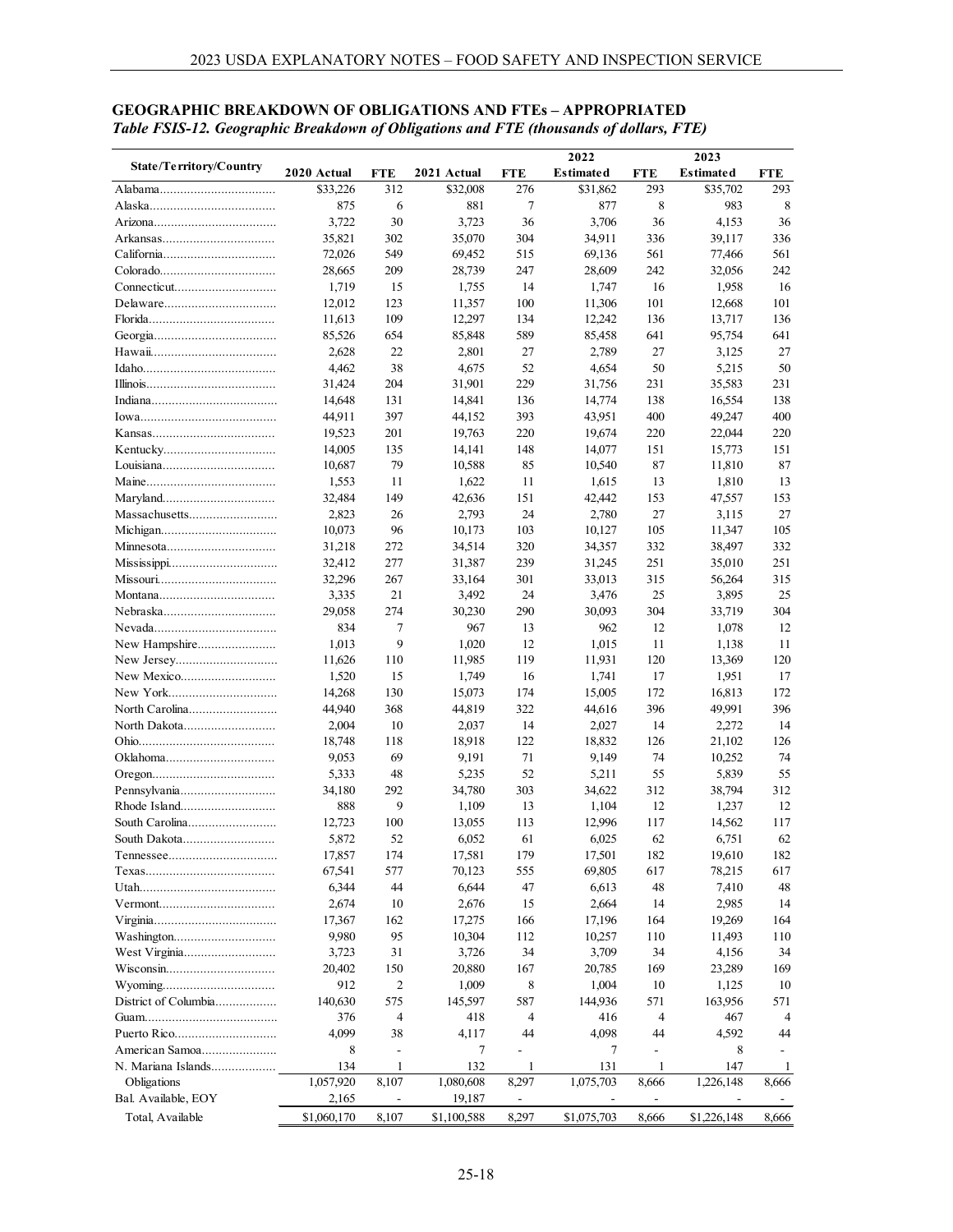## GEOGRAPHIC BREAKDOWN OF OBLIGATIONS AND FTEs – APPROPRIATED

*Table FSIS-12. Geographic Breakdown of Obligations and FTE (thousands of dollars, FTE)*

| State/Territory/Country | 2020 Actual | FTE | 2021 Actual | FTE | 2022 Estimated | FTE | 2023 Estimated | FTE |
|---|---|---|---|---|---|---|---|---|
| Alabama | $33,226 | 312 | $32,008 | 276 | $31,862 | 293 | $35,702 | 293 |
| Alaska | 875 | 6 | 881 | 7 | 877 | 8 | 983 | 8 |
| Arizona | 3,722 | 30 | 3,723 | 36 | 3,706 | 36 | 4,153 | 36 |
| Arkansas | 35,821 | 302 | 35,070 | 304 | 34,911 | 336 | 39,117 | 336 |
| California | 72,026 | 549 | 69,452 | 515 | 69,136 | 561 | 77,466 | 561 |
| Colorado | 28,665 | 209 | 28,739 | 247 | 28,609 | 242 | 32,056 | 242 |
| Connecticut | 1,719 | 15 | 1,755 | 14 | 1,747 | 16 | 1,958 | 16 |
| Delaware | 12,012 | 123 | 11,357 | 100 | 11,306 | 101 | 12,668 | 101 |
| Florida | 11,613 | 109 | 12,297 | 134 | 12,242 | 136 | 13,717 | 136 |
| Georgia | 85,526 | 654 | 85,848 | 589 | 85,458 | 641 | 95,754 | 641 |
| Hawaii | 2,628 | 22 | 2,801 | 27 | 2,789 | 27 | 3,125 | 27 |
| Idaho | 4,462 | 38 | 4,675 | 52 | 4,654 | 50 | 5,215 | 50 |
| Illinois | 31,424 | 204 | 31,901 | 229 | 31,756 | 231 | 35,583 | 231 |
| Indiana | 14,648 | 131 | 14,841 | 136 | 14,774 | 138 | 16,554 | 138 |
| Iowa | 44,911 | 397 | 44,152 | 393 | 43,951 | 400 | 49,247 | 400 |
| Kansas | 19,523 | 201 | 19,763 | 220 | 19,674 | 220 | 22,044 | 220 |
| Kentucky | 14,005 | 135 | 14,141 | 148 | 14,077 | 151 | 15,773 | 151 |
| Louisiana | 10,687 | 79 | 10,588 | 85 | 10,540 | 87 | 11,810 | 87 |
| Maine | 1,553 | 11 | 1,622 | 11 | 1,615 | 13 | 1,810 | 13 |
| Maryland | 32,484 | 149 | 42,636 | 151 | 42,442 | 153 | 47,557 | 153 |
| Massachusetts | 2,823 | 26 | 2,793 | 24 | 2,780 | 27 | 3,115 | 27 |
| Michigan | 10,073 | 96 | 10,173 | 103 | 10,127 | 105 | 11,347 | 105 |
| Minnesota | 31,218 | 272 | 34,514 | 320 | 34,357 | 332 | 38,497 | 332 |
| Mississippi | 32,412 | 277 | 31,387 | 239 | 31,245 | 251 | 35,010 | 251 |
| Missouri | 32,296 | 267 | 33,164 | 301 | 33,013 | 315 | 56,264 | 315 |
| Montana | 3,335 | 21 | 3,492 | 24 | 3,476 | 25 | 3,895 | 25 |
| Nebraska | 29,058 | 274 | 30,230 | 290 | 30,093 | 304 | 33,719 | 304 |
| Nevada | 834 | 7 | 967 | 13 | 962 | 12 | 1,078 | 12 |
| New Hampshire | 1,013 | 9 | 1,020 | 12 | 1,015 | 11 | 1,138 | 11 |
| New Jersey | 11,626 | 110 | 11,985 | 119 | 11,931 | 120 | 13,369 | 120 |
| New Mexico | 1,520 | 15 | 1,749 | 16 | 1,741 | 17 | 1,951 | 17 |
| New York | 14,268 | 130 | 15,073 | 174 | 15,005 | 172 | 16,813 | 172 |
| North Carolina | 44,940 | 368 | 44,819 | 322 | 44,616 | 396 | 49,991 | 396 |
| North Dakota | 2,004 | 10 | 2,037 | 14 | 2,027 | 14 | 2,272 | 14 |
| Ohio | 18,748 | 118 | 18,918 | 122 | 18,832 | 126 | 21,102 | 126 |
| Oklahoma | 9,053 | 69 | 9,191 | 71 | 9,149 | 74 | 10,252 | 74 |
| Oregon | 5,333 | 48 | 5,235 | 52 | 5,211 | 55 | 5,839 | 55 |
| Pennsylvania | 34,180 | 292 | 34,780 | 303 | 34,622 | 312 | 38,794 | 312 |
| Rhode Island | 888 | 9 | 1,109 | 13 | 1,104 | 12 | 1,237 | 12 |
| South Carolina | 12,723 | 100 | 13,055 | 113 | 12,996 | 117 | 14,562 | 117 |
| South Dakota | 5,872 | 52 | 6,052 | 61 | 6,025 | 62 | 6,751 | 62 |
| Tennessee | 17,857 | 174 | 17,581 | 179 | 17,501 | 182 | 19,610 | 182 |
| Texas | 67,541 | 577 | 70,123 | 555 | 69,805 | 617 | 78,215 | 617 |
| Utah | 6,344 | 44 | 6,644 | 47 | 6,613 | 48 | 7,410 | 48 |
| Vermont | 2,674 | 10 | 2,676 | 15 | 2,664 | 14 | 2,985 | 14 |
| Virginia | 17,367 | 162 | 17,275 | 166 | 17,196 | 164 | 19,269 | 164 |
| Washington | 9,980 | 95 | 10,304 | 112 | 10,257 | 110 | 11,493 | 110 |
| West Virginia | 3,723 | 31 | 3,726 | 34 | 3,709 | 34 | 4,156 | 34 |
| Wisconsin | 20,402 | 150 | 20,880 | 167 | 20,785 | 169 | 23,289 | 169 |
| Wyoming | 912 | 2 | 1,009 | 8 | 1,004 | 10 | 1,125 | 10 |
| District of Columbia | 140,630 | 575 | 145,597 | 587 | 144,936 | 571 | 163,956 | 571 |
| Guam | 376 | 4 | 418 | 4 | 416 | 4 | 467 | 4 |
| Puerto Rico | 4,099 | 38 | 4,117 | 44 | 4,098 | 44 | 4,592 | 44 |
| American Samoa | 8 | - | 7 | - | 7 | - | 8 | - |
| N. Mariana Islands | 134 | 1 | 132 | 1 | 131 | 1 | 147 | 1 |
| Obligations | 1,057,920 | 8,107 | 1,080,608 | 8,297 | 1,075,703 | 8,666 | 1,226,148 | 8,666 |
| Bal. Available, EOY | 2,165 | - | 19,187 | - | - | - | - | - |
| Total, Available | $1,060,170 | 8,107 | $1,100,588 | 8,297 | $1,075,703 | 8,666 | $1,226,148 | 8,666 |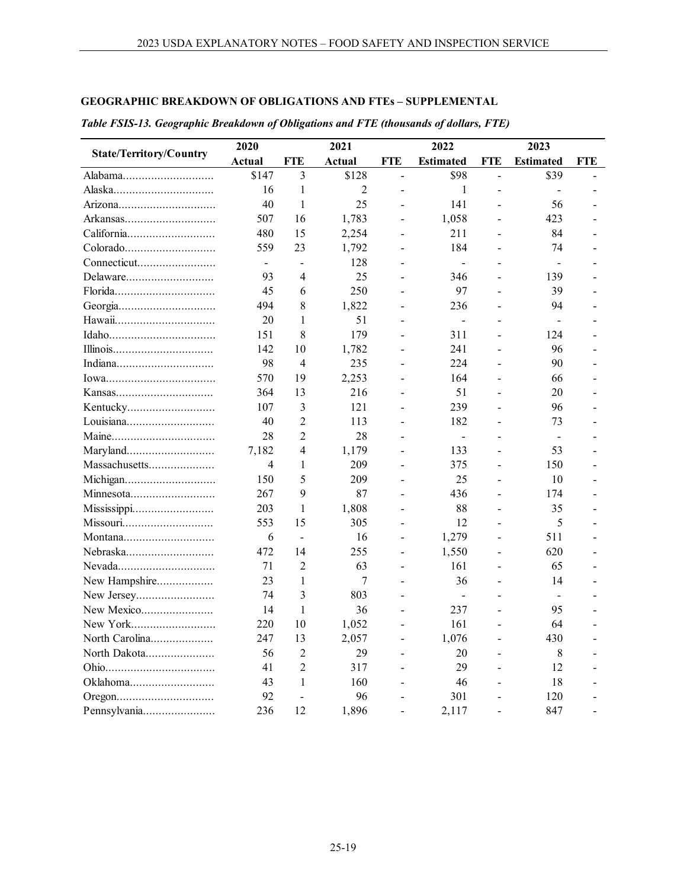## GEOGRAPHIC BREAKDOWN OF OBLIGATIONS AND FTEs – SUPPLEMENTAL

*Table FSIS-13. Geographic Breakdown of Obligations and FTE (thousands of dollars, FTE)*

| State/Territory/Country | 2020 | | 2021 | | 2022 | | 2023 | |
|---|---|---|---|---|---|---|---|---|
| | Actual | FTE | Actual | FTE | Estimated | FTE | Estimated | FTE |
| Alabama | $147 | 3 | $128 | - | $98 | - | $39 | - |
| Alaska | 16 | 1 | 2 | - | 1 | - | - | - |
| Arizona | 40 | 1 | 25 | - | 141 | - | 56 | - |
| Arkansas | 507 | 16 | 1,783 | - | 1,058 | - | 423 | - |
| California | 480 | 15 | 2,254 | - | 211 | - | 84 | - |
| Colorado | 559 | 23 | 1,792 | - | 184 | - | 74 | - |
| Connecticut | - | - | 128 | - | - | - | - | - |
| Delaware | 93 | 4 | 25 | - | 346 | - | 139 | - |
| Florida | 45 | 6 | 250 | - | 97 | - | 39 | - |
| Georgia | 494 | 8 | 1,822 | - | 236 | - | 94 | - |
| Hawaii | 20 | 1 | 51 | - | - | - | - | - |
| Idaho | 151 | 8 | 179 | - | 311 | - | 124 | - |
| Illinois | 142 | 10 | 1,782 | - | 241 | - | 96 | - |
| Indiana | 98 | 4 | 235 | - | 224 | - | 90 | - |
| Iowa | 570 | 19 | 2,253 | - | 164 | - | 66 | - |
| Kansas | 364 | 13 | 216 | - | 51 | - | 20 | - |
| Kentucky | 107 | 3 | 121 | - | 239 | - | 96 | - |
| Louisiana | 40 | 2 | 113 | - | 182 | - | 73 | - |
| Maine | 28 | 2 | 28 | - | - | - | - | - |
| Maryland | 7,182 | 4 | 1,179 | - | 133 | - | 53 | - |
| Massachusetts | 4 | 1 | 209 | - | 375 | - | 150 | - |
| Michigan | 150 | 5 | 209 | - | 25 | - | 10 | - |
| Minnesota | 267 | 9 | 87 | - | 436 | - | 174 | - |
| Mississippi | 203 | 1 | 1,808 | - | 88 | - | 35 | - |
| Missouri | 553 | 15 | 305 | - | 12 | - | 5 | - |
| Montana | 6 | - | 16 | - | 1,279 | - | 511 | - |
| Nebraska | 472 | 14 | 255 | - | 1,550 | - | 620 | - |
| Nevada | 71 | 2 | 63 | - | 161 | - | 65 | - |
| New Hampshire | 23 | 1 | 7 | - | 36 | - | 14 | - |
| New Jersey | 74 | 3 | 803 | - | - | - | - | - |
| New Mexico | 14 | 1 | 36 | - | 237 | - | 95 | - |
| New York | 220 | 10 | 1,052 | - | 161 | - | 64 | - |
| North Carolina | 247 | 13 | 2,057 | - | 1,076 | - | 430 | - |
| North Dakota | 56 | 2 | 29 | - | 20 | - | 8 | - |
| Ohio | 41 | 2 | 317 | - | 29 | - | 12 | - |
| Oklahoma | 43 | 1 | 160 | - | 46 | - | 18 | - |
| Oregon | 92 | - | 96 | - | 301 | - | 120 | - |
| Pennsylvania | 236 | 12 | 1,896 | - | 2,117 | - | 847 | - |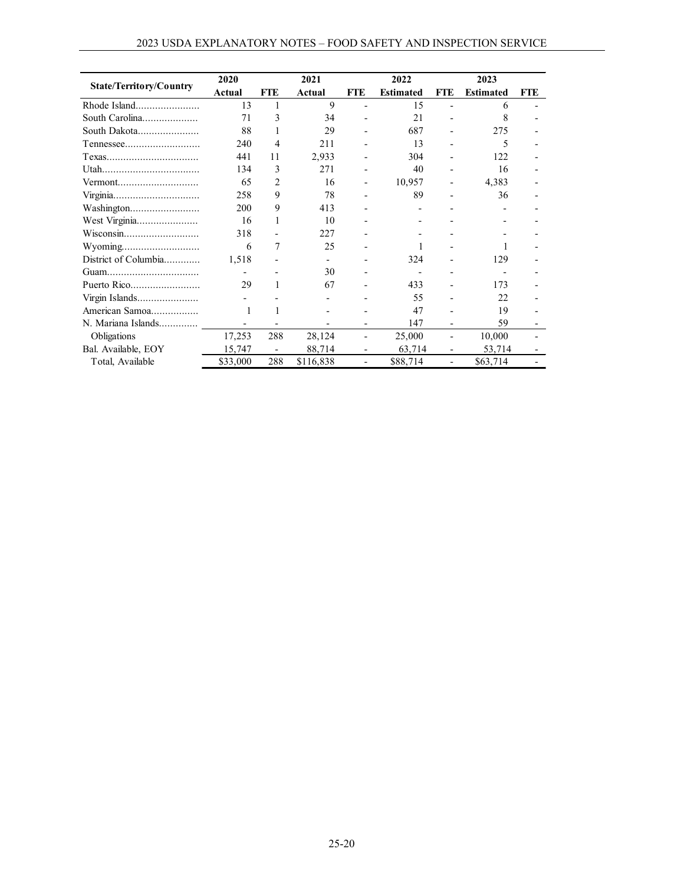| State/Territory/Country | 2020 Actual | FTE | 2021 Actual | FTE | 2022 Estimated | FTE | 2023 Estimated | FTE |
|---|---|---|---|---|---|---|---|---|
| Rhode Island | 13 | 1 | 9 | - | 15 | - | 6 | - |
| South Carolina | 71 | 3 | 34 | - | 21 | - | 8 | - |
| South Dakota | 88 | 1 | 29 | - | 687 | - | 275 | - |
| Tennessee | 240 | 4 | 211 | - | 13 | - | 5 | - |
| Texas | 441 | 11 | 2,933 | - | 304 | - | 122 | - |
| Utah | 134 | 3 | 271 | - | 40 | - | 16 | - |
| Vermont | 65 | 2 | 16 | - | 10,957 | - | 4,383 | - |
| Virginia | 258 | 9 | 78 | - | 89 | - | 36 | - |
| Washington | 200 | 9 | 413 | - | - | - | - | - |
| West Virginia | 16 | 1 | 10 | - | - | - | - | - |
| Wisconsin | 318 | - | 227 | - | - | - | - | - |
| Wyoming | 6 | 7 | 25 | - | 1 | - | 1 | - |
| District of Columbia | 1,518 | - | - | - | 324 | - | 129 | - |
| Guam | - | - | 30 | - | - | - | - | - |
| Puerto Rico | 29 | 1 | 67 | - | 433 | - | 173 | - |
| Virgin Islands | - | - | - | - | 55 | - | 22 | - |
| American Samoa | 1 | 1 | - | - | 47 | - | 19 | - |
| N. Mariana Islands | - | - | - | - | 147 | - | 59 | - |
| Obligations | 17,253 | 288 | 28,124 | - | 25,000 | - | 10,000 | - |
| Bal. Available, EOY | 15,747 | - | 88,714 | - | 63,714 | - | 53,714 | - |
| Total, Available | $33,000 | 288 | $116,838 | - | $88,714 | - | $63,714 | - |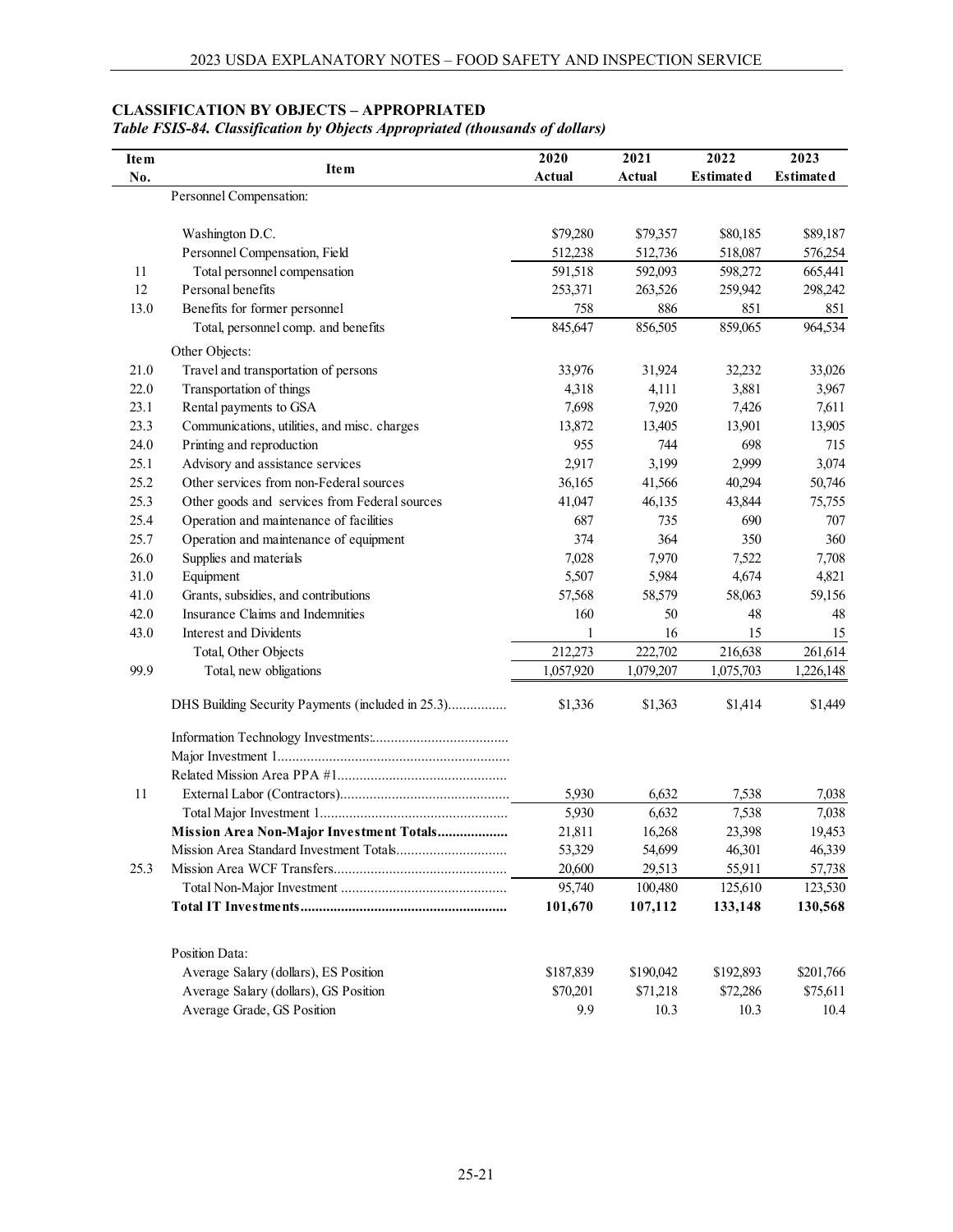## CLASSIFICATION BY OBJECTS – APPROPRIATED

*Table FSIS-84. Classification by Objects Appropriated (thousands of dollars)*

| Item No. | Item | 2020 Actual | 2021 Actual | 2022 Estimated | 2023 Estimated |
|---|---|---|---|---|---|
| | Personnel Compensation: | | | | |
| | Washington D.C. | $79,280 | $79,357 | $80,185 | $89,187 |
| | Personnel Compensation, Field | 512,238 | 512,736 | 518,087 | 576,254 |
| 11 | Total personnel compensation | 591,518 | 592,093 | 598,272 | 665,441 |
| 12 | Personal benefits | 253,371 | 263,526 | 259,942 | 298,242 |
| 13.0 | Benefits for former personnel | 758 | 886 | 851 | 851 |
| | Total, personnel comp. and benefits | 845,647 | 856,505 | 859,065 | 964,534 |
| | Other Objects: | | | | |
| 21.0 | Travel and transportation of persons | 33,976 | 31,924 | 32,232 | 33,026 |
| 22.0 | Transportation of things | 4,318 | 4,111 | 3,881 | 3,967 |
| 23.1 | Rental payments to GSA | 7,698 | 7,920 | 7,426 | 7,611 |
| 23.3 | Communications, utilities, and misc. charges | 13,872 | 13,405 | 13,901 | 13,905 |
| 24.0 | Printing and reproduction | 955 | 744 | 698 | 715 |
| 25.1 | Advisory and assistance services | 2,917 | 3,199 | 2,999 | 3,074 |
| 25.2 | Other services from non-Federal sources | 36,165 | 41,566 | 40,294 | 50,746 |
| 25.3 | Other goods and services from Federal sources | 41,047 | 46,135 | 43,844 | 75,755 |
| 25.4 | Operation and maintenance of facilities | 687 | 735 | 690 | 707 |
| 25.7 | Operation and maintenance of equipment | 374 | 364 | 350 | 360 |
| 26.0 | Supplies and materials | 7,028 | 7,970 | 7,522 | 7,708 |
| 31.0 | Equipment | 5,507 | 5,984 | 4,674 | 4,821 |
| 41.0 | Grants, subsidies, and contributions | 57,568 | 58,579 | 58,063 | 59,156 |
| 42.0 | Insurance Claims and Indemnities | 160 | 50 | 48 | 48 |
| 43.0 | Interest and Dividents | 1 | 16 | 15 | 15 |
| | Total, Other Objects | 212,273 | 222,702 | 216,638 | 261,614 |
| 99.9 | Total, new obligations | 1,057,920 | 1,079,207 | 1,075,703 | 1,226,148 |
| | DHS Building Security Payments (included in 25.3) | $1,336 | $1,363 | $1,414 | $1,449 |
| | Information Technology Investments: | | | | |
| | Major Investment 1 | | | | |
| | Related Mission Area PPA #1 | | | | |
| 11 | External Labor (Contractors) | 5,930 | 6,632 | 7,538 | 7,038 |
| | Total Major Investment 1 | 5,930 | 6,632 | 7,538 | 7,038 |
| | **Mission Area Non-Major Investment Totals** | 21,811 | 16,268 | 23,398 | 19,453 |
| | Mission Area Standard Investment Totals | 53,329 | 54,699 | 46,301 | 46,339 |
| 25.3 | Mission Area WCF Transfers | 20,600 | 29,513 | 55,911 | 57,738 |
| | Total Non-Major Investment | 95,740 | 100,480 | 125,610 | 123,530 |
| | **Total IT Investments** | **101,670** | **107,112** | **133,148** | **130,568** |
| | Position Data: | | | | |
| | Average Salary (dollars), ES Position | $187,839 | $190,042 | $192,893 | $201,766 |
| | Average Salary (dollars), GS Position | $70,201 | $71,218 | $72,286 | $75,611 |
| | Average Grade, GS Position | 9.9 | 10.3 | 10.3 | 10.4 |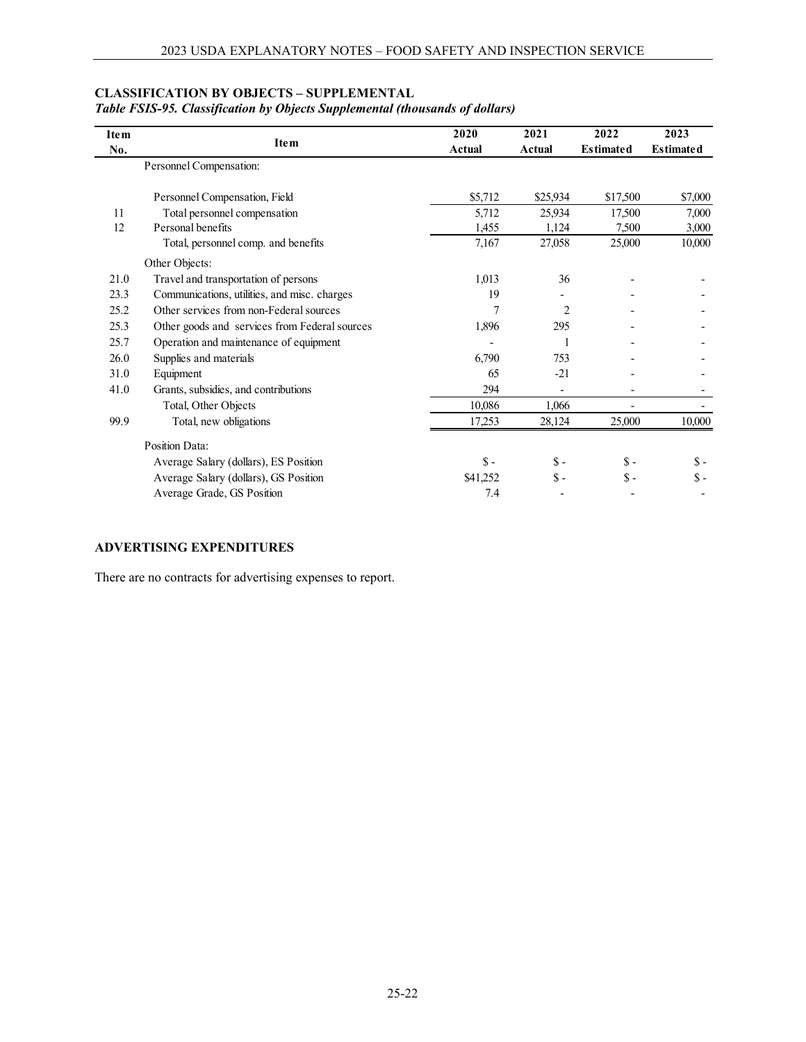## CLASSIFICATION BY OBJECTS – SUPPLEMENTAL

*Table FSIS-95. Classification by Objects Supplemental (thousands of dollars)*

| Item No. | Item | 2020 Actual | 2021 Actual | 2022 Estimated | 2023 Estimated |
|---|---|---|---|---|---|
| | Personnel Compensation: | | | | |
| | Personnel Compensation, Field | $5,712 | $25,934 | $17,500 | $7,000 |
| 11 | Total personnel compensation | 5,712 | 25,934 | 17,500 | 7,000 |
| 12 | Personal benefits | 1,455 | 1,124 | 7,500 | 3,000 |
| | Total, personnel comp. and benefits | 7,167 | 27,058 | 25,000 | 10,000 |
| | Other Objects: | | | | |
| 21.0 | Travel and transportation of persons | 1,013 | 36 | - | - |
| 23.3 | Communications, utilities, and misc. charges | 19 | - | - | - |
| 25.2 | Other services from non-Federal sources | 7 | 2 | - | - |
| 25.3 | Other goods and services from Federal sources | 1,896 | 295 | - | - |
| 25.7 | Operation and maintenance of equipment | - | 1 | - | - |
| 26.0 | Supplies and materials | 6,790 | 753 | - | - |
| 31.0 | Equipment | 65 | -21 | - | - |
| 41.0 | Grants, subsidies, and contributions | 294 | - | - | - |
| | Total, Other Objects | 10,086 | 1,066 | - | - |
| 99.9 | Total, new obligations | 17,253 | 28,124 | 25,000 | 10,000 |
| | Position Data: | | | | |
| | Average Salary (dollars), ES Position | $ - | $ - | $ - | $ - |
| | Average Salary (dollars), GS Position | $41,252 | $ - | $ - | $ - |
| | Average Grade, GS Position | 7.4 | - | - | - |

## ADVERTISING EXPENDITURES

There are no contracts for advertising expenses to report.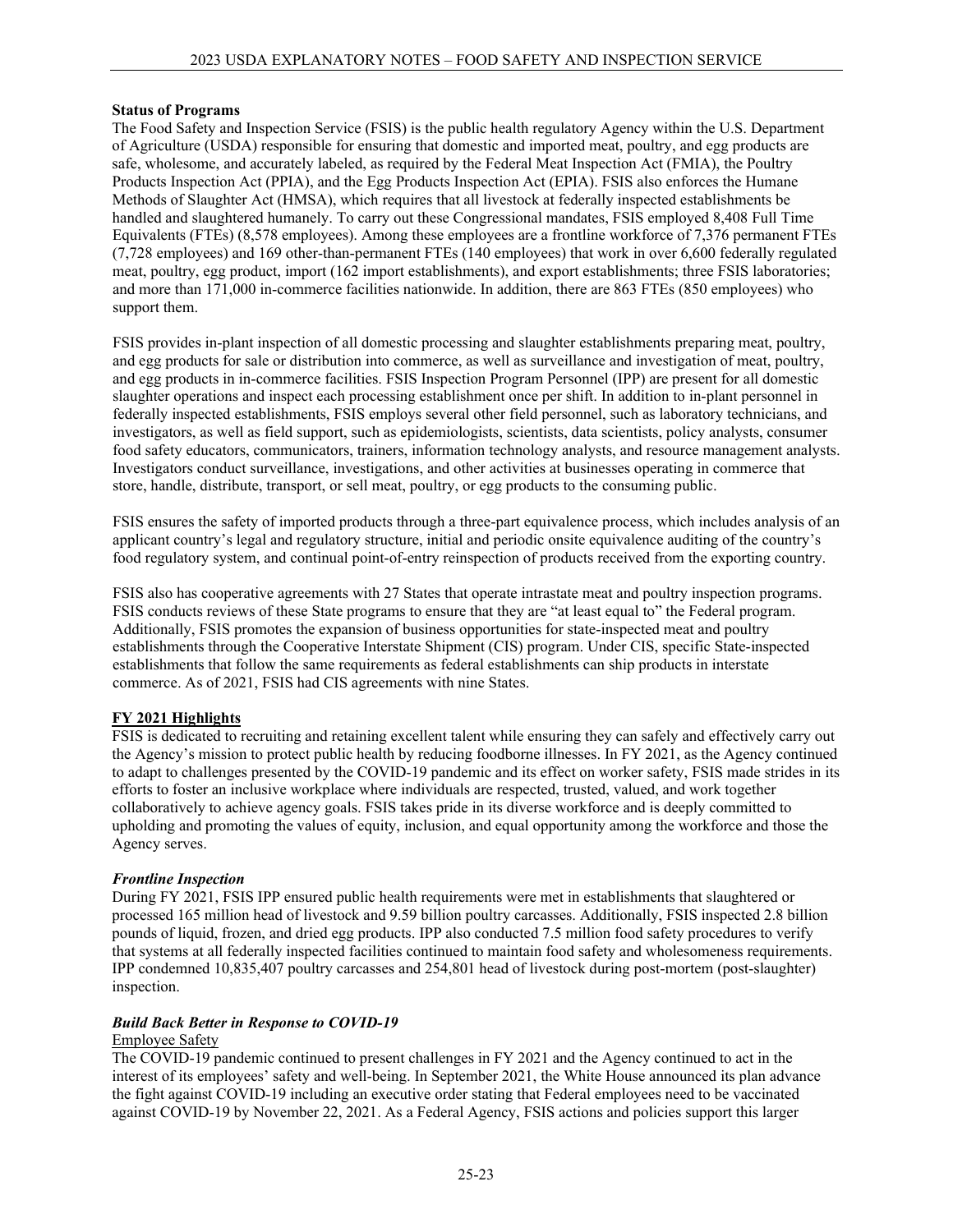**Status of Programs**

The Food Safety and Inspection Service (FSIS) is the public health regulatory Agency within the U.S. Department of Agriculture (USDA) responsible for ensuring that domestic and imported meat, poultry, and egg products are safe, wholesome, and accurately labeled, as required by the Federal Meat Inspection Act (FMIA), the Poultry Products Inspection Act (PPIA), and the Egg Products Inspection Act (EPIA). FSIS also enforces the Humane Methods of Slaughter Act (HMSA), which requires that all livestock at federally inspected establishments be handled and slaughtered humanely. To carry out these Congressional mandates, FSIS employed 8,408 Full Time Equivalents (FTEs) (8,578 employees). Among these employees are a frontline workforce of 7,376 permanent FTEs (7,728 employees) and 169 other-than-permanent FTEs (140 employees) that work in over 6,600 federally regulated meat, poultry, egg product, import (162 import establishments), and export establishments; three FSIS laboratories; and more than 171,000 in-commerce facilities nationwide. In addition, there are 863 FTEs (850 employees) who support them.

FSIS provides in-plant inspection of all domestic processing and slaughter establishments preparing meat, poultry, and egg products for sale or distribution into commerce, as well as surveillance and investigation of meat, poultry, and egg products in in-commerce facilities. FSIS Inspection Program Personnel (IPP) are present for all domestic slaughter operations and inspect each processing establishment once per shift. In addition to in-plant personnel in federally inspected establishments, FSIS employs several other field personnel, such as laboratory technicians, and investigators, as well as field support, such as epidemiologists, scientists, data scientists, policy analysts, consumer food safety educators, communicators, trainers, information technology analysts, and resource management analysts. Investigators conduct surveillance, investigations, and other activities at businesses operating in commerce that store, handle, distribute, transport, or sell meat, poultry, or egg products to the consuming public.

FSIS ensures the safety of imported products through a three-part equivalence process, which includes analysis of an applicant country's legal and regulatory structure, initial and periodic onsite equivalence auditing of the country's food regulatory system, and continual point-of-entry reinspection of products received from the exporting country.

FSIS also has cooperative agreements with 27 States that operate intrastate meat and poultry inspection programs. FSIS conducts reviews of these State programs to ensure that they are "at least equal to" the Federal program. Additionally, FSIS promotes the expansion of business opportunities for state-inspected meat and poultry establishments through the Cooperative Interstate Shipment (CIS) program. Under CIS, specific State-inspected establishments that follow the same requirements as federal establishments can ship products in interstate commerce. As of 2021, FSIS had CIS agreements with nine States.

**FY 2021 Highlights**

FSIS is dedicated to recruiting and retaining excellent talent while ensuring they can safely and effectively carry out the Agency's mission to protect public health by reducing foodborne illnesses. In FY 2021, as the Agency continued to adapt to challenges presented by the COVID-19 pandemic and its effect on worker safety, FSIS made strides in its efforts to foster an inclusive workplace where individuals are respected, trusted, valued, and work together collaboratively to achieve agency goals. FSIS takes pride in its diverse workforce and is deeply committed to upholding and promoting the values of equity, inclusion, and equal opportunity among the workforce and those the Agency serves.

***Frontline Inspection***

During FY 2021, FSIS IPP ensured public health requirements were met in establishments that slaughtered or processed 165 million head of livestock and 9.59 billion poultry carcasses. Additionally, FSIS inspected 2.8 billion pounds of liquid, frozen, and dried egg products. IPP also conducted 7.5 million food safety procedures to verify that systems at all federally inspected facilities continued to maintain food safety and wholesomeness requirements. IPP condemned 10,835,407 poultry carcasses and 254,801 head of livestock during post-mortem (post-slaughter) inspection.

***Build Back Better in Response to COVID-19***

Employee Safety

The COVID-19 pandemic continued to present challenges in FY 2021 and the Agency continued to act in the interest of its employees' safety and well-being. In September 2021, the White House announced its plan advance the fight against COVID-19 including an executive order stating that Federal employees need to be vaccinated against COVID-19 by November 22, 2021. As a Federal Agency, FSIS actions and policies support this larger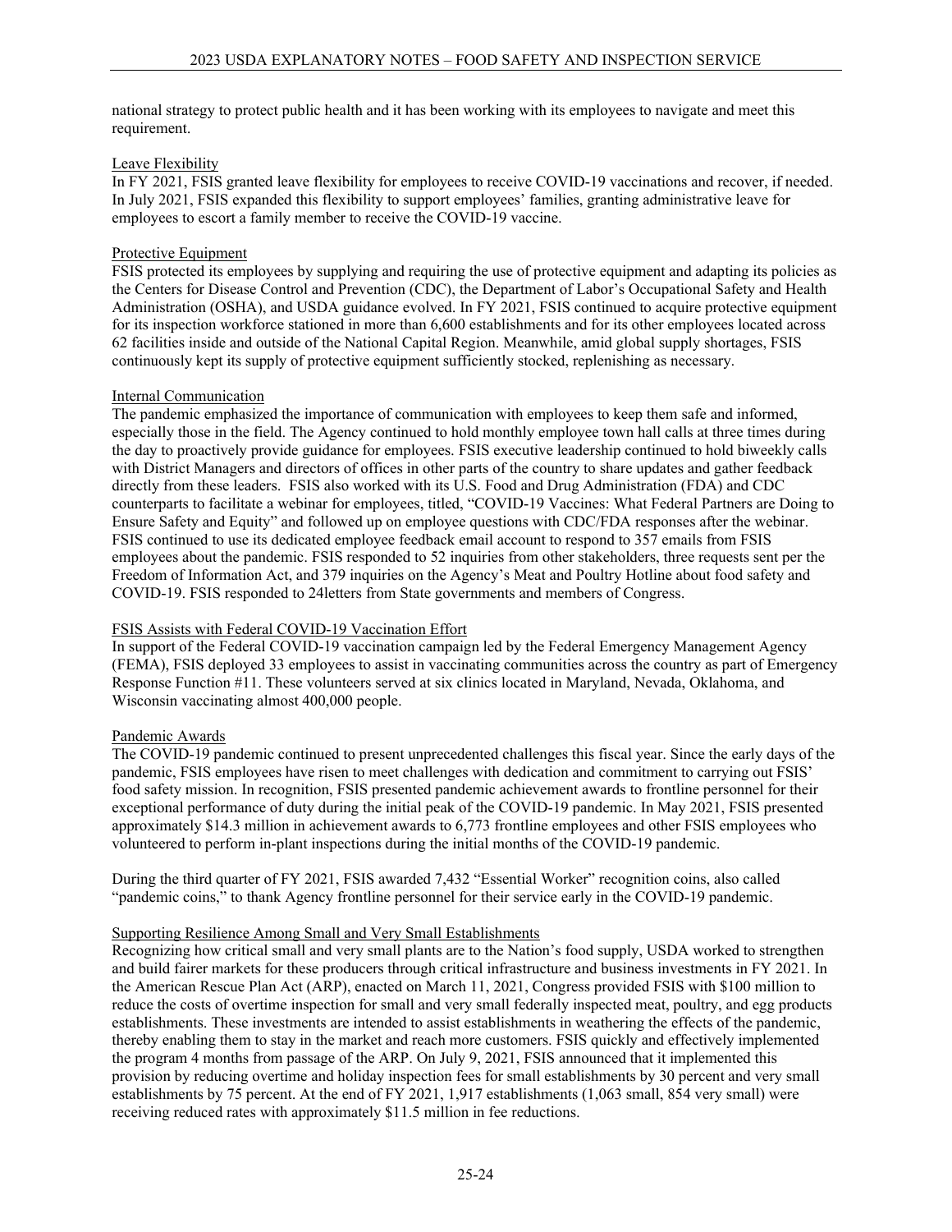national strategy to protect public health and it has been working with its employees to navigate and meet this requirement.

Leave Flexibility

In FY 2021, FSIS granted leave flexibility for employees to receive COVID-19 vaccinations and recover, if needed. In July 2021, FSIS expanded this flexibility to support employees' families, granting administrative leave for employees to escort a family member to receive the COVID-19 vaccine.

Protective Equipment

FSIS protected its employees by supplying and requiring the use of protective equipment and adapting its policies as the Centers for Disease Control and Prevention (CDC), the Department of Labor's Occupational Safety and Health Administration (OSHA), and USDA guidance evolved. In FY 2021, FSIS continued to acquire protective equipment for its inspection workforce stationed in more than 6,600 establishments and for its other employees located across 62 facilities inside and outside of the National Capital Region. Meanwhile, amid global supply shortages, FSIS continuously kept its supply of protective equipment sufficiently stocked, replenishing as necessary.

Internal Communication

The pandemic emphasized the importance of communication with employees to keep them safe and informed, especially those in the field. The Agency continued to hold monthly employee town hall calls at three times during the day to proactively provide guidance for employees. FSIS executive leadership continued to hold biweekly calls with District Managers and directors of offices in other parts of the country to share updates and gather feedback directly from these leaders. FSIS also worked with its U.S. Food and Drug Administration (FDA) and CDC counterparts to facilitate a webinar for employees, titled, "COVID-19 Vaccines: What Federal Partners are Doing to Ensure Safety and Equity" and followed up on employee questions with CDC/FDA responses after the webinar. FSIS continued to use its dedicated employee feedback email account to respond to 357 emails from FSIS employees about the pandemic. FSIS responded to 52 inquiries from other stakeholders, three requests sent per the Freedom of Information Act, and 379 inquiries on the Agency's Meat and Poultry Hotline about food safety and COVID-19. FSIS responded to 24letters from State governments and members of Congress.

FSIS Assists with Federal COVID-19 Vaccination Effort

In support of the Federal COVID-19 vaccination campaign led by the Federal Emergency Management Agency (FEMA), FSIS deployed 33 employees to assist in vaccinating communities across the country as part of Emergency Response Function #11. These volunteers served at six clinics located in Maryland, Nevada, Oklahoma, and Wisconsin vaccinating almost 400,000 people.

Pandemic Awards

The COVID-19 pandemic continued to present unprecedented challenges this fiscal year. Since the early days of the pandemic, FSIS employees have risen to meet challenges with dedication and commitment to carrying out FSIS' food safety mission. In recognition, FSIS presented pandemic achievement awards to frontline personnel for their exceptional performance of duty during the initial peak of the COVID-19 pandemic. In May 2021, FSIS presented approximately $14.3 million in achievement awards to 6,773 frontline employees and other FSIS employees who volunteered to perform in-plant inspections during the initial months of the COVID-19 pandemic.

During the third quarter of FY 2021, FSIS awarded 7,432 "Essential Worker" recognition coins, also called "pandemic coins," to thank Agency frontline personnel for their service early in the COVID-19 pandemic.

Supporting Resilience Among Small and Very Small Establishments

Recognizing how critical small and very small plants are to the Nation's food supply, USDA worked to strengthen and build fairer markets for these producers through critical infrastructure and business investments in FY 2021. In the American Rescue Plan Act (ARP), enacted on March 11, 2021, Congress provided FSIS with $100 million to reduce the costs of overtime inspection for small and very small federally inspected meat, poultry, and egg products establishments. These investments are intended to assist establishments in weathering the effects of the pandemic, thereby enabling them to stay in the market and reach more customers. FSIS quickly and effectively implemented the program 4 months from passage of the ARP. On July 9, 2021, FSIS announced that it implemented this provision by reducing overtime and holiday inspection fees for small establishments by 30 percent and very small establishments by 75 percent. At the end of FY 2021, 1,917 establishments (1,063 small, 854 very small) were receiving reduced rates with approximately $11.5 million in fee reductions.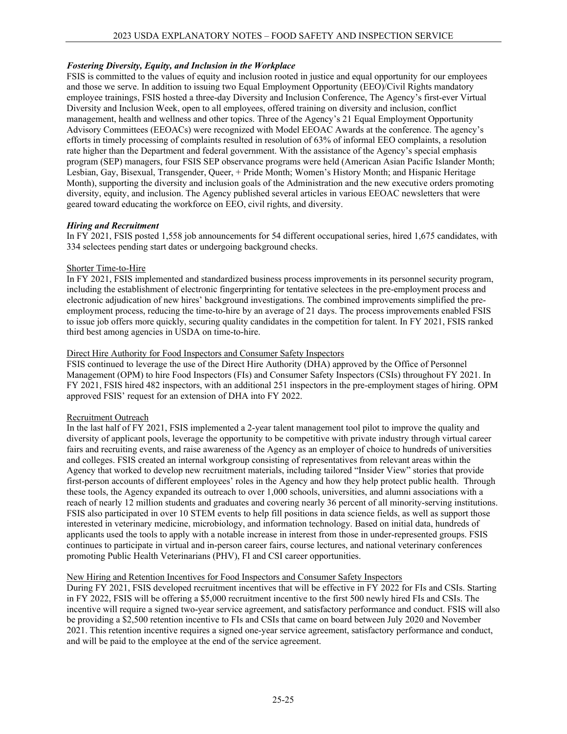### *Fostering Diversity, Equity, and Inclusion in the Workplace*

FSIS is committed to the values of equity and inclusion rooted in justice and equal opportunity for our employees and those we serve. In addition to issuing two Equal Employment Opportunity (EEO)/Civil Rights mandatory employee trainings, FSIS hosted a three-day Diversity and Inclusion Conference, The Agency's first-ever Virtual Diversity and Inclusion Week, open to all employees, offered training on diversity and inclusion, conflict management, health and wellness and other topics. Three of the Agency's 21 Equal Employment Opportunity Advisory Committees (EEOACs) were recognized with Model EEOAC Awards at the conference. The agency's efforts in timely processing of complaints resulted in resolution of 63% of informal EEO complaints, a resolution rate higher than the Department and federal government. With the assistance of the Agency's special emphasis program (SEP) managers, four FSIS SEP observance programs were held (American Asian Pacific Islander Month; Lesbian, Gay, Bisexual, Transgender, Queer, + Pride Month; Women's History Month; and Hispanic Heritage Month), supporting the diversity and inclusion goals of the Administration and the new executive orders promoting diversity, equity, and inclusion. The Agency published several articles in various EEOAC newsletters that were geared toward educating the workforce on EEO, civil rights, and diversity.

### *Hiring and Recruitment*

In FY 2021, FSIS posted 1,558 job announcements for 54 different occupational series, hired 1,675 candidates, with 334 selectees pending start dates or undergoing background checks.

#### Shorter Time-to-Hire

In FY 2021, FSIS implemented and standardized business process improvements in its personnel security program, including the establishment of electronic fingerprinting for tentative selectees in the pre-employment process and electronic adjudication of new hires' background investigations. The combined improvements simplified the pre-employment process, reducing the time-to-hire by an average of 21 days. The process improvements enabled FSIS to issue job offers more quickly, securing quality candidates in the competition for talent. In FY 2021, FSIS ranked third best among agencies in USDA on time-to-hire.

#### Direct Hire Authority for Food Inspectors and Consumer Safety Inspectors

FSIS continued to leverage the use of the Direct Hire Authority (DHA) approved by the Office of Personnel Management (OPM) to hire Food Inspectors (FIs) and Consumer Safety Inspectors (CSIs) throughout FY 2021. In FY 2021, FSIS hired 482 inspectors, with an additional 251 inspectors in the pre-employment stages of hiring. OPM approved FSIS' request for an extension of DHA into FY 2022.

#### Recruitment Outreach

In the last half of FY 2021, FSIS implemented a 2-year talent management tool pilot to improve the quality and diversity of applicant pools, leverage the opportunity to be competitive with private industry through virtual career fairs and recruiting events, and raise awareness of the Agency as an employer of choice to hundreds of universities and colleges. FSIS created an internal workgroup consisting of representatives from relevant areas within the Agency that worked to develop new recruitment materials, including tailored "Insider View" stories that provide first-person accounts of different employees' roles in the Agency and how they help protect public health. Through these tools, the Agency expanded its outreach to over 1,000 schools, universities, and alumni associations with a reach of nearly 12 million students and graduates and covering nearly 36 percent of all minority-serving institutions. FSIS also participated in over 10 STEM events to help fill positions in data science fields, as well as support those interested in veterinary medicine, microbiology, and information technology. Based on initial data, hundreds of applicants used the tools to apply with a notable increase in interest from those in under-represented groups. FSIS continues to participate in virtual and in-person career fairs, course lectures, and national veterinary conferences promoting Public Health Veterinarians (PHV), FI and CSI career opportunities.

#### New Hiring and Retention Incentives for Food Inspectors and Consumer Safety Inspectors

During FY 2021, FSIS developed recruitment incentives that will be effective in FY 2022 for FIs and CSIs. Starting in FY 2022, FSIS will be offering a $5,000 recruitment incentive to the first 500 newly hired FIs and CSIs. The incentive will require a signed two-year service agreement, and satisfactory performance and conduct. FSIS will also be providing a $2,500 retention incentive to FIs and CSIs that came on board between July 2020 and November 2021. This retention incentive requires a signed one-year service agreement, satisfactory performance and conduct, and will be paid to the employee at the end of the service agreement.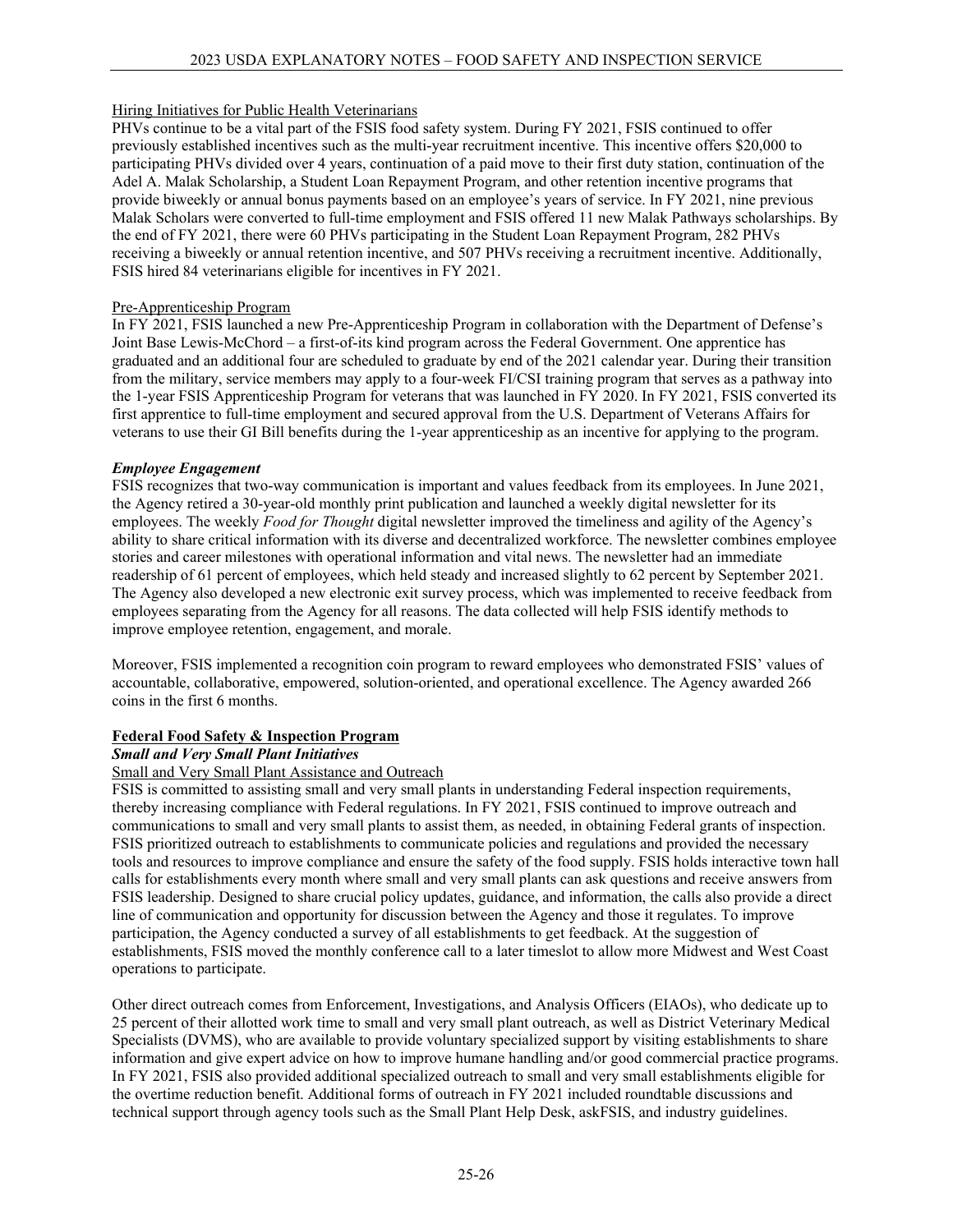Hiring Initiatives for Public Health Veterinarians

PHVs continue to be a vital part of the FSIS food safety system. During FY 2021, FSIS continued to offer previously established incentives such as the multi-year recruitment incentive. This incentive offers $20,000 to participating PHVs divided over 4 years, continuation of a paid move to their first duty station, continuation of the Adel A. Malak Scholarship, a Student Loan Repayment Program, and other retention incentive programs that provide biweekly or annual bonus payments based on an employee's years of service. In FY 2021, nine previous Malak Scholars were converted to full-time employment and FSIS offered 11 new Malak Pathways scholarships. By the end of FY 2021, there were 60 PHVs participating in the Student Loan Repayment Program, 282 PHVs receiving a biweekly or annual retention incentive, and 507 PHVs receiving a recruitment incentive. Additionally, FSIS hired 84 veterinarians eligible for incentives in FY 2021.

Pre-Apprenticeship Program

In FY 2021, FSIS launched a new Pre-Apprenticeship Program in collaboration with the Department of Defense's Joint Base Lewis-McChord – a first-of-its kind program across the Federal Government. One apprentice has graduated and an additional four are scheduled to graduate by end of the 2021 calendar year. During their transition from the military, service members may apply to a four-week FI/CSI training program that serves as a pathway into the 1-year FSIS Apprenticeship Program for veterans that was launched in FY 2020. In FY 2021, FSIS converted its first apprentice to full-time employment and secured approval from the U.S. Department of Veterans Affairs for veterans to use their GI Bill benefits during the 1-year apprenticeship as an incentive for applying to the program.

***Employee Engagement***

FSIS recognizes that two-way communication is important and values feedback from its employees. In June 2021, the Agency retired a 30-year-old monthly print publication and launched a weekly digital newsletter for its employees. The weekly *Food for Thought* digital newsletter improved the timeliness and agility of the Agency's ability to share critical information with its diverse and decentralized workforce. The newsletter combines employee stories and career milestones with operational information and vital news. The newsletter had an immediate readership of 61 percent of employees, which held steady and increased slightly to 62 percent by September 2021. The Agency also developed a new electronic exit survey process, which was implemented to receive feedback from employees separating from the Agency for all reasons. The data collected will help FSIS identify methods to improve employee retention, engagement, and morale.

Moreover, FSIS implemented a recognition coin program to reward employees who demonstrated FSIS' values of accountable, collaborative, empowered, solution-oriented, and operational excellence. The Agency awarded 266 coins in the first 6 months.

**Federal Food Safety & Inspection Program**

***Small and Very Small Plant Initiatives***

Small and Very Small Plant Assistance and Outreach

FSIS is committed to assisting small and very small plants in understanding Federal inspection requirements, thereby increasing compliance with Federal regulations. In FY 2021, FSIS continued to improve outreach and communications to small and very small plants to assist them, as needed, in obtaining Federal grants of inspection. FSIS prioritized outreach to establishments to communicate policies and regulations and provided the necessary tools and resources to improve compliance and ensure the safety of the food supply. FSIS holds interactive town hall calls for establishments every month where small and very small plants can ask questions and receive answers from FSIS leadership. Designed to share crucial policy updates, guidance, and information, the calls also provide a direct line of communication and opportunity for discussion between the Agency and those it regulates. To improve participation, the Agency conducted a survey of all establishments to get feedback. At the suggestion of establishments, FSIS moved the monthly conference call to a later timeslot to allow more Midwest and West Coast operations to participate.

Other direct outreach comes from Enforcement, Investigations, and Analysis Officers (EIAOs), who dedicate up to 25 percent of their allotted work time to small and very small plant outreach, as well as District Veterinary Medical Specialists (DVMS), who are available to provide voluntary specialized support by visiting establishments to share information and give expert advice on how to improve humane handling and/or good commercial practice programs. In FY 2021, FSIS also provided additional specialized outreach to small and very small establishments eligible for the overtime reduction benefit. Additional forms of outreach in FY 2021 included roundtable discussions and technical support through agency tools such as the Small Plant Help Desk, askFSIS, and industry guidelines.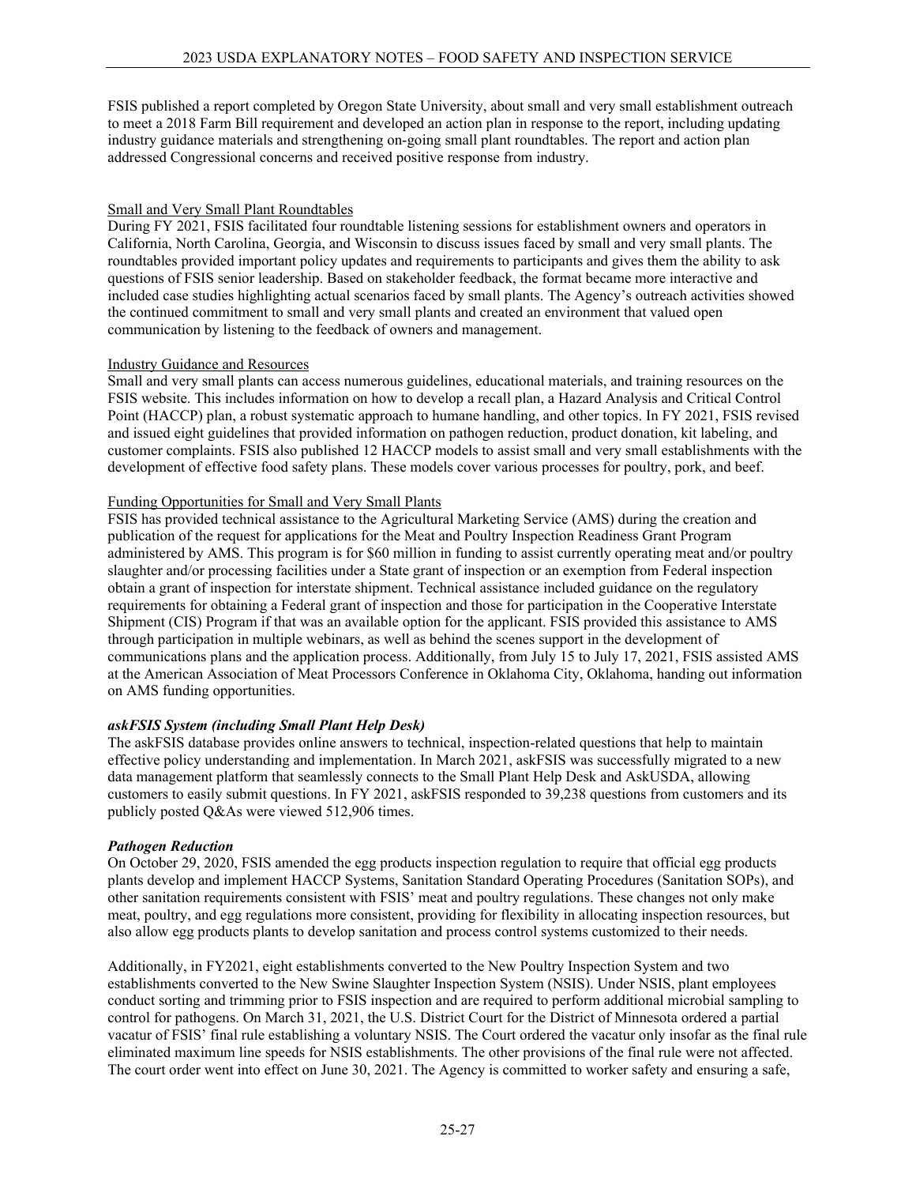FSIS published a report completed by Oregon State University, about small and very small establishment outreach to meet a 2018 Farm Bill requirement and developed an action plan in response to the report, including updating industry guidance materials and strengthening on-going small plant roundtables. The report and action plan addressed Congressional concerns and received positive response from industry.

Small and Very Small Plant Roundtables

During FY 2021, FSIS facilitated four roundtable listening sessions for establishment owners and operators in California, North Carolina, Georgia, and Wisconsin to discuss issues faced by small and very small plants. The roundtables provided important policy updates and requirements to participants and gives them the ability to ask questions of FSIS senior leadership. Based on stakeholder feedback, the format became more interactive and included case studies highlighting actual scenarios faced by small plants. The Agency's outreach activities showed the continued commitment to small and very small plants and created an environment that valued open communication by listening to the feedback of owners and management.

Industry Guidance and Resources

Small and very small plants can access numerous guidelines, educational materials, and training resources on the FSIS website. This includes information on how to develop a recall plan, a Hazard Analysis and Critical Control Point (HACCP) plan, a robust systematic approach to humane handling, and other topics. In FY 2021, FSIS revised and issued eight guidelines that provided information on pathogen reduction, product donation, kit labeling, and customer complaints. FSIS also published 12 HACCP models to assist small and very small establishments with the development of effective food safety plans. These models cover various processes for poultry, pork, and beef.

Funding Opportunities for Small and Very Small Plants

FSIS has provided technical assistance to the Agricultural Marketing Service (AMS) during the creation and publication of the request for applications for the Meat and Poultry Inspection Readiness Grant Program administered by AMS. This program is for $60 million in funding to assist currently operating meat and/or poultry slaughter and/or processing facilities under a State grant of inspection or an exemption from Federal inspection obtain a grant of inspection for interstate shipment. Technical assistance included guidance on the regulatory requirements for obtaining a Federal grant of inspection and those for participation in the Cooperative Interstate Shipment (CIS) Program if that was an available option for the applicant. FSIS provided this assistance to AMS through participation in multiple webinars, as well as behind the scenes support in the development of communications plans and the application process. Additionally, from July 15 to July 17, 2021, FSIS assisted AMS at the American Association of Meat Processors Conference in Oklahoma City, Oklahoma, handing out information on AMS funding opportunities.

***askFSIS System (including Small Plant Help Desk)***

The askFSIS database provides online answers to technical, inspection-related questions that help to maintain effective policy understanding and implementation. In March 2021, askFSIS was successfully migrated to a new data management platform that seamlessly connects to the Small Plant Help Desk and AskUSDA, allowing customers to easily submit questions. In FY 2021, askFSIS responded to 39,238 questions from customers and its publicly posted Q&As were viewed 512,906 times.

***Pathogen Reduction***

On October 29, 2020, FSIS amended the egg products inspection regulation to require that official egg products plants develop and implement HACCP Systems, Sanitation Standard Operating Procedures (Sanitation SOPs), and other sanitation requirements consistent with FSIS' meat and poultry regulations. These changes not only make meat, poultry, and egg regulations more consistent, providing for flexibility in allocating inspection resources, but also allow egg products plants to develop sanitation and process control systems customized to their needs.

Additionally, in FY2021, eight establishments converted to the New Poultry Inspection System and two establishments converted to the New Swine Slaughter Inspection System (NSIS). Under NSIS, plant employees conduct sorting and trimming prior to FSIS inspection and are required to perform additional microbial sampling to control for pathogens. On March 31, 2021, the U.S. District Court for the District of Minnesota ordered a partial vacatur of FSIS' final rule establishing a voluntary NSIS. The Court ordered the vacatur only insofar as the final rule eliminated maximum line speeds for NSIS establishments. The other provisions of the final rule were not affected. The court order went into effect on June 30, 2021. The Agency is committed to worker safety and ensuring a safe,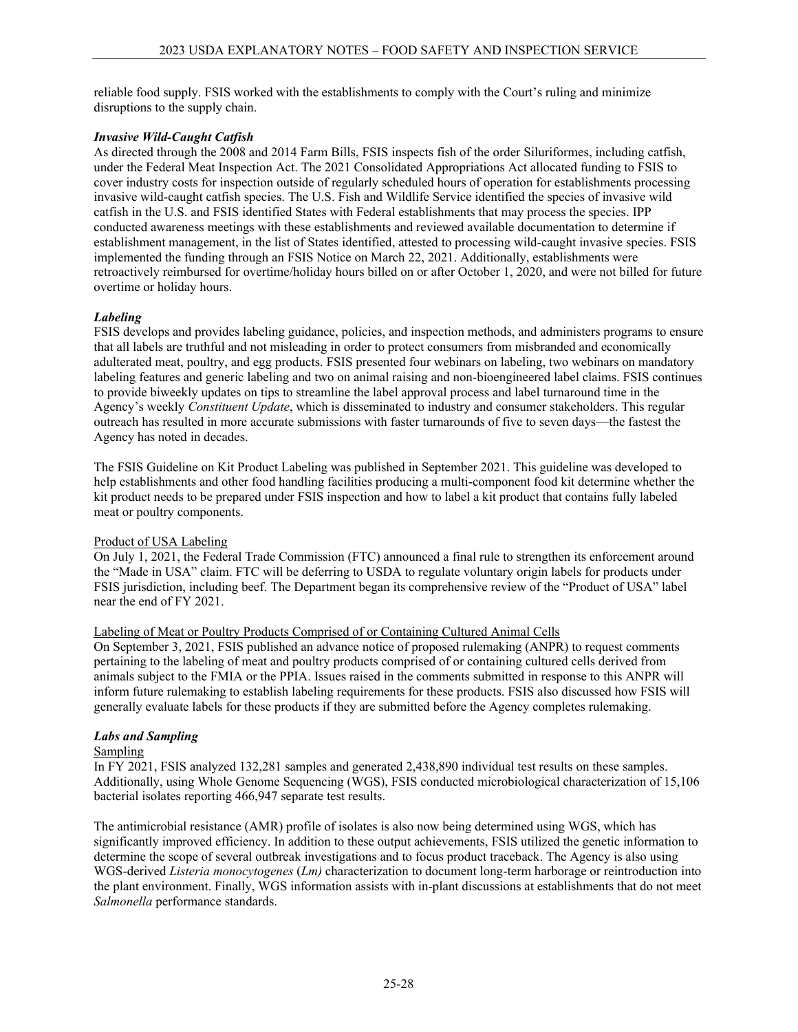reliable food supply. FSIS worked with the establishments to comply with the Court's ruling and minimize disruptions to the supply chain.

### *Invasive Wild-Caught Catfish*

As directed through the 2008 and 2014 Farm Bills, FSIS inspects fish of the order Siluriformes, including catfish, under the Federal Meat Inspection Act. The 2021 Consolidated Appropriations Act allocated funding to FSIS to cover industry costs for inspection outside of regularly scheduled hours of operation for establishments processing invasive wild-caught catfish species. The U.S. Fish and Wildlife Service identified the species of invasive wild catfish in the U.S. and FSIS identified States with Federal establishments that may process the species. IPP conducted awareness meetings with these establishments and reviewed available documentation to determine if establishment management, in the list of States identified, attested to processing wild-caught invasive species. FSIS implemented the funding through an FSIS Notice on March 22, 2021. Additionally, establishments were retroactively reimbursed for overtime/holiday hours billed on or after October 1, 2020, and were not billed for future overtime or holiday hours.

### *Labeling*

FSIS develops and provides labeling guidance, policies, and inspection methods, and administers programs to ensure that all labels are truthful and not misleading in order to protect consumers from misbranded and economically adulterated meat, poultry, and egg products. FSIS presented four webinars on labeling, two webinars on mandatory labeling features and generic labeling and two on animal raising and non-bioengineered label claims. FSIS continues to provide biweekly updates on tips to streamline the label approval process and label turnaround time in the Agency's weekly *Constituent Update*, which is disseminated to industry and consumer stakeholders. This regular outreach has resulted in more accurate submissions with faster turnarounds of five to seven days—the fastest the Agency has noted in decades.

The FSIS Guideline on Kit Product Labeling was published in September 2021. This guideline was developed to help establishments and other food handling facilities producing a multi-component food kit determine whether the kit product needs to be prepared under FSIS inspection and how to label a kit product that contains fully labeled meat or poultry components.

#### Product of USA Labeling

On July 1, 2021, the Federal Trade Commission (FTC) announced a final rule to strengthen its enforcement around the "Made in USA" claim. FTC will be deferring to USDA to regulate voluntary origin labels for products under FSIS jurisdiction, including beef. The Department began its comprehensive review of the "Product of USA" label near the end of FY 2021.

#### Labeling of Meat or Poultry Products Comprised of or Containing Cultured Animal Cells

On September 3, 2021, FSIS published an advance notice of proposed rulemaking (ANPR) to request comments pertaining to the labeling of meat and poultry products comprised of or containing cultured cells derived from animals subject to the FMIA or the PPIA. Issues raised in the comments submitted in response to this ANPR will inform future rulemaking to establish labeling requirements for these products. FSIS also discussed how FSIS will generally evaluate labels for these products if they are submitted before the Agency completes rulemaking.

### *Labs and Sampling*

#### Sampling

In FY 2021, FSIS analyzed 132,281 samples and generated 2,438,890 individual test results on these samples. Additionally, using Whole Genome Sequencing (WGS), FSIS conducted microbiological characterization of 15,106 bacterial isolates reporting 466,947 separate test results.

The antimicrobial resistance (AMR) profile of isolates is also now being determined using WGS, which has significantly improved efficiency. In addition to these output achievements, FSIS utilized the genetic information to determine the scope of several outbreak investigations and to focus product traceback. The Agency is also using WGS-derived *Listeria monocytogenes* (*Lm)* characterization to document long-term harborage or reintroduction into the plant environment. Finally, WGS information assists with in-plant discussions at establishments that do not meet *Salmonella* performance standards.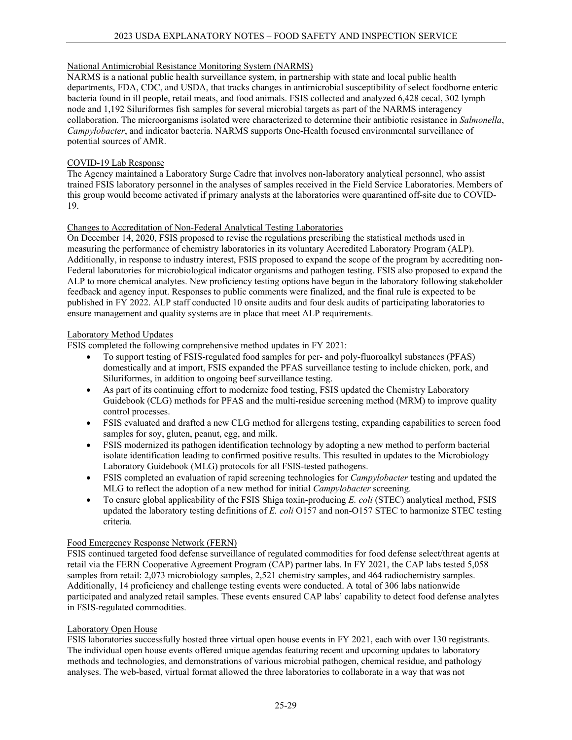## National Antimicrobial Resistance Monitoring System (NARMS)

NARMS is a national public health surveillance system, in partnership with state and local public health departments, FDA, CDC, and USDA, that tracks changes in antimicrobial susceptibility of select foodborne enteric bacteria found in ill people, retail meats, and food animals. FSIS collected and analyzed 6,428 cecal, 302 lymph node and 1,192 Siluriformes fish samples for several microbial targets as part of the NARMS interagency collaboration. The microorganisms isolated were characterized to determine their antibiotic resistance in *Salmonella*, *Campylobacter*, and indicator bacteria. NARMS supports One-Health focused environmental surveillance of potential sources of AMR.

## COVID-19 Lab Response

The Agency maintained a Laboratory Surge Cadre that involves non-laboratory analytical personnel, who assist trained FSIS laboratory personnel in the analyses of samples received in the Field Service Laboratories. Members of this group would become activated if primary analysts at the laboratories were quarantined off-site due to COVID-19.

## Changes to Accreditation of Non-Federal Analytical Testing Laboratories

On December 14, 2020, FSIS proposed to revise the regulations prescribing the statistical methods used in measuring the performance of chemistry laboratories in its voluntary Accredited Laboratory Program (ALP). Additionally, in response to industry interest, FSIS proposed to expand the scope of the program by accrediting non-Federal laboratories for microbiological indicator organisms and pathogen testing. FSIS also proposed to expand the ALP to more chemical analytes. New proficiency testing options have begun in the laboratory following stakeholder feedback and agency input. Responses to public comments were finalized, and the final rule is expected to be published in FY 2022. ALP staff conducted 10 onsite audits and four desk audits of participating laboratories to ensure management and quality systems are in place that meet ALP requirements.

## Laboratory Method Updates

FSIS completed the following comprehensive method updates in FY 2021:

- To support testing of FSIS-regulated food samples for per- and poly-fluoroalkyl substances (PFAS) domestically and at import, FSIS expanded the PFAS surveillance testing to include chicken, pork, and Siluriformes, in addition to ongoing beef surveillance testing.
- As part of its continuing effort to modernize food testing, FSIS updated the Chemistry Laboratory Guidebook (CLG) methods for PFAS and the multi-residue screening method (MRM) to improve quality control processes.
- FSIS evaluated and drafted a new CLG method for allergens testing, expanding capabilities to screen food samples for soy, gluten, peanut, egg, and milk.
- FSIS modernized its pathogen identification technology by adopting a new method to perform bacterial isolate identification leading to confirmed positive results. This resulted in updates to the Microbiology Laboratory Guidebook (MLG) protocols for all FSIS-tested pathogens.
- FSIS completed an evaluation of rapid screening technologies for *Campylobacter* testing and updated the MLG to reflect the adoption of a new method for initial *Campylobacter* screening.
- To ensure global applicability of the FSIS Shiga toxin-producing *E. coli* (STEC) analytical method, FSIS updated the laboratory testing definitions of *E. coli* O157 and non-O157 STEC to harmonize STEC testing criteria.

## Food Emergency Response Network (FERN)

FSIS continued targeted food defense surveillance of regulated commodities for food defense select/threat agents at retail via the FERN Cooperative Agreement Program (CAP) partner labs. In FY 2021, the CAP labs tested 5,058 samples from retail: 2,073 microbiology samples, 2,521 chemistry samples, and 464 radiochemistry samples. Additionally, 14 proficiency and challenge testing events were conducted. A total of 306 labs nationwide participated and analyzed retail samples. These events ensured CAP labs' capability to detect food defense analytes in FSIS-regulated commodities.

## Laboratory Open House

FSIS laboratories successfully hosted three virtual open house events in FY 2021, each with over 130 registrants. The individual open house events offered unique agendas featuring recent and upcoming updates to laboratory methods and technologies, and demonstrations of various microbial pathogen, chemical residue, and pathology analyses. The web-based, virtual format allowed the three laboratories to collaborate in a way that was not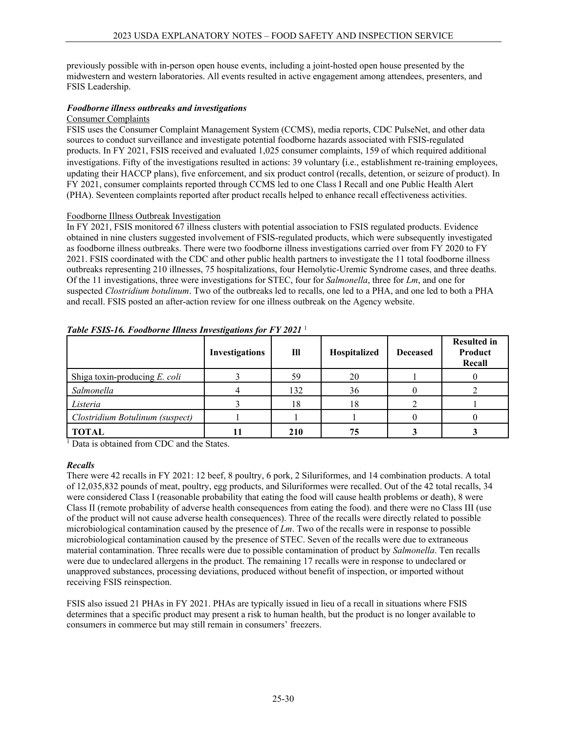previously possible with in-person open house events, including a joint-hosted open house presented by the midwestern and western laboratories. All events resulted in active engagement among attendees, presenters, and FSIS Leadership.

***Foodborne illness outbreaks and investigations***

Consumer Complaints

FSIS uses the Consumer Complaint Management System (CCMS), media reports, CDC PulseNet, and other data sources to conduct surveillance and investigate potential foodborne hazards associated with FSIS-regulated products. In FY 2021, FSIS received and evaluated 1,025 consumer complaints, 159 of which required additional investigations. Fifty of the investigations resulted in actions: 39 voluntary (i.e., establishment re-training employees, updating their HACCP plans), five enforcement, and six product control (recalls, detention, or seizure of product). In FY 2021, consumer complaints reported through CCMS led to one Class I Recall and one Public Health Alert (PHA). Seventeen complaints reported after product recalls helped to enhance recall effectiveness activities.

Foodborne Illness Outbreak Investigation

In FY 2021, FSIS monitored 67 illness clusters with potential association to FSIS regulated products. Evidence obtained in nine clusters suggested involvement of FSIS-regulated products, which were subsequently investigated as foodborne illness outbreaks. There were two foodborne illness investigations carried over from FY 2020 to FY 2021. FSIS coordinated with the CDC and other public health partners to investigate the 11 total foodborne illness outbreaks representing 210 illnesses, 75 hospitalizations, four Hemolytic-Uremic Syndrome cases, and three deaths. Of the 11 investigations, three were investigations for STEC, four for *Salmonella*, three for *Lm*, and one for suspected *Clostridium botulinum*. Two of the outbreaks led to recalls, one led to a PHA, and one led to both a PHA and recall. FSIS posted an after-action review for one illness outbreak on the Agency website.

***Table FSIS-16. Foodborne Illness Investigations for FY 2021*** [1]

| | Investigations | Ill | Hospitalized | Deceased | Resulted in Product Recall |
|---|---|---|---|---|---|
| Shiga toxin-producing *E. coli* | 3 | 59 | 20 | 1 | 0 |
| *Salmonella* | 4 | 132 | 36 | 0 | 2 |
| *Listeria* | 3 | 18 | 18 | 2 | 1 |
| *Clostridium Botulinum (suspect)* | 1 | 1 | 1 | 0 | 0 |
| **TOTAL** | **11** | **210** | **75** | **3** | **3** |

[1] Data is obtained from CDC and the States.

***Recalls***

There were 42 recalls in FY 2021: 12 beef, 8 poultry, 6 pork, 2 Siluriformes, and 14 combination products. A total of 12,035,832 pounds of meat, poultry, egg products, and Siluriformes were recalled. Out of the 42 total recalls, 34 were considered Class I (reasonable probability that eating the food will cause health problems or death), 8 were Class II (remote probability of adverse health consequences from eating the food). and there were no Class III (use of the product will not cause adverse health consequences). Three of the recalls were directly related to possible microbiological contamination caused by the presence of *Lm*. Two of the recalls were in response to possible microbiological contamination caused by the presence of STEC. Seven of the recalls were due to extraneous material contamination. Three recalls were due to possible contamination of product by *Salmonella*. Ten recalls were due to undeclared allergens in the product. The remaining 17 recalls were in response to undeclared or unapproved substances, processing deviations, produced without benefit of inspection, or imported without receiving FSIS reinspection.

FSIS also issued 21 PHAs in FY 2021. PHAs are typically issued in lieu of a recall in situations where FSIS determines that a specific product may present a risk to human health, but the product is no longer available to consumers in commerce but may still remain in consumers' freezers.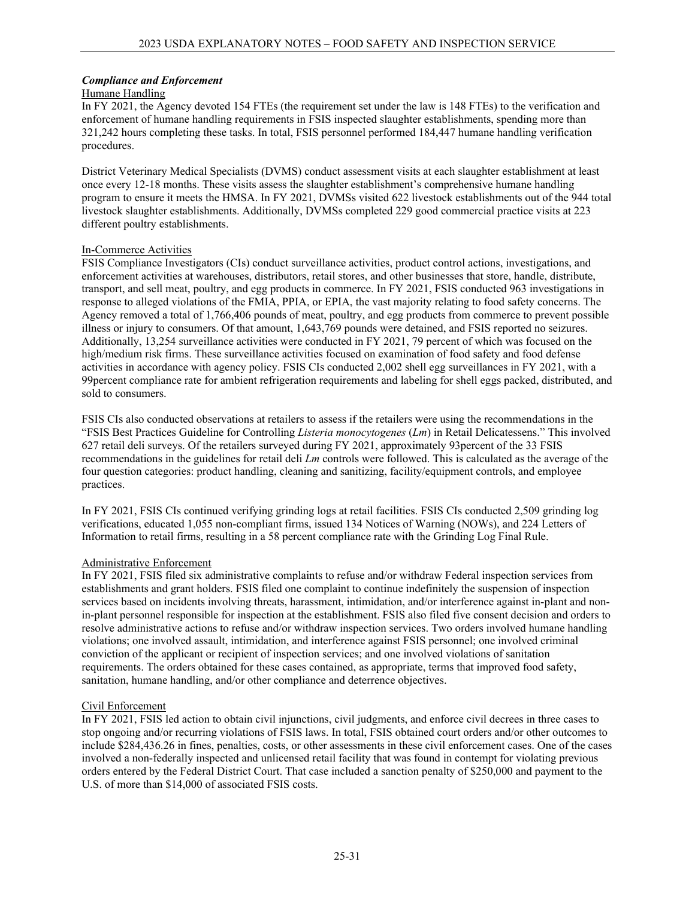### *Compliance and Enforcement*

Humane Handling

In FY 2021, the Agency devoted 154 FTEs (the requirement set under the law is 148 FTEs) to the verification and enforcement of humane handling requirements in FSIS inspected slaughter establishments, spending more than 321,242 hours completing these tasks. In total, FSIS personnel performed 184,447 humane handling verification procedures.

District Veterinary Medical Specialists (DVMS) conduct assessment visits at each slaughter establishment at least once every 12-18 months. These visits assess the slaughter establishment's comprehensive humane handling program to ensure it meets the HMSA. In FY 2021, DVMSs visited 622 livestock establishments out of the 944 total livestock slaughter establishments. Additionally, DVMSs completed 229 good commercial practice visits at 223 different poultry establishments.

In-Commerce Activities

FSIS Compliance Investigators (CIs) conduct surveillance activities, product control actions, investigations, and enforcement activities at warehouses, distributors, retail stores, and other businesses that store, handle, distribute, transport, and sell meat, poultry, and egg products in commerce. In FY 2021, FSIS conducted 963 investigations in response to alleged violations of the FMIA, PPIA, or EPIA, the vast majority relating to food safety concerns. The Agency removed a total of 1,766,406 pounds of meat, poultry, and egg products from commerce to prevent possible illness or injury to consumers. Of that amount, 1,643,769 pounds were detained, and FSIS reported no seizures. Additionally, 13,254 surveillance activities were conducted in FY 2021, 79 percent of which was focused on the high/medium risk firms. These surveillance activities focused on examination of food safety and food defense activities in accordance with agency policy. FSIS CIs conducted 2,002 shell egg surveillances in FY 2021, with a 99percent compliance rate for ambient refrigeration requirements and labeling for shell eggs packed, distributed, and sold to consumers.

FSIS CIs also conducted observations at retailers to assess if the retailers were using the recommendations in the "FSIS Best Practices Guideline for Controlling *Listeria monocytogenes* (*Lm*) in Retail Delicatessens." This involved 627 retail deli surveys. Of the retailers surveyed during FY 2021, approximately 93percent of the 33 FSIS recommendations in the guidelines for retail deli *Lm* controls were followed. This is calculated as the average of the four question categories: product handling, cleaning and sanitizing, facility/equipment controls, and employee practices.

In FY 2021, FSIS CIs continued verifying grinding logs at retail facilities. FSIS CIs conducted 2,509 grinding log verifications, educated 1,055 non-compliant firms, issued 134 Notices of Warning (NOWs), and 224 Letters of Information to retail firms, resulting in a 58 percent compliance rate with the Grinding Log Final Rule.

Administrative Enforcement

In FY 2021, FSIS filed six administrative complaints to refuse and/or withdraw Federal inspection services from establishments and grant holders. FSIS filed one complaint to continue indefinitely the suspension of inspection services based on incidents involving threats, harassment, intimidation, and/or interference against in-plant and non-in-plant personnel responsible for inspection at the establishment. FSIS also filed five consent decision and orders to resolve administrative actions to refuse and/or withdraw inspection services. Two orders involved humane handling violations; one involved assault, intimidation, and interference against FSIS personnel; one involved criminal conviction of the applicant or recipient of inspection services; and one involved violations of sanitation requirements. The orders obtained for these cases contained, as appropriate, terms that improved food safety, sanitation, humane handling, and/or other compliance and deterrence objectives.

Civil Enforcement

In FY 2021, FSIS led action to obtain civil injunctions, civil judgments, and enforce civil decrees in three cases to stop ongoing and/or recurring violations of FSIS laws. In total, FSIS obtained court orders and/or other outcomes to include $284,436.26 in fines, penalties, costs, or other assessments in these civil enforcement cases. One of the cases involved a non-federally inspected and unlicensed retail facility that was found in contempt for violating previous orders entered by the Federal District Court. That case included a sanction penalty of $250,000 and payment to the U.S. of more than $14,000 of associated FSIS costs.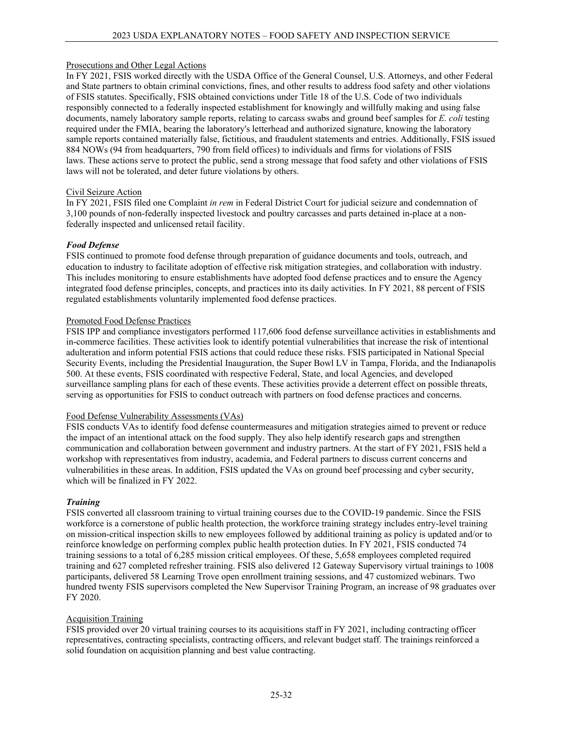Prosecutions and Other Legal Actions

In FY 2021, FSIS worked directly with the USDA Office of the General Counsel, U.S. Attorneys, and other Federal and State partners to obtain criminal convictions, fines, and other results to address food safety and other violations of FSIS statutes. Specifically, FSIS obtained convictions under Title 18 of the U.S. Code of two individuals responsibly connected to a federally inspected establishment for knowingly and willfully making and using false documents, namely laboratory sample reports, relating to carcass swabs and ground beef samples for *E. coli* testing required under the FMIA, bearing the laboratory's letterhead and authorized signature, knowing the laboratory sample reports contained materially false, fictitious, and fraudulent statements and entries. Additionally, FSIS issued 884 NOWs (94 from headquarters, 790 from field offices) to individuals and firms for violations of FSIS laws. These actions serve to protect the public, send a strong message that food safety and other violations of FSIS laws will not be tolerated, and deter future violations by others.

Civil Seizure Action

In FY 2021, FSIS filed one Complaint *in rem* in Federal District Court for judicial seizure and condemnation of 3,100 pounds of non-federally inspected livestock and poultry carcasses and parts detained in-place at a non-federally inspected and unlicensed retail facility.

***Food Defense***

FSIS continued to promote food defense through preparation of guidance documents and tools, outreach, and education to industry to facilitate adoption of effective risk mitigation strategies, and collaboration with industry. This includes monitoring to ensure establishments have adopted food defense practices and to ensure the Agency integrated food defense principles, concepts, and practices into its daily activities. In FY 2021, 88 percent of FSIS regulated establishments voluntarily implemented food defense practices.

Promoted Food Defense Practices

FSIS IPP and compliance investigators performed 117,606 food defense surveillance activities in establishments and in-commerce facilities. These activities look to identify potential vulnerabilities that increase the risk of intentional adulteration and inform potential FSIS actions that could reduce these risks. FSIS participated in National Special Security Events, including the Presidential Inauguration, the Super Bowl LV in Tampa, Florida, and the Indianapolis 500. At these events, FSIS coordinated with respective Federal, State, and local Agencies, and developed surveillance sampling plans for each of these events. These activities provide a deterrent effect on possible threats, serving as opportunities for FSIS to conduct outreach with partners on food defense practices and concerns.

Food Defense Vulnerability Assessments (VAs)

FSIS conducts VAs to identify food defense countermeasures and mitigation strategies aimed to prevent or reduce the impact of an intentional attack on the food supply. They also help identify research gaps and strengthen communication and collaboration between government and industry partners. At the start of FY 2021, FSIS held a workshop with representatives from industry, academia, and Federal partners to discuss current concerns and vulnerabilities in these areas. In addition, FSIS updated the VAs on ground beef processing and cyber security, which will be finalized in FY 2022.

***Training***

FSIS converted all classroom training to virtual training courses due to the COVID-19 pandemic. Since the FSIS workforce is a cornerstone of public health protection, the workforce training strategy includes entry-level training on mission-critical inspection skills to new employees followed by additional training as policy is updated and/or to reinforce knowledge on performing complex public health protection duties. In FY 2021, FSIS conducted 74 training sessions to a total of 6,285 mission critical employees. Of these, 5,658 employees completed required training and 627 completed refresher training. FSIS also delivered 12 Gateway Supervisory virtual trainings to 1008 participants, delivered 58 Learning Trove open enrollment training sessions, and 47 customized webinars. Two hundred twenty FSIS supervisors completed the New Supervisor Training Program, an increase of 98 graduates over FY 2020.

Acquisition Training

FSIS provided over 20 virtual training courses to its acquisitions staff in FY 2021, including contracting officer representatives, contracting specialists, contracting officers, and relevant budget staff. The trainings reinforced a solid foundation on acquisition planning and best value contracting.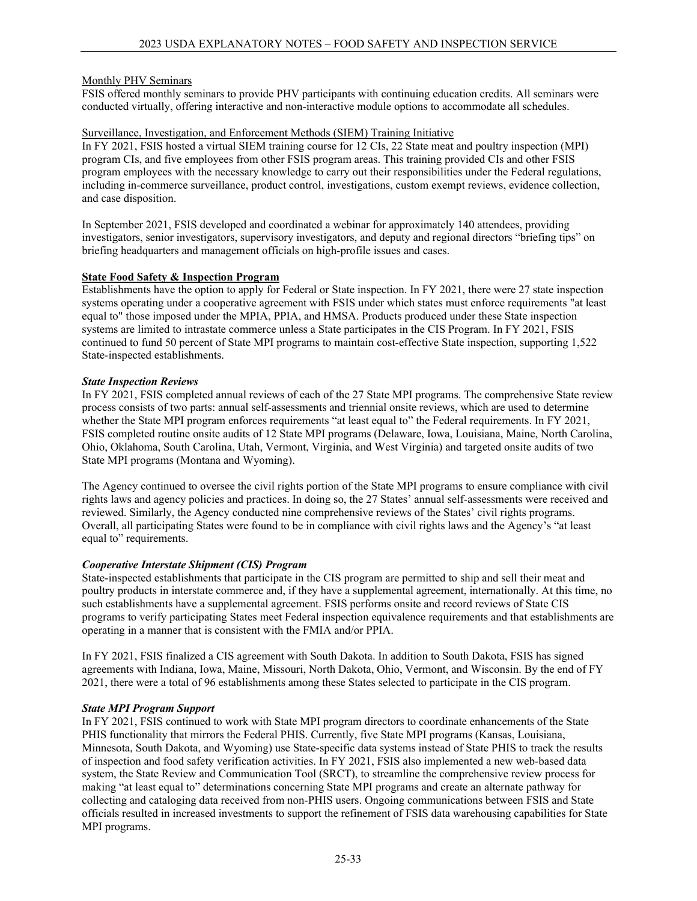Monthly PHV Seminars

FSIS offered monthly seminars to provide PHV participants with continuing education credits. All seminars were conducted virtually, offering interactive and non-interactive module options to accommodate all schedules.

Surveillance, Investigation, and Enforcement Methods (SIEM) Training Initiative

In FY 2021, FSIS hosted a virtual SIEM training course for 12 CIs, 22 State meat and poultry inspection (MPI) program CIs, and five employees from other FSIS program areas. This training provided CIs and other FSIS program employees with the necessary knowledge to carry out their responsibilities under the Federal regulations, including in-commerce surveillance, product control, investigations, custom exempt reviews, evidence collection, and case disposition.

In September 2021, FSIS developed and coordinated a webinar for approximately 140 attendees, providing investigators, senior investigators, supervisory investigators, and deputy and regional directors "briefing tips" on briefing headquarters and management officials on high-profile issues and cases.

**State Food Safety & Inspection Program**

Establishments have the option to apply for Federal or State inspection. In FY 2021, there were 27 state inspection systems operating under a cooperative agreement with FSIS under which states must enforce requirements "at least equal to" those imposed under the MPIA, PPIA, and HMSA. Products produced under these State inspection systems are limited to intrastate commerce unless a State participates in the CIS Program. In FY 2021, FSIS continued to fund 50 percent of State MPI programs to maintain cost-effective State inspection, supporting 1,522 State-inspected establishments.

***State Inspection Reviews***

In FY 2021, FSIS completed annual reviews of each of the 27 State MPI programs. The comprehensive State review process consists of two parts: annual self-assessments and triennial onsite reviews, which are used to determine whether the State MPI program enforces requirements "at least equal to" the Federal requirements. In FY 2021, FSIS completed routine onsite audits of 12 State MPI programs (Delaware, Iowa, Louisiana, Maine, North Carolina, Ohio, Oklahoma, South Carolina, Utah, Vermont, Virginia, and West Virginia) and targeted onsite audits of two State MPI programs (Montana and Wyoming).

The Agency continued to oversee the civil rights portion of the State MPI programs to ensure compliance with civil rights laws and agency policies and practices. In doing so, the 27 States' annual self-assessments were received and reviewed. Similarly, the Agency conducted nine comprehensive reviews of the States' civil rights programs. Overall, all participating States were found to be in compliance with civil rights laws and the Agency's "at least equal to" requirements.

***Cooperative Interstate Shipment (CIS) Program***

State-inspected establishments that participate in the CIS program are permitted to ship and sell their meat and poultry products in interstate commerce and, if they have a supplemental agreement, internationally. At this time, no such establishments have a supplemental agreement. FSIS performs onsite and record reviews of State CIS programs to verify participating States meet Federal inspection equivalence requirements and that establishments are operating in a manner that is consistent with the FMIA and/or PPIA.

In FY 2021, FSIS finalized a CIS agreement with South Dakota. In addition to South Dakota, FSIS has signed agreements with Indiana, Iowa, Maine, Missouri, North Dakota, Ohio, Vermont, and Wisconsin. By the end of FY 2021, there were a total of 96 establishments among these States selected to participate in the CIS program.

***State MPI Program Support***

In FY 2021, FSIS continued to work with State MPI program directors to coordinate enhancements of the State PHIS functionality that mirrors the Federal PHIS. Currently, five State MPI programs (Kansas, Louisiana, Minnesota, South Dakota, and Wyoming) use State-specific data systems instead of State PHIS to track the results of inspection and food safety verification activities. In FY 2021, FSIS also implemented a new web-based data system, the State Review and Communication Tool (SRCT), to streamline the comprehensive review process for making "at least equal to" determinations concerning State MPI programs and create an alternate pathway for collecting and cataloging data received from non-PHIS users. Ongoing communications between FSIS and State officials resulted in increased investments to support the refinement of FSIS data warehousing capabilities for State MPI programs.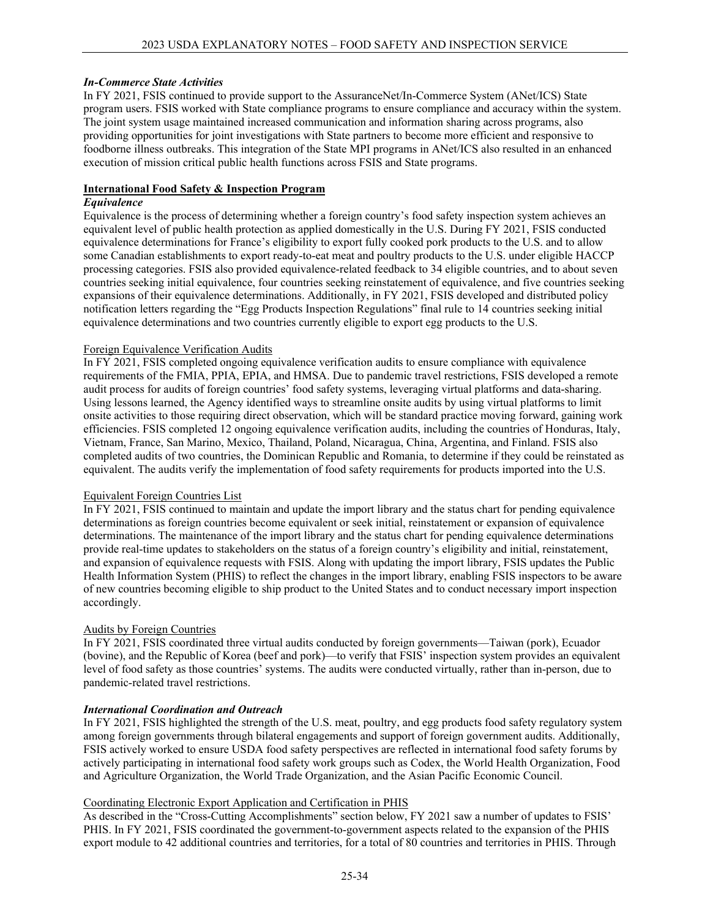### *In-Commerce State Activities*

In FY 2021, FSIS continued to provide support to the AssuranceNet/In-Commerce System (ANet/ICS) State program users. FSIS worked with State compliance programs to ensure compliance and accuracy within the system. The joint system usage maintained increased communication and information sharing across programs, also providing opportunities for joint investigations with State partners to become more efficient and responsive to foodborne illness outbreaks. This integration of the State MPI programs in ANet/ICS also resulted in an enhanced execution of mission critical public health functions across FSIS and State programs.

## International Food Safety & Inspection Program

### *Equivalence*

Equivalence is the process of determining whether a foreign country's food safety inspection system achieves an equivalent level of public health protection as applied domestically in the U.S. During FY 2021, FSIS conducted equivalence determinations for France's eligibility to export fully cooked pork products to the U.S. and to allow some Canadian establishments to export ready-to-eat meat and poultry products to the U.S. under eligible HACCP processing categories. FSIS also provided equivalence-related feedback to 34 eligible countries, and to about seven countries seeking initial equivalence, four countries seeking reinstatement of equivalence, and five countries seeking expansions of their equivalence determinations. Additionally, in FY 2021, FSIS developed and distributed policy notification letters regarding the "Egg Products Inspection Regulations" final rule to 14 countries seeking initial equivalence determinations and two countries currently eligible to export egg products to the U.S.

#### Foreign Equivalence Verification Audits

In FY 2021, FSIS completed ongoing equivalence verification audits to ensure compliance with equivalence requirements of the FMIA, PPIA, EPIA, and HMSA. Due to pandemic travel restrictions, FSIS developed a remote audit process for audits of foreign countries' food safety systems, leveraging virtual platforms and data-sharing. Using lessons learned, the Agency identified ways to streamline onsite audits by using virtual platforms to limit onsite activities to those requiring direct observation, which will be standard practice moving forward, gaining work efficiencies. FSIS completed 12 ongoing equivalence verification audits, including the countries of Honduras, Italy, Vietnam, France, San Marino, Mexico, Thailand, Poland, Nicaragua, China, Argentina, and Finland. FSIS also completed audits of two countries, the Dominican Republic and Romania, to determine if they could be reinstated as equivalent. The audits verify the implementation of food safety requirements for products imported into the U.S.

#### Equivalent Foreign Countries List

In FY 2021, FSIS continued to maintain and update the import library and the status chart for pending equivalence determinations as foreign countries become equivalent or seek initial, reinstatement or expansion of equivalence determinations. The maintenance of the import library and the status chart for pending equivalence determinations provide real-time updates to stakeholders on the status of a foreign country's eligibility and initial, reinstatement, and expansion of equivalence requests with FSIS. Along with updating the import library, FSIS updates the Public Health Information System (PHIS) to reflect the changes in the import library, enabling FSIS inspectors to be aware of new countries becoming eligible to ship product to the United States and to conduct necessary import inspection accordingly.

#### Audits by Foreign Countries

In FY 2021, FSIS coordinated three virtual audits conducted by foreign governments—Taiwan (pork), Ecuador (bovine), and the Republic of Korea (beef and pork)—to verify that FSIS' inspection system provides an equivalent level of food safety as those countries' systems. The audits were conducted virtually, rather than in-person, due to pandemic-related travel restrictions.

### *International Coordination and Outreach*

In FY 2021, FSIS highlighted the strength of the U.S. meat, poultry, and egg products food safety regulatory system among foreign governments through bilateral engagements and support of foreign government audits. Additionally, FSIS actively worked to ensure USDA food safety perspectives are reflected in international food safety forums by actively participating in international food safety work groups such as Codex, the World Health Organization, Food and Agriculture Organization, the World Trade Organization, and the Asian Pacific Economic Council.

#### Coordinating Electronic Export Application and Certification in PHIS

As described in the "Cross-Cutting Accomplishments" section below, FY 2021 saw a number of updates to FSIS' PHIS. In FY 2021, FSIS coordinated the government-to-government aspects related to the expansion of the PHIS export module to 42 additional countries and territories, for a total of 80 countries and territories in PHIS. Through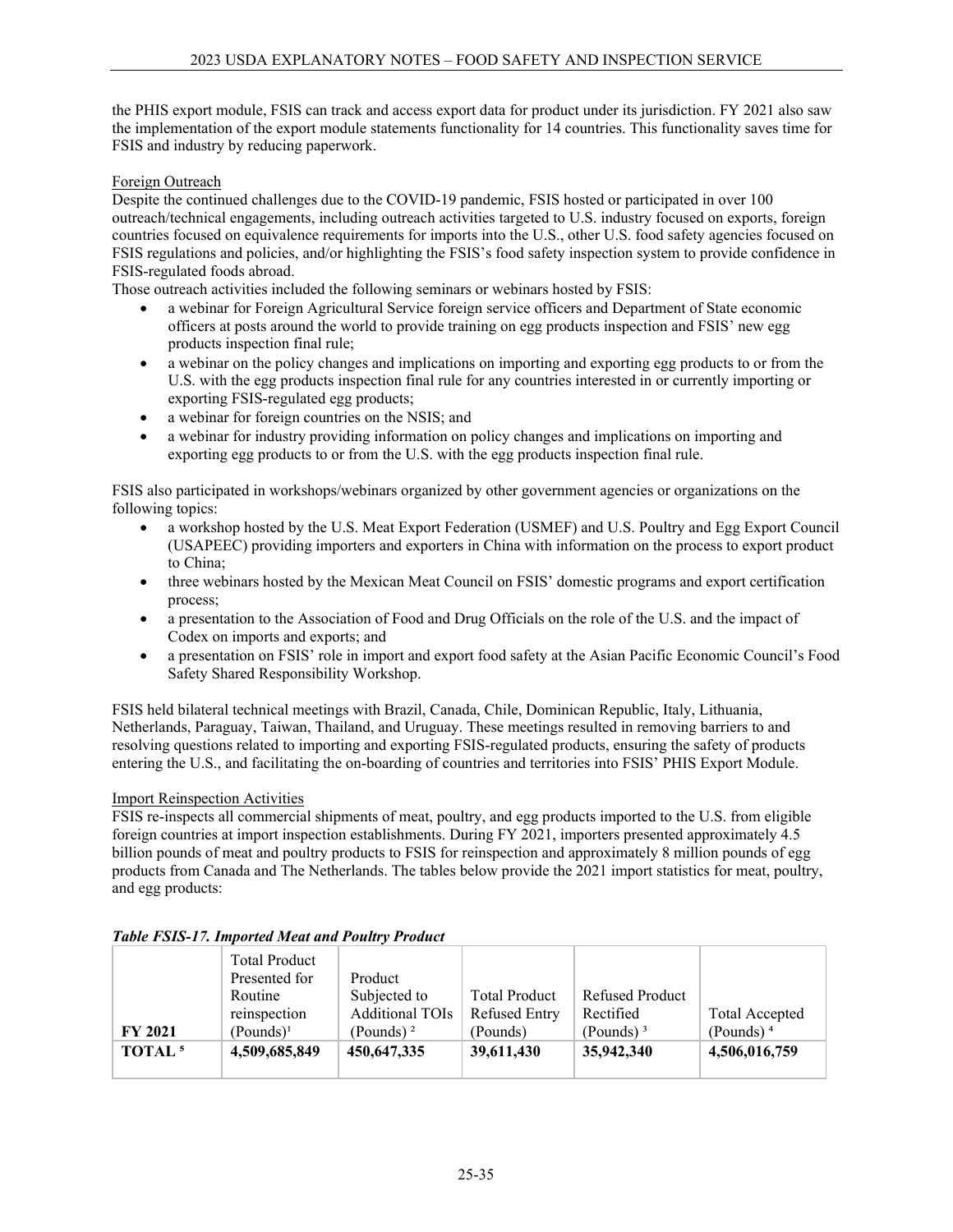the PHIS export module, FSIS can track and access export data for product under its jurisdiction. FY 2021 also saw the implementation of the export module statements functionality for 14 countries. This functionality saves time for FSIS and industry by reducing paperwork.

Foreign Outreach

Despite the continued challenges due to the COVID-19 pandemic, FSIS hosted or participated in over 100 outreach/technical engagements, including outreach activities targeted to U.S. industry focused on exports, foreign countries focused on equivalence requirements for imports into the U.S., other U.S. food safety agencies focused on FSIS regulations and policies, and/or highlighting the FSIS's food safety inspection system to provide confidence in FSIS-regulated foods abroad.

Those outreach activities included the following seminars or webinars hosted by FSIS:

- a webinar for Foreign Agricultural Service foreign service officers and Department of State economic officers at posts around the world to provide training on egg products inspection and FSIS' new egg products inspection final rule;
- a webinar on the policy changes and implications on importing and exporting egg products to or from the U.S. with the egg products inspection final rule for any countries interested in or currently importing or exporting FSIS-regulated egg products;
- a webinar for foreign countries on the NSIS; and
- a webinar for industry providing information on policy changes and implications on importing and exporting egg products to or from the U.S. with the egg products inspection final rule.

FSIS also participated in workshops/webinars organized by other government agencies or organizations on the following topics:

- a workshop hosted by the U.S. Meat Export Federation (USMEF) and U.S. Poultry and Egg Export Council (USAPEEC) providing importers and exporters in China with information on the process to export product to China;
- three webinars hosted by the Mexican Meat Council on FSIS' domestic programs and export certification process;
- a presentation to the Association of Food and Drug Officials on the role of the U.S. and the impact of Codex on imports and exports; and
- a presentation on FSIS' role in import and export food safety at the Asian Pacific Economic Council's Food Safety Shared Responsibility Workshop.

FSIS held bilateral technical meetings with Brazil, Canada, Chile, Dominican Republic, Italy, Lithuania, Netherlands, Paraguay, Taiwan, Thailand, and Uruguay. These meetings resulted in removing barriers to and resolving questions related to importing and exporting FSIS-regulated products, ensuring the safety of products entering the U.S., and facilitating the on-boarding of countries and territories into FSIS' PHIS Export Module.

Import Reinspection Activities

FSIS re-inspects all commercial shipments of meat, poultry, and egg products imported to the U.S. from eligible foreign countries at import inspection establishments. During FY 2021, importers presented approximately 4.5 billion pounds of meat and poultry products to FSIS for reinspection and approximately 8 million pounds of egg products from Canada and The Netherlands. The tables below provide the 2021 import statistics for meat, poultry, and egg products:

***Table FSIS-17. Imported Meat and Poultry Product***

| FY 2021 | Total Product Presented for Routine reinspection (Pounds)[1] | Product Subjected to Additional TOIs (Pounds)[2] | Total Product Refused Entry (Pounds) | Refused Product Rectified (Pounds)[3] | Total Accepted (Pounds)[4] |
|---|---|---|---|---|---|
| **TOTAL[5]** | **4,509,685,849** | **450,647,335** | **39,611,430** | **35,942,340** | **4,506,016,759** |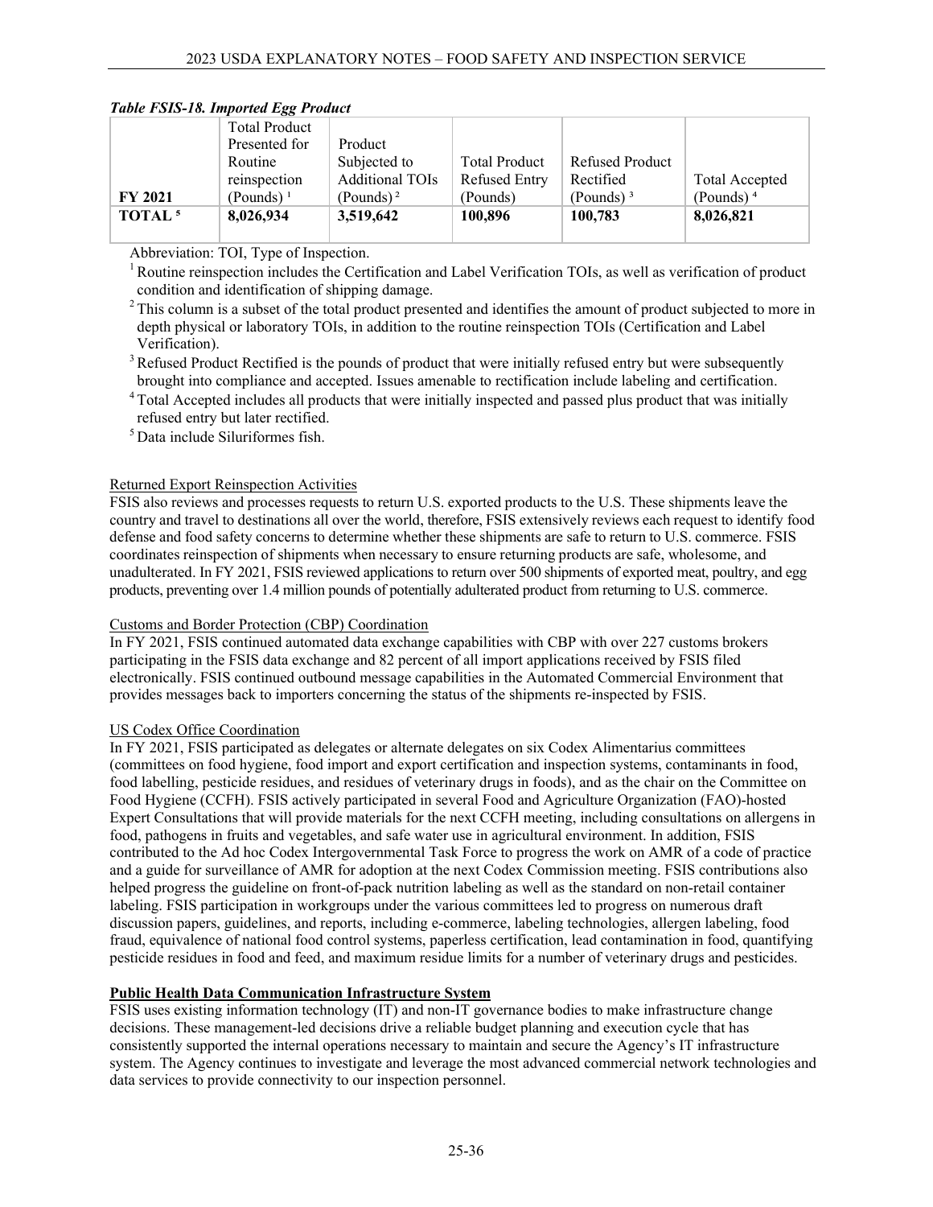*Table FSIS-18. Imported Egg Product*

| FY 2021 | Total Product Presented for Routine reinspection (Pounds) [1] | Product Subjected to Additional TOIs (Pounds) [2] | Total Product Refused Entry (Pounds) | Refused Product Rectified (Pounds) [3] | Total Accepted (Pounds) [4] |
|---|---|---|---|---|---|
| **TOTAL [5]** | **8,026,934** | **3,519,642** | **100,896** | **100,783** | **8,026,821** |

Abbreviation: TOI, Type of Inspection.

[1] Routine reinspection includes the Certification and Label Verification TOIs, as well as verification of product condition and identification of shipping damage.

[2] This column is a subset of the total product presented and identifies the amount of product subjected to more in depth physical or laboratory TOIs, in addition to the routine reinspection TOIs (Certification and Label Verification).

[3] Refused Product Rectified is the pounds of product that were initially refused entry but were subsequently brought into compliance and accepted. Issues amenable to rectification include labeling and certification.

[4] Total Accepted includes all products that were initially inspected and passed plus product that was initially refused entry but later rectified.

[5] Data include Siluriformes fish.

Returned Export Reinspection Activities

FSIS also reviews and processes requests to return U.S. exported products to the U.S. These shipments leave the country and travel to destinations all over the world, therefore, FSIS extensively reviews each request to identify food defense and food safety concerns to determine whether these shipments are safe to return to U.S. commerce. FSIS coordinates reinspection of shipments when necessary to ensure returning products are safe, wholesome, and unadulterated. In FY 2021, FSIS reviewed applications to return over 500 shipments of exported meat, poultry, and egg products, preventing over 1.4 million pounds of potentially adulterated product from returning to U.S. commerce.

Customs and Border Protection (CBP) Coordination

In FY 2021, FSIS continued automated data exchange capabilities with CBP with over 227 customs brokers participating in the FSIS data exchange and 82 percent of all import applications received by FSIS filed electronically. FSIS continued outbound message capabilities in the Automated Commercial Environment that provides messages back to importers concerning the status of the shipments re-inspected by FSIS.

US Codex Office Coordination

In FY 2021, FSIS participated as delegates or alternate delegates on six Codex Alimentarius committees (committees on food hygiene, food import and export certification and inspection systems, contaminants in food, food labelling, pesticide residues, and residues of veterinary drugs in foods), and as the chair on the Committee on Food Hygiene (CCFH). FSIS actively participated in several Food and Agriculture Organization (FAO)-hosted Expert Consultations that will provide materials for the next CCFH meeting, including consultations on allergens in food, pathogens in fruits and vegetables, and safe water use in agricultural environment. In addition, FSIS contributed to the Ad hoc Codex Intergovernmental Task Force to progress the work on AMR of a code of practice and a guide for surveillance of AMR for adoption at the next Codex Commission meeting. FSIS contributions also helped progress the guideline on front-of-pack nutrition labeling as well as the standard on non-retail container labeling. FSIS participation in workgroups under the various committees led to progress on numerous draft discussion papers, guidelines, and reports, including e-commerce, labeling technologies, allergen labeling, food fraud, equivalence of national food control systems, paperless certification, lead contamination in food, quantifying pesticide residues in food and feed, and maximum residue limits for a number of veterinary drugs and pesticides.

**Public Health Data Communication Infrastructure System**

FSIS uses existing information technology (IT) and non-IT governance bodies to make infrastructure change decisions. These management-led decisions drive a reliable budget planning and execution cycle that has consistently supported the internal operations necessary to maintain and secure the Agency's IT infrastructure system. The Agency continues to investigate and leverage the most advanced commercial network technologies and data services to provide connectivity to our inspection personnel.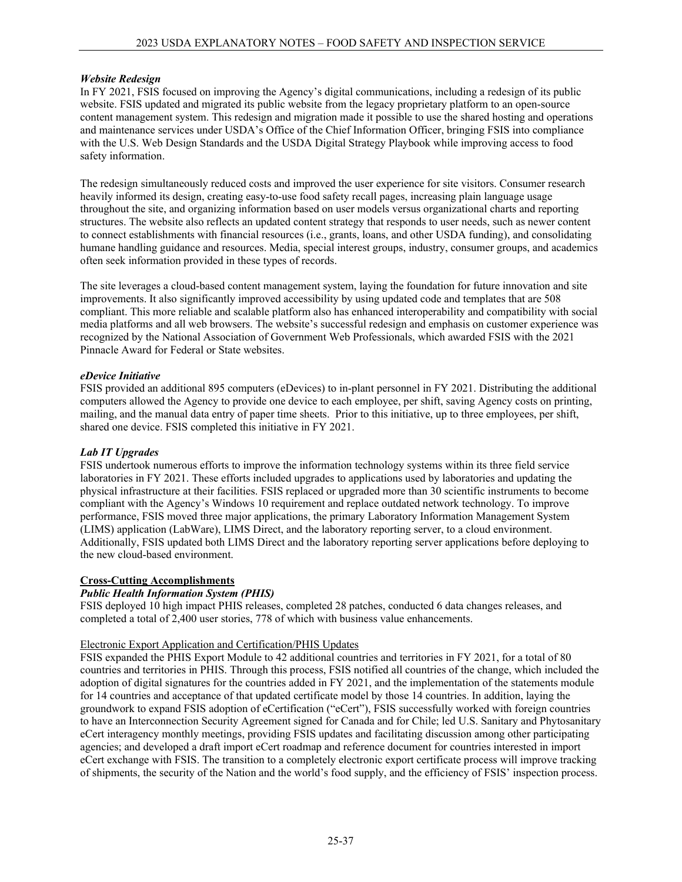***Website Redesign***

In FY 2021, FSIS focused on improving the Agency's digital communications, including a redesign of its public website. FSIS updated and migrated its public website from the legacy proprietary platform to an open-source content management system. This redesign and migration made it possible to use the shared hosting and operations and maintenance services under USDA's Office of the Chief Information Officer, bringing FSIS into compliance with the U.S. Web Design Standards and the USDA Digital Strategy Playbook while improving access to food safety information.

The redesign simultaneously reduced costs and improved the user experience for site visitors. Consumer research heavily informed its design, creating easy-to-use food safety recall pages, increasing plain language usage throughout the site, and organizing information based on user models versus organizational charts and reporting structures. The website also reflects an updated content strategy that responds to user needs, such as newer content to connect establishments with financial resources (i.e., grants, loans, and other USDA funding), and consolidating humane handling guidance and resources. Media, special interest groups, industry, consumer groups, and academics often seek information provided in these types of records.

The site leverages a cloud-based content management system, laying the foundation for future innovation and site improvements. It also significantly improved accessibility by using updated code and templates that are 508 compliant. This more reliable and scalable platform also has enhanced interoperability and compatibility with social media platforms and all web browsers. The website's successful redesign and emphasis on customer experience was recognized by the National Association of Government Web Professionals, which awarded FSIS with the 2021 Pinnacle Award for Federal or State websites.

***eDevice Initiative***

FSIS provided an additional 895 computers (eDevices) to in-plant personnel in FY 2021. Distributing the additional computers allowed the Agency to provide one device to each employee, per shift, saving Agency costs on printing, mailing, and the manual data entry of paper time sheets. Prior to this initiative, up to three employees, per shift, shared one device. FSIS completed this initiative in FY 2021.

***Lab IT Upgrades***

FSIS undertook numerous efforts to improve the information technology systems within its three field service laboratories in FY 2021. These efforts included upgrades to applications used by laboratories and updating the physical infrastructure at their facilities. FSIS replaced or upgraded more than 30 scientific instruments to become compliant with the Agency's Windows 10 requirement and replace outdated network technology. To improve performance, FSIS moved three major applications, the primary Laboratory Information Management System (LIMS) application (LabWare), LIMS Direct, and the laboratory reporting server, to a cloud environment. Additionally, FSIS updated both LIMS Direct and the laboratory reporting server applications before deploying to the new cloud-based environment.

**Cross-Cutting Accomplishments**

***Public Health Information System (PHIS)***

FSIS deployed 10 high impact PHIS releases, completed 28 patches, conducted 6 data changes releases, and completed a total of 2,400 user stories, 778 of which with business value enhancements.

Electronic Export Application and Certification/PHIS Updates

FSIS expanded the PHIS Export Module to 42 additional countries and territories in FY 2021, for a total of 80 countries and territories in PHIS. Through this process, FSIS notified all countries of the change, which included the adoption of digital signatures for the countries added in FY 2021, and the implementation of the statements module for 14 countries and acceptance of that updated certificate model by those 14 countries. In addition, laying the groundwork to expand FSIS adoption of eCertification ("eCert"), FSIS successfully worked with foreign countries to have an Interconnection Security Agreement signed for Canada and for Chile; led U.S. Sanitary and Phytosanitary eCert interagency monthly meetings, providing FSIS updates and facilitating discussion among other participating agencies; and developed a draft import eCert roadmap and reference document for countries interested in import eCert exchange with FSIS. The transition to a completely electronic export certificate process will improve tracking of shipments, the security of the Nation and the world's food supply, and the efficiency of FSIS' inspection process.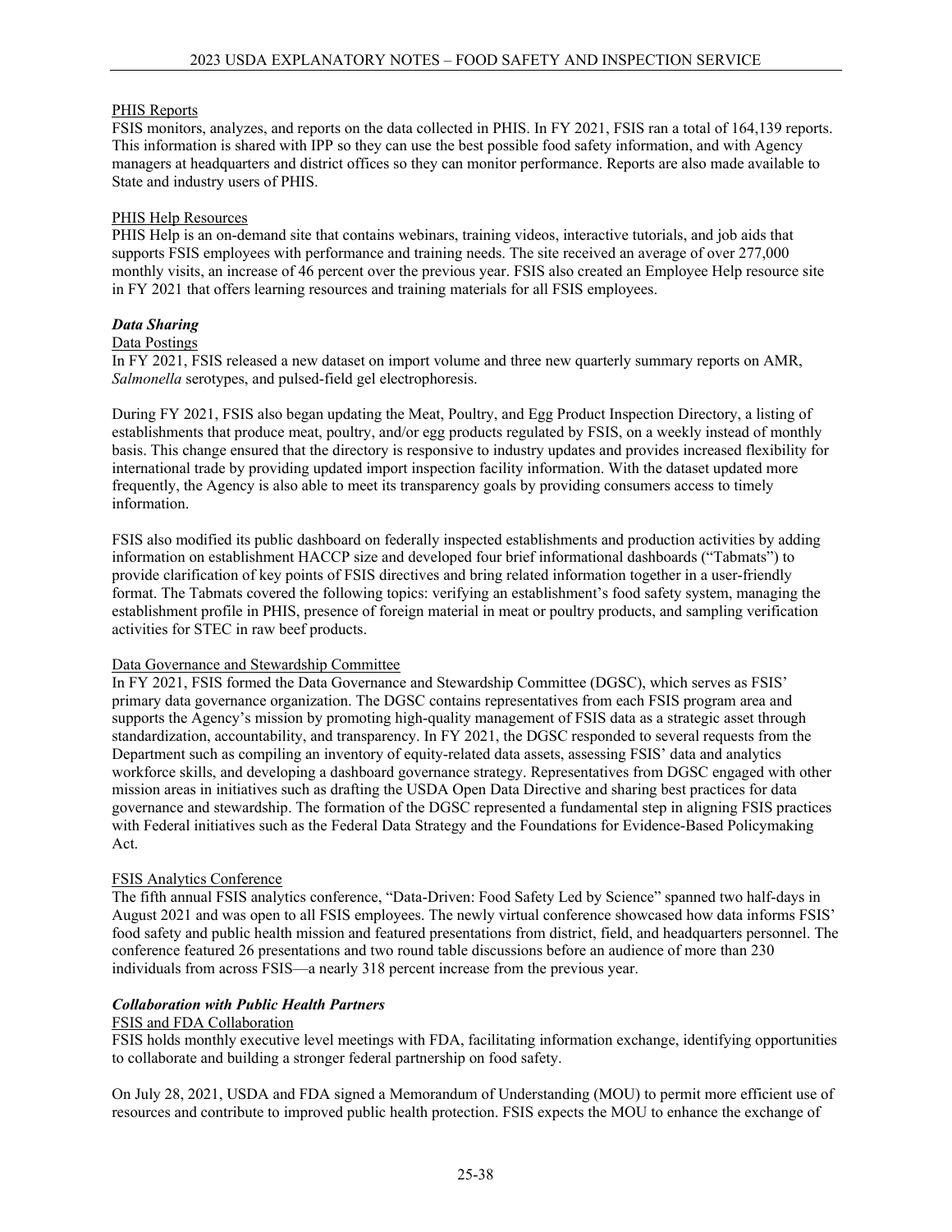PHIS Reports

FSIS monitors, analyzes, and reports on the data collected in PHIS. In FY 2021, FSIS ran a total of 164,139 reports. This information is shared with IPP so they can use the best possible food safety information, and with Agency managers at headquarters and district offices so they can monitor performance. Reports are also made available to State and industry users of PHIS.

PHIS Help Resources

PHIS Help is an on-demand site that contains webinars, training videos, interactive tutorials, and job aids that supports FSIS employees with performance and training needs. The site received an average of over 277,000 monthly visits, an increase of 46 percent over the previous year. FSIS also created an Employee Help resource site in FY 2021 that offers learning resources and training materials for all FSIS employees.

***Data Sharing***

Data Postings

In FY 2021, FSIS released a new dataset on import volume and three new quarterly summary reports on AMR, *Salmonella* serotypes, and pulsed-field gel electrophoresis.

During FY 2021, FSIS also began updating the Meat, Poultry, and Egg Product Inspection Directory, a listing of establishments that produce meat, poultry, and/or egg products regulated by FSIS, on a weekly instead of monthly basis. This change ensured that the directory is responsive to industry updates and provides increased flexibility for international trade by providing updated import inspection facility information. With the dataset updated more frequently, the Agency is also able to meet its transparency goals by providing consumers access to timely information.

FSIS also modified its public dashboard on federally inspected establishments and production activities by adding information on establishment HACCP size and developed four brief informational dashboards ("Tabmats") to provide clarification of key points of FSIS directives and bring related information together in a user-friendly format. The Tabmats covered the following topics: verifying an establishment's food safety system, managing the establishment profile in PHIS, presence of foreign material in meat or poultry products, and sampling verification activities for STEC in raw beef products.

Data Governance and Stewardship Committee

In FY 2021, FSIS formed the Data Governance and Stewardship Committee (DGSC), which serves as FSIS' primary data governance organization. The DGSC contains representatives from each FSIS program area and supports the Agency's mission by promoting high-quality management of FSIS data as a strategic asset through standardization, accountability, and transparency. In FY 2021, the DGSC responded to several requests from the Department such as compiling an inventory of equity-related data assets, assessing FSIS' data and analytics workforce skills, and developing a dashboard governance strategy. Representatives from DGSC engaged with other mission areas in initiatives such as drafting the USDA Open Data Directive and sharing best practices for data governance and stewardship. The formation of the DGSC represented a fundamental step in aligning FSIS practices with Federal initiatives such as the Federal Data Strategy and the Foundations for Evidence-Based Policymaking Act.

FSIS Analytics Conference

The fifth annual FSIS analytics conference, "Data-Driven: Food Safety Led by Science" spanned two half-days in August 2021 and was open to all FSIS employees. The newly virtual conference showcased how data informs FSIS' food safety and public health mission and featured presentations from district, field, and headquarters personnel. The conference featured 26 presentations and two round table discussions before an audience of more than 230 individuals from across FSIS—a nearly 318 percent increase from the previous year.

***Collaboration with Public Health Partners***

FSIS and FDA Collaboration

FSIS holds monthly executive level meetings with FDA, facilitating information exchange, identifying opportunities to collaborate and building a stronger federal partnership on food safety.

On July 28, 2021, USDA and FDA signed a Memorandum of Understanding (MOU) to permit more efficient use of resources and contribute to improved public health protection. FSIS expects the MOU to enhance the exchange of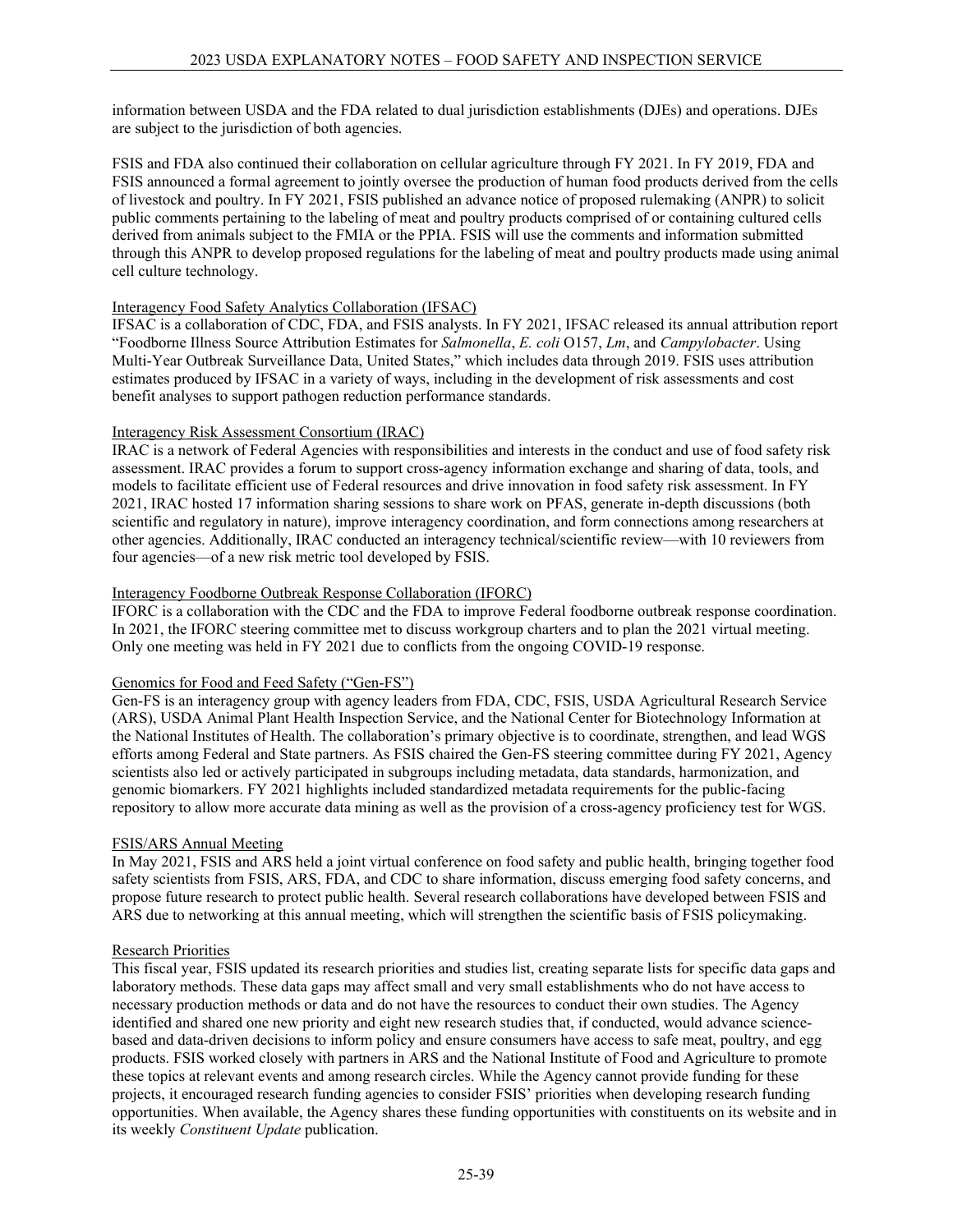information between USDA and the FDA related to dual jurisdiction establishments (DJEs) and operations. DJEs are subject to the jurisdiction of both agencies.

FSIS and FDA also continued their collaboration on cellular agriculture through FY 2021. In FY 2019, FDA and FSIS announced a formal agreement to jointly oversee the production of human food products derived from the cells of livestock and poultry. In FY 2021, FSIS published an advance notice of proposed rulemaking (ANPR) to solicit public comments pertaining to the labeling of meat and poultry products comprised of or containing cultured cells derived from animals subject to the FMIA or the PPIA. FSIS will use the comments and information submitted through this ANPR to develop proposed regulations for the labeling of meat and poultry products made using animal cell culture technology.

Interagency Food Safety Analytics Collaboration (IFSAC)

IFSAC is a collaboration of CDC, FDA, and FSIS analysts. In FY 2021, IFSAC released its annual attribution report "Foodborne Illness Source Attribution Estimates for *Salmonella*, *E. coli* O157, *Lm*, and *Campylobacter*. Using Multi-Year Outbreak Surveillance Data, United States," which includes data through 2019. FSIS uses attribution estimates produced by IFSAC in a variety of ways, including in the development of risk assessments and cost benefit analyses to support pathogen reduction performance standards.

Interagency Risk Assessment Consortium (IRAC)

IRAC is a network of Federal Agencies with responsibilities and interests in the conduct and use of food safety risk assessment. IRAC provides a forum to support cross-agency information exchange and sharing of data, tools, and models to facilitate efficient use of Federal resources and drive innovation in food safety risk assessment. In FY 2021, IRAC hosted 17 information sharing sessions to share work on PFAS, generate in-depth discussions (both scientific and regulatory in nature), improve interagency coordination, and form connections among researchers at other agencies. Additionally, IRAC conducted an interagency technical/scientific review—with 10 reviewers from four agencies—of a new risk metric tool developed by FSIS.

Interagency Foodborne Outbreak Response Collaboration (IFORC)

IFORC is a collaboration with the CDC and the FDA to improve Federal foodborne outbreak response coordination. In 2021, the IFORC steering committee met to discuss workgroup charters and to plan the 2021 virtual meeting. Only one meeting was held in FY 2021 due to conflicts from the ongoing COVID-19 response.

Genomics for Food and Feed Safety ("Gen-FS")

Gen-FS is an interagency group with agency leaders from FDA, CDC, FSIS, USDA Agricultural Research Service (ARS), USDA Animal Plant Health Inspection Service, and the National Center for Biotechnology Information at the National Institutes of Health. The collaboration's primary objective is to coordinate, strengthen, and lead WGS efforts among Federal and State partners. As FSIS chaired the Gen-FS steering committee during FY 2021, Agency scientists also led or actively participated in subgroups including metadata, data standards, harmonization, and genomic biomarkers. FY 2021 highlights included standardized metadata requirements for the public-facing repository to allow more accurate data mining as well as the provision of a cross-agency proficiency test for WGS.

FSIS/ARS Annual Meeting

In May 2021, FSIS and ARS held a joint virtual conference on food safety and public health, bringing together food safety scientists from FSIS, ARS, FDA, and CDC to share information, discuss emerging food safety concerns, and propose future research to protect public health. Several research collaborations have developed between FSIS and ARS due to networking at this annual meeting, which will strengthen the scientific basis of FSIS policymaking.

Research Priorities

This fiscal year, FSIS updated its research priorities and studies list, creating separate lists for specific data gaps and laboratory methods. These data gaps may affect small and very small establishments who do not have access to necessary production methods or data and do not have the resources to conduct their own studies. The Agency identified and shared one new priority and eight new research studies that, if conducted, would advance science-based and data-driven decisions to inform policy and ensure consumers have access to safe meat, poultry, and egg products. FSIS worked closely with partners in ARS and the National Institute of Food and Agriculture to promote these topics at relevant events and among research circles. While the Agency cannot provide funding for these projects, it encouraged research funding agencies to consider FSIS' priorities when developing research funding opportunities. When available, the Agency shares these funding opportunities with constituents on its website and in its weekly *Constituent Update* publication.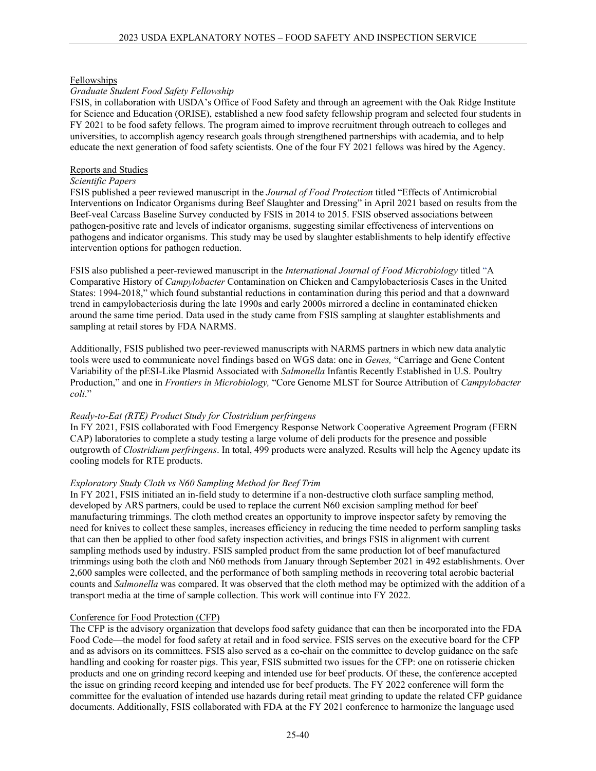Fellowships

*Graduate Student Food Safety Fellowship*

FSIS, in collaboration with USDA's Office of Food Safety and through an agreement with the Oak Ridge Institute for Science and Education (ORISE), established a new food safety fellowship program and selected four students in FY 2021 to be food safety fellows. The program aimed to improve recruitment through outreach to colleges and universities, to accomplish agency research goals through strengthened partnerships with academia, and to help educate the next generation of food safety scientists. One of the four FY 2021 fellows was hired by the Agency.

Reports and Studies

*Scientific Papers*

FSIS published a peer reviewed manuscript in the *Journal of Food Protection* titled "Effects of Antimicrobial Interventions on Indicator Organisms during Beef Slaughter and Dressing" in April 2021 based on results from the Beef-veal Carcass Baseline Survey conducted by FSIS in 2014 to 2015. FSIS observed associations between pathogen-positive rate and levels of indicator organisms, suggesting similar effectiveness of interventions on pathogens and indicator organisms. This study may be used by slaughter establishments to help identify effective intervention options for pathogen reduction.

FSIS also published a peer-reviewed manuscript in the *International Journal of Food Microbiology* titled "A Comparative History of *Campylobacter* Contamination on Chicken and Campylobacteriosis Cases in the United States: 1994-2018," which found substantial reductions in contamination during this period and that a downward trend in campylobacteriosis during the late 1990s and early 2000s mirrored a decline in contaminated chicken around the same time period. Data used in the study came from FSIS sampling at slaughter establishments and sampling at retail stores by FDA NARMS.

Additionally, FSIS published two peer-reviewed manuscripts with NARMS partners in which new data analytic tools were used to communicate novel findings based on WGS data: one in *Genes,* "Carriage and Gene Content Variability of the pESI-Like Plasmid Associated with *Salmonella* Infantis Recently Established in U.S. Poultry Production," and one in *Frontiers in Microbiology,* "Core Genome MLST for Source Attribution of *Campylobacter coli*."

*Ready-to-Eat (RTE) Product Study for Clostridium perfringens*

In FY 2021, FSIS collaborated with Food Emergency Response Network Cooperative Agreement Program (FERN CAP) laboratories to complete a study testing a large volume of deli products for the presence and possible outgrowth of *Clostridium perfringens*. In total, 499 products were analyzed. Results will help the Agency update its cooling models for RTE products.

*Exploratory Study Cloth vs N60 Sampling Method for Beef Trim*

In FY 2021, FSIS initiated an in-field study to determine if a non-destructive cloth surface sampling method, developed by ARS partners, could be used to replace the current N60 excision sampling method for beef manufacturing trimmings. The cloth method creates an opportunity to improve inspector safety by removing the need for knives to collect these samples, increases efficiency in reducing the time needed to perform sampling tasks that can then be applied to other food safety inspection activities, and brings FSIS in alignment with current sampling methods used by industry. FSIS sampled product from the same production lot of beef manufactured trimmings using both the cloth and N60 methods from January through September 2021 in 492 establishments. Over 2,600 samples were collected, and the performance of both sampling methods in recovering total aerobic bacterial counts and *Salmonella* was compared. It was observed that the cloth method may be optimized with the addition of a transport media at the time of sample collection. This work will continue into FY 2022.

Conference for Food Protection (CFP)

The CFP is the advisory organization that develops food safety guidance that can then be incorporated into the FDA Food Code—the model for food safety at retail and in food service. FSIS serves on the executive board for the CFP and as advisors on its committees. FSIS also served as a co-chair on the committee to develop guidance on the safe handling and cooking for roaster pigs. This year, FSIS submitted two issues for the CFP: one on rotisserie chicken products and one on grinding record keeping and intended use for beef products. Of these, the conference accepted the issue on grinding record keeping and intended use for beef products. The FY 2022 conference will form the committee for the evaluation of intended use hazards during retail meat grinding to update the related CFP guidance documents. Additionally, FSIS collaborated with FDA at the FY 2021 conference to harmonize the language used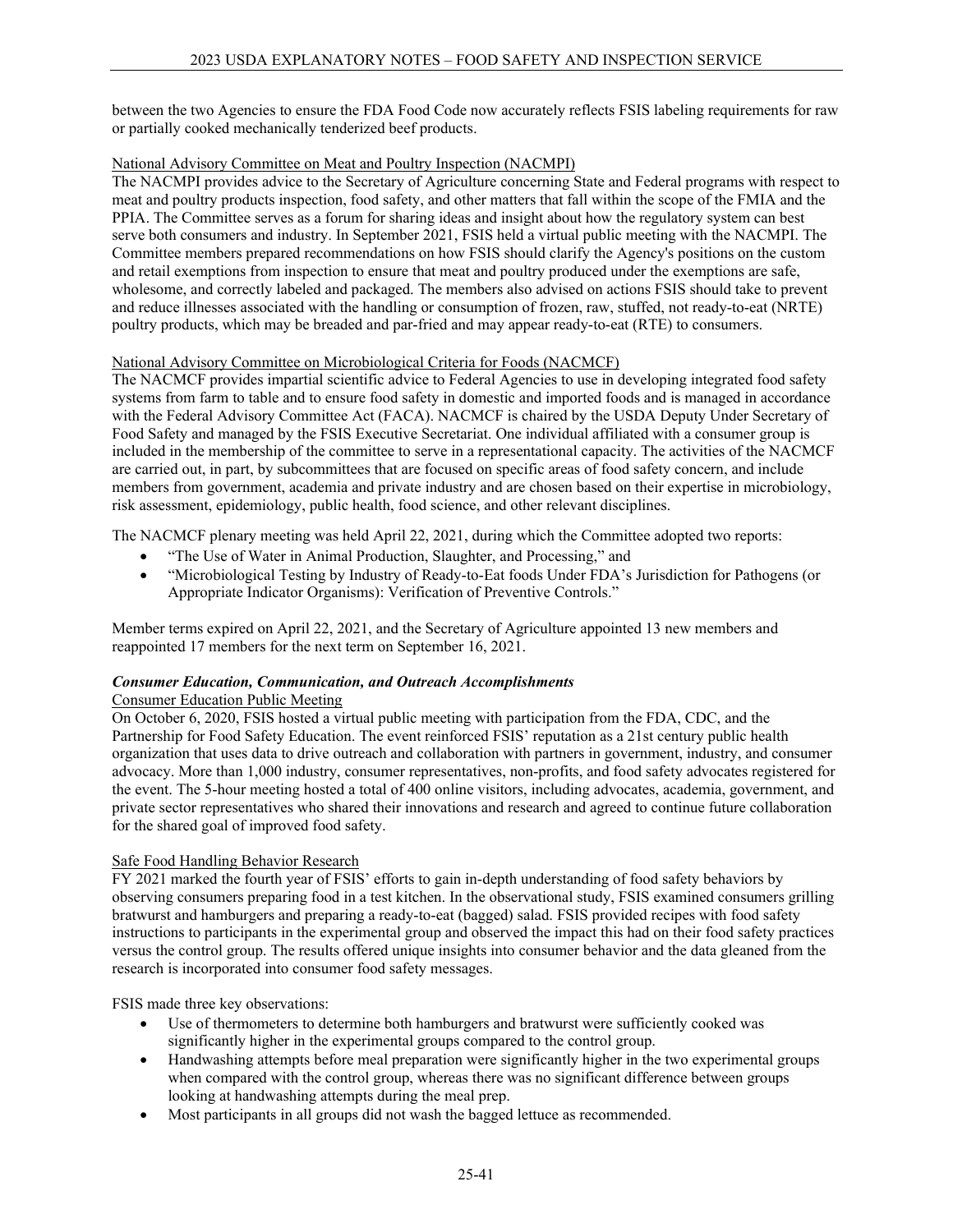between the two Agencies to ensure the FDA Food Code now accurately reflects FSIS labeling requirements for raw or partially cooked mechanically tenderized beef products.

National Advisory Committee on Meat and Poultry Inspection (NACMPI)

The NACMPI provides advice to the Secretary of Agriculture concerning State and Federal programs with respect to meat and poultry products inspection, food safety, and other matters that fall within the scope of the FMIA and the PPIA. The Committee serves as a forum for sharing ideas and insight about how the regulatory system can best serve both consumers and industry. In September 2021, FSIS held a virtual public meeting with the NACMPI. The Committee members prepared recommendations on how FSIS should clarify the Agency's positions on the custom and retail exemptions from inspection to ensure that meat and poultry produced under the exemptions are safe, wholesome, and correctly labeled and packaged. The members also advised on actions FSIS should take to prevent and reduce illnesses associated with the handling or consumption of frozen, raw, stuffed, not ready-to-eat (NRTE) poultry products, which may be breaded and par-fried and may appear ready-to-eat (RTE) to consumers.

National Advisory Committee on Microbiological Criteria for Foods (NACMCF)

The NACMCF provides impartial scientific advice to Federal Agencies to use in developing integrated food safety systems from farm to table and to ensure food safety in domestic and imported foods and is managed in accordance with the Federal Advisory Committee Act (FACA). NACMCF is chaired by the USDA Deputy Under Secretary of Food Safety and managed by the FSIS Executive Secretariat. One individual affiliated with a consumer group is included in the membership of the committee to serve in a representational capacity. The activities of the NACMCF are carried out, in part, by subcommittees that are focused on specific areas of food safety concern, and include members from government, academia and private industry and are chosen based on their expertise in microbiology, risk assessment, epidemiology, public health, food science, and other relevant disciplines.

The NACMCF plenary meeting was held April 22, 2021, during which the Committee adopted two reports:

- "The Use of Water in Animal Production, Slaughter, and Processing," and
- "Microbiological Testing by Industry of Ready-to-Eat foods Under FDA's Jurisdiction for Pathogens (or Appropriate Indicator Organisms): Verification of Preventive Controls."

Member terms expired on April 22, 2021, and the Secretary of Agriculture appointed 13 new members and reappointed 17 members for the next term on September 16, 2021.

***Consumer Education, Communication, and Outreach Accomplishments***

Consumer Education Public Meeting

On October 6, 2020, FSIS hosted a virtual public meeting with participation from the FDA, CDC, and the Partnership for Food Safety Education. The event reinforced FSIS' reputation as a 21st century public health organization that uses data to drive outreach and collaboration with partners in government, industry, and consumer advocacy. More than 1,000 industry, consumer representatives, non-profits, and food safety advocates registered for the event. The 5-hour meeting hosted a total of 400 online visitors, including advocates, academia, government, and private sector representatives who shared their innovations and research and agreed to continue future collaboration for the shared goal of improved food safety.

Safe Food Handling Behavior Research

FY 2021 marked the fourth year of FSIS' efforts to gain in-depth understanding of food safety behaviors by observing consumers preparing food in a test kitchen. In the observational study, FSIS examined consumers grilling bratwurst and hamburgers and preparing a ready-to-eat (bagged) salad. FSIS provided recipes with food safety instructions to participants in the experimental group and observed the impact this had on their food safety practices versus the control group. The results offered unique insights into consumer behavior and the data gleaned from the research is incorporated into consumer food safety messages.

FSIS made three key observations:

- Use of thermometers to determine both hamburgers and bratwurst were sufficiently cooked was significantly higher in the experimental groups compared to the control group.
- Handwashing attempts before meal preparation were significantly higher in the two experimental groups when compared with the control group, whereas there was no significant difference between groups looking at handwashing attempts during the meal prep.
- Most participants in all groups did not wash the bagged lettuce as recommended.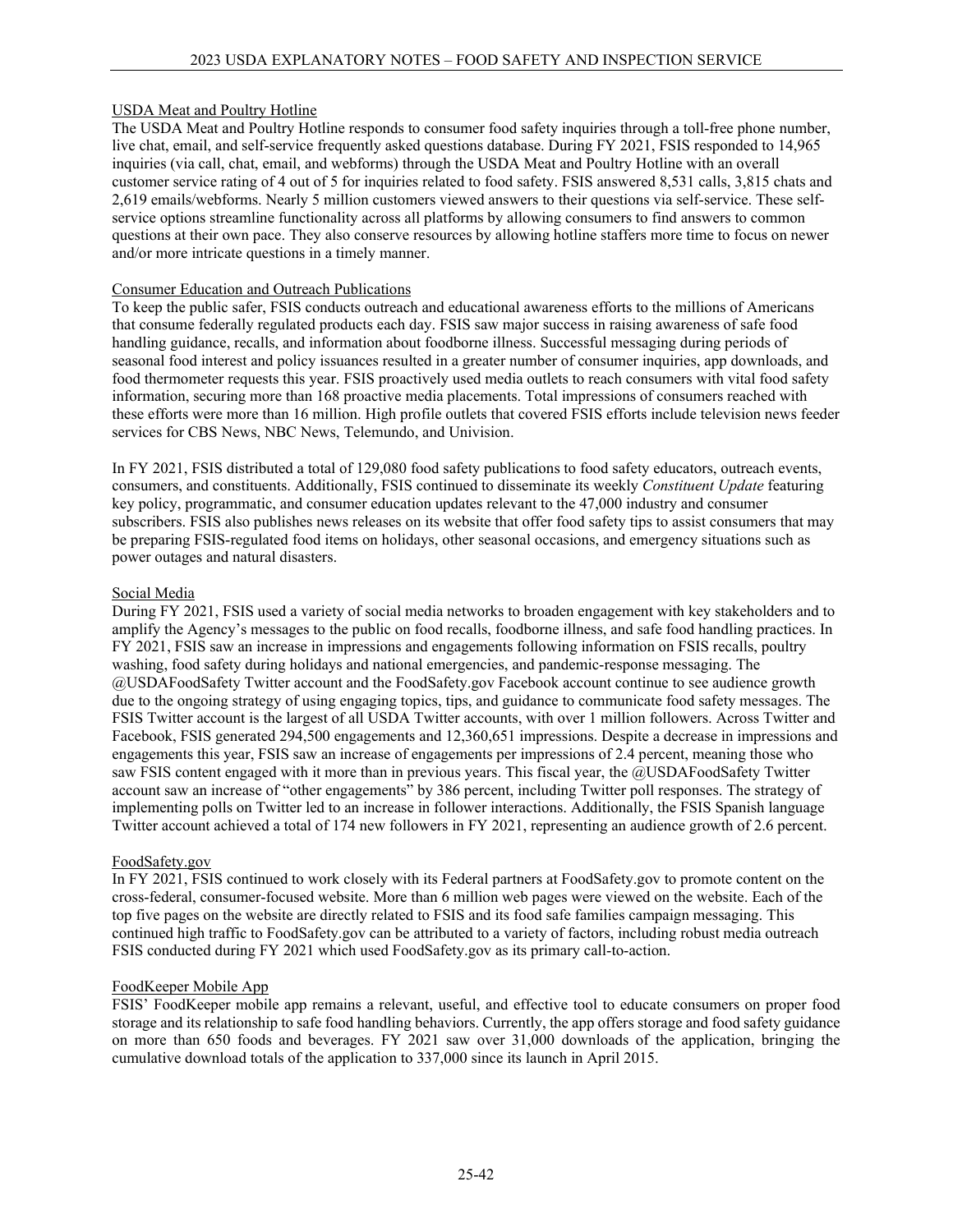### USDA Meat and Poultry Hotline

The USDA Meat and Poultry Hotline responds to consumer food safety inquiries through a toll-free phone number, live chat, email, and self-service frequently asked questions database. During FY 2021, FSIS responded to 14,965 inquiries (via call, chat, email, and webforms) through the USDA Meat and Poultry Hotline with an overall customer service rating of 4 out of 5 for inquiries related to food safety. FSIS answered 8,531 calls, 3,815 chats and 2,619 emails/webforms. Nearly 5 million customers viewed answers to their questions via self-service. These self-service options streamline functionality across all platforms by allowing consumers to find answers to common questions at their own pace. They also conserve resources by allowing hotline staffers more time to focus on newer and/or more intricate questions in a timely manner.

### Consumer Education and Outreach Publications

To keep the public safer, FSIS conducts outreach and educational awareness efforts to the millions of Americans that consume federally regulated products each day. FSIS saw major success in raising awareness of safe food handling guidance, recalls, and information about foodborne illness. Successful messaging during periods of seasonal food interest and policy issuances resulted in a greater number of consumer inquiries, app downloads, and food thermometer requests this year. FSIS proactively used media outlets to reach consumers with vital food safety information, securing more than 168 proactive media placements. Total impressions of consumers reached with these efforts were more than 16 million. High profile outlets that covered FSIS efforts include television news feeder services for CBS News, NBC News, Telemundo, and Univision.

In FY 2021, FSIS distributed a total of 129,080 food safety publications to food safety educators, outreach events, consumers, and constituents. Additionally, FSIS continued to disseminate its weekly *Constituent Update* featuring key policy, programmatic, and consumer education updates relevant to the 47,000 industry and consumer subscribers. FSIS also publishes news releases on its website that offer food safety tips to assist consumers that may be preparing FSIS-regulated food items on holidays, other seasonal occasions, and emergency situations such as power outages and natural disasters.

### Social Media

During FY 2021, FSIS used a variety of social media networks to broaden engagement with key stakeholders and to amplify the Agency's messages to the public on food recalls, foodborne illness, and safe food handling practices. In FY 2021, FSIS saw an increase in impressions and engagements following information on FSIS recalls, poultry washing, food safety during holidays and national emergencies, and pandemic-response messaging. The @USDAFoodSafety Twitter account and the FoodSafety.gov Facebook account continue to see audience growth due to the ongoing strategy of using engaging topics, tips, and guidance to communicate food safety messages. The FSIS Twitter account is the largest of all USDA Twitter accounts, with over 1 million followers. Across Twitter and Facebook, FSIS generated 294,500 engagements and 12,360,651 impressions. Despite a decrease in impressions and engagements this year, FSIS saw an increase of engagements per impressions of 2.4 percent, meaning those who saw FSIS content engaged with it more than in previous years. This fiscal year, the @USDAFoodSafety Twitter account saw an increase of "other engagements" by 386 percent, including Twitter poll responses. The strategy of implementing polls on Twitter led to an increase in follower interactions. Additionally, the FSIS Spanish language Twitter account achieved a total of 174 new followers in FY 2021, representing an audience growth of 2.6 percent.

### FoodSafety.gov

In FY 2021, FSIS continued to work closely with its Federal partners at FoodSafety.gov to promote content on the cross-federal, consumer-focused website. More than 6 million web pages were viewed on the website. Each of the top five pages on the website are directly related to FSIS and its food safe families campaign messaging. This continued high traffic to FoodSafety.gov can be attributed to a variety of factors, including robust media outreach FSIS conducted during FY 2021 which used FoodSafety.gov as its primary call-to-action.

### FoodKeeper Mobile App

FSIS' FoodKeeper mobile app remains a relevant, useful, and effective tool to educate consumers on proper food storage and its relationship to safe food handling behaviors. Currently, the app offers storage and food safety guidance on more than 650 foods and beverages. FY 2021 saw over 31,000 downloads of the application, bringing the cumulative download totals of the application to 337,000 since its launch in April 2015.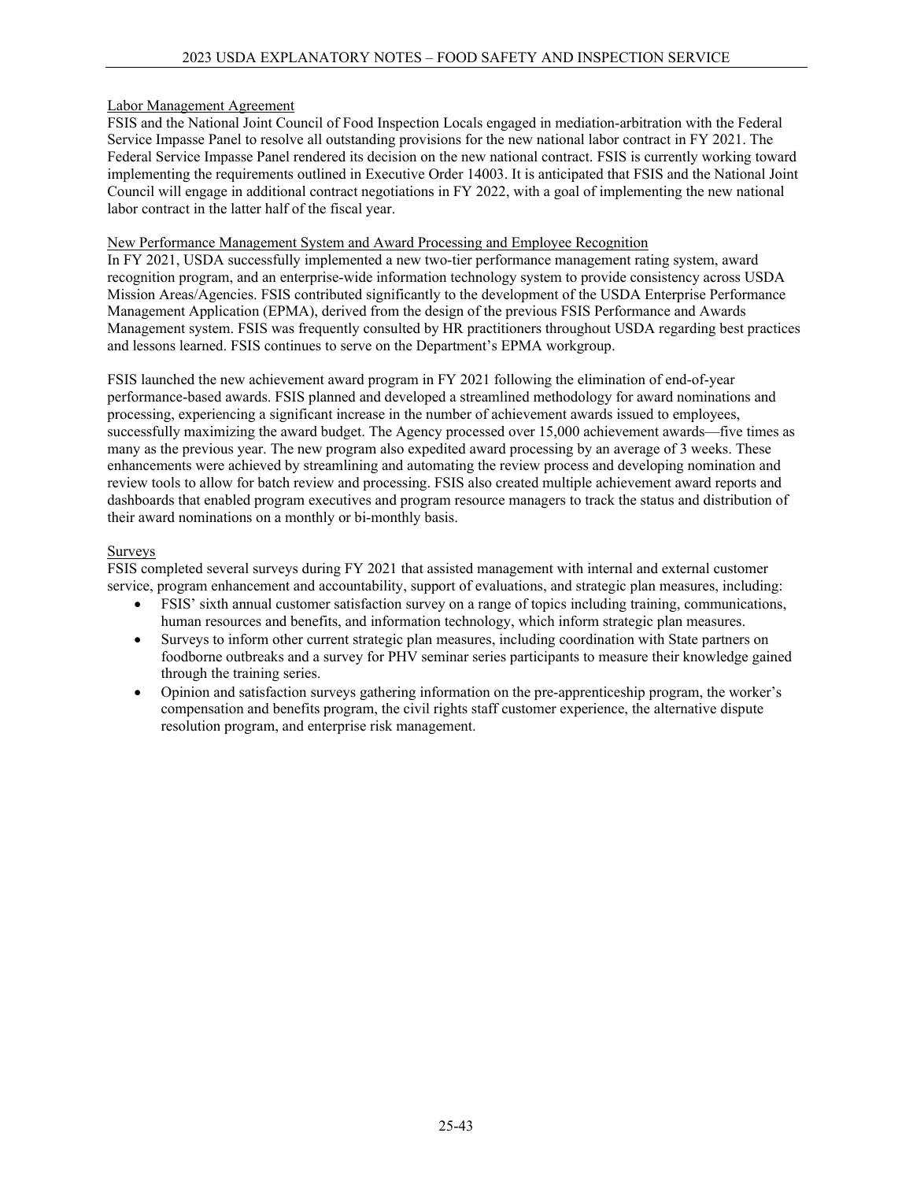### Labor Management Agreement

FSIS and the National Joint Council of Food Inspection Locals engaged in mediation-arbitration with the Federal Service Impasse Panel to resolve all outstanding provisions for the new national labor contract in FY 2021. The Federal Service Impasse Panel rendered its decision on the new national contract. FSIS is currently working toward implementing the requirements outlined in Executive Order 14003. It is anticipated that FSIS and the National Joint Council will engage in additional contract negotiations in FY 2022, with a goal of implementing the new national labor contract in the latter half of the fiscal year.

### New Performance Management System and Award Processing and Employee Recognition

In FY 2021, USDA successfully implemented a new two-tier performance management rating system, award recognition program, and an enterprise-wide information technology system to provide consistency across USDA Mission Areas/Agencies. FSIS contributed significantly to the development of the USDA Enterprise Performance Management Application (EPMA), derived from the design of the previous FSIS Performance and Awards Management system. FSIS was frequently consulted by HR practitioners throughout USDA regarding best practices and lessons learned. FSIS continues to serve on the Department's EPMA workgroup.

FSIS launched the new achievement award program in FY 2021 following the elimination of end-of-year performance-based awards. FSIS planned and developed a streamlined methodology for award nominations and processing, experiencing a significant increase in the number of achievement awards issued to employees, successfully maximizing the award budget. The Agency processed over 15,000 achievement awards—five times as many as the previous year. The new program also expedited award processing by an average of 3 weeks. These enhancements were achieved by streamlining and automating the review process and developing nomination and review tools to allow for batch review and processing. FSIS also created multiple achievement award reports and dashboards that enabled program executives and program resource managers to track the status and distribution of their award nominations on a monthly or bi-monthly basis.

### Surveys

FSIS completed several surveys during FY 2021 that assisted management with internal and external customer service, program enhancement and accountability, support of evaluations, and strategic plan measures, including:

- FSIS' sixth annual customer satisfaction survey on a range of topics including training, communications, human resources and benefits, and information technology, which inform strategic plan measures.
- Surveys to inform other current strategic plan measures, including coordination with State partners on foodborne outbreaks and a survey for PHV seminar series participants to measure their knowledge gained through the training series.
- Opinion and satisfaction surveys gathering information on the pre-apprenticeship program, the worker's compensation and benefits program, the civil rights staff customer experience, the alternative dispute resolution program, and enterprise risk management.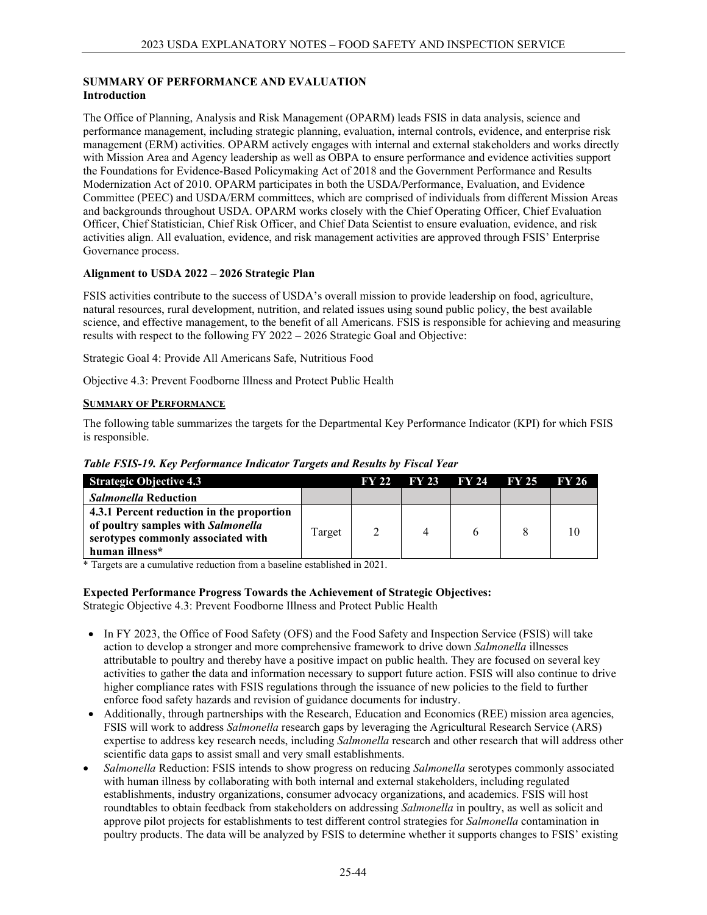## SUMMARY OF PERFORMANCE AND EVALUATION

### Introduction

The Office of Planning, Analysis and Risk Management (OPARM) leads FSIS in data analysis, science and performance management, including strategic planning, evaluation, internal controls, evidence, and enterprise risk management (ERM) activities. OPARM actively engages with internal and external stakeholders and works directly with Mission Area and Agency leadership as well as OBPA to ensure performance and evidence activities support the Foundations for Evidence-Based Policymaking Act of 2018 and the Government Performance and Results Modernization Act of 2010. OPARM participates in both the USDA/Performance, Evaluation, and Evidence Committee (PEEC) and USDA/ERM committees, which are comprised of individuals from different Mission Areas and backgrounds throughout USDA. OPARM works closely with the Chief Operating Officer, Chief Evaluation Officer, Chief Statistician, Chief Risk Officer, and Chief Data Scientist to ensure evaluation, evidence, and risk activities align. All evaluation, evidence, and risk management activities are approved through FSIS' Enterprise Governance process.

### Alignment to USDA 2022 – 2026 Strategic Plan

FSIS activities contribute to the success of USDA's overall mission to provide leadership on food, agriculture, natural resources, rural development, nutrition, and related issues using sound public policy, the best available science, and effective management, to the benefit of all Americans. FSIS is responsible for achieving and measuring results with respect to the following FY 2022 – 2026 Strategic Goal and Objective:

Strategic Goal 4: Provide All Americans Safe, Nutritious Food

Objective 4.3: Prevent Foodborne Illness and Protect Public Health

### SUMMARY OF PERFORMANCE

The following table summarizes the targets for the Departmental Key Performance Indicator (KPI) for which FSIS is responsible.

***Table FSIS-19. Key Performance Indicator Targets and Results by Fiscal Year***

| Strategic Objective 4.3 | | FY 22 | FY 23 | FY 24 | FY 25 | FY 26 |
|---|---|---|---|---|---|---|
| ***Salmonella* Reduction** | | | | | | |
| **4.3.1 Percent reduction in the proportion of poultry samples with *Salmonella* serotypes commonly associated with human illness*** | Target | 2 | 4 | 6 | 8 | 10 |

\* Targets are a cumulative reduction from a baseline established in 2021.

**Expected Performance Progress Towards the Achievement of Strategic Objectives:**
Strategic Objective 4.3: Prevent Foodborne Illness and Protect Public Health

- In FY 2023, the Office of Food Safety (OFS) and the Food Safety and Inspection Service (FSIS) will take action to develop a stronger and more comprehensive framework to drive down *Salmonella* illnesses attributable to poultry and thereby have a positive impact on public health. They are focused on several key activities to gather the data and information necessary to support future action. FSIS will also continue to drive higher compliance rates with FSIS regulations through the issuance of new policies to the field to further enforce food safety hazards and revision of guidance documents for industry.
- Additionally, through partnerships with the Research, Education and Economics (REE) mission area agencies, FSIS will work to address *Salmonella* research gaps by leveraging the Agricultural Research Service (ARS) expertise to address key research needs, including *Salmonella* research and other research that will address other scientific data gaps to assist small and very small establishments.
- *Salmonella* Reduction: FSIS intends to show progress on reducing *Salmonella* serotypes commonly associated with human illness by collaborating with both internal and external stakeholders, including regulated establishments, industry organizations, consumer advocacy organizations, and academics. FSIS will host roundtables to obtain feedback from stakeholders on addressing *Salmonella* in poultry, as well as solicit and approve pilot projects for establishments to test different control strategies for *Salmonella* contamination in poultry products. The data will be analyzed by FSIS to determine whether it supports changes to FSIS' existing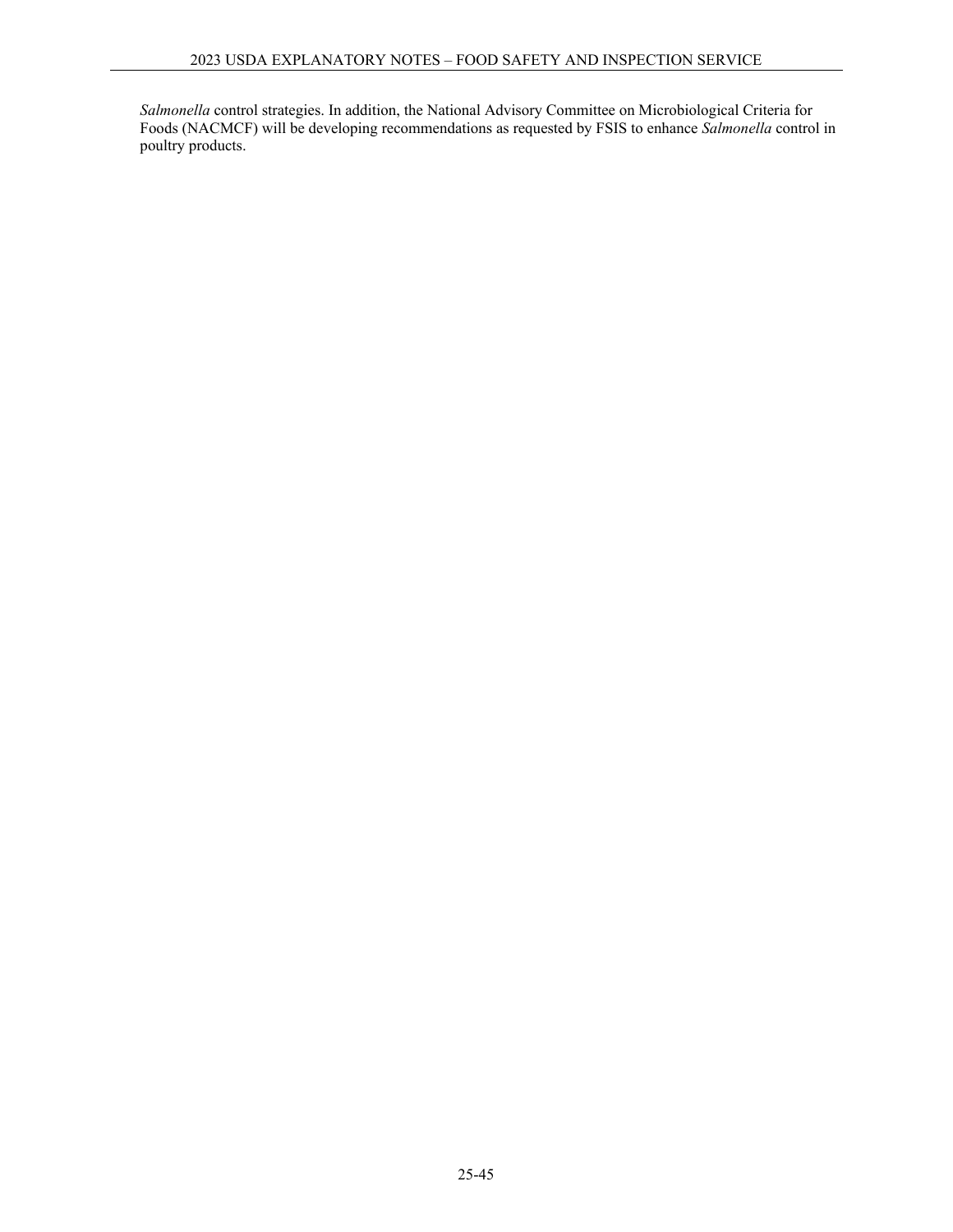*Salmonella* control strategies. In addition, the National Advisory Committee on Microbiological Criteria for Foods (NACMCF) will be developing recommendations as requested by FSIS to enhance *Salmonella* control in poultry products.